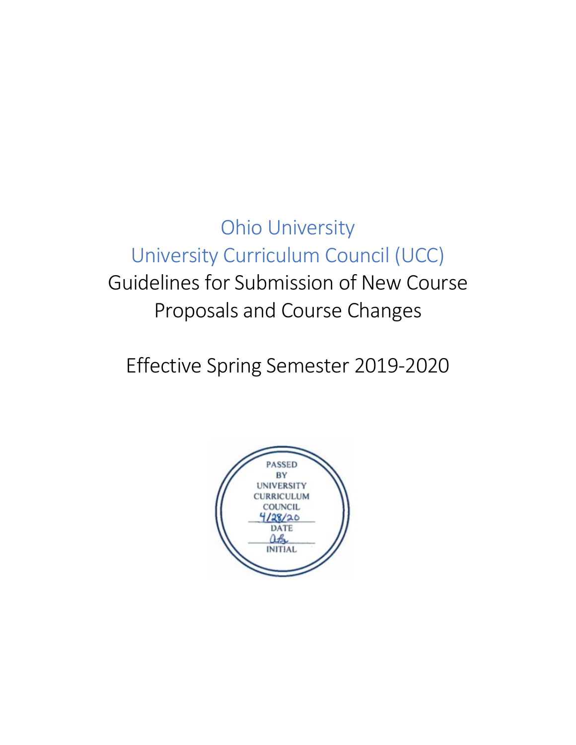# Ohio University

# University Curriculum Council (UCC)

# Guidelines for Submission of New Course Proposals and Course Changes

## Effective Spring Semester 2019-2020

PASSED BY UNIVERSITY CURRICULUM COUNCIL

4/28/20

DATE

INITIAL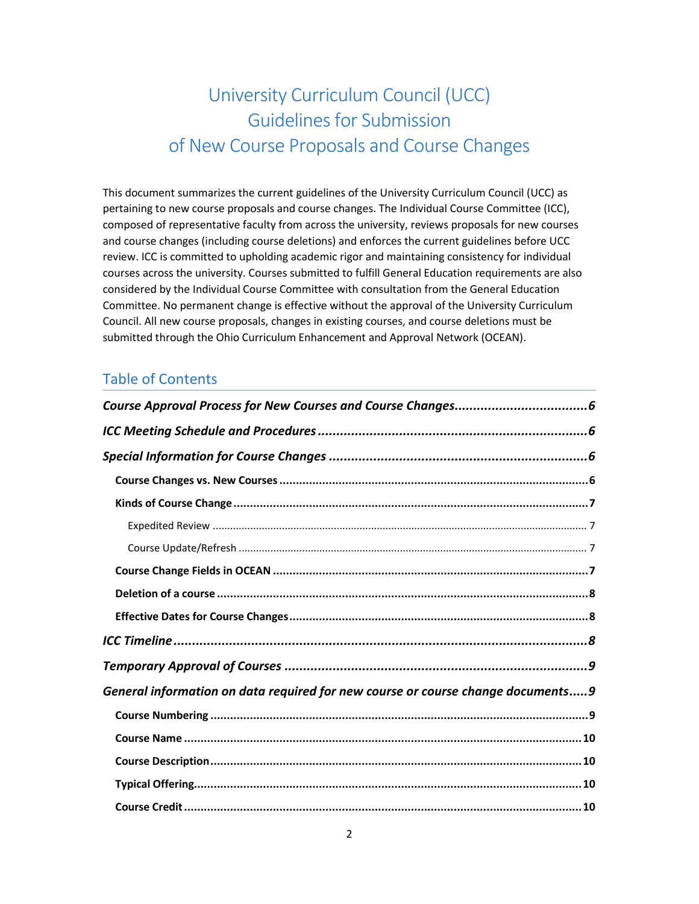# University Curriculum Council (UCC)
# Guidelines for Submission
# of New Course Proposals and Course Changes

This document summarizes the current guidelines of the University Curriculum Council (UCC) as pertaining to new course proposals and course changes. The Individual Course Committee (ICC), composed of representative faculty from across the university, reviews proposals for new courses and course changes (including course deletions) and enforces the current guidelines before UCC review. ICC is committed to upholding academic rigor and maintaining consistency for individual courses across the university. Courses submitted to fulfill General Education requirements are also considered by the Individual Course Committee with consultation from the General Education Committee. No permanent change is effective without the approval of the University Curriculum Council. All new course proposals, changes in existing courses, and course deletions must be submitted through the Ohio Curriculum Enhancement and Approval Network (OCEAN).

## Table of Contents

- ***Course Approval Process for New Courses and Course Changes*** ........ 6
- ***ICC Meeting Schedule and Procedures*** ........ 6
- ***Special Information for Course Changes*** ........ 6
  - **Course Changes vs. New Courses** ........ 6
  - **Kinds of Course Change** ........ 7
    - Expedited Review ........ 7
    - Course Update/Refresh ........ 7
  - **Course Change Fields in OCEAN** ........ 7
  - **Deletion of a course** ........ 8
  - **Effective Dates for Course Changes** ........ 8
- ***ICC Timeline*** ........ 8
- ***Temporary Approval of Courses*** ........ 9
- ***General information on data required for new course or course change documents*** ........ 9
  - **Course Numbering** ........ 9
  - **Course Name** ........ 10
  - **Course Description** ........ 10
  - **Typical Offering** ........ 10
  - **Course Credit** ........ 10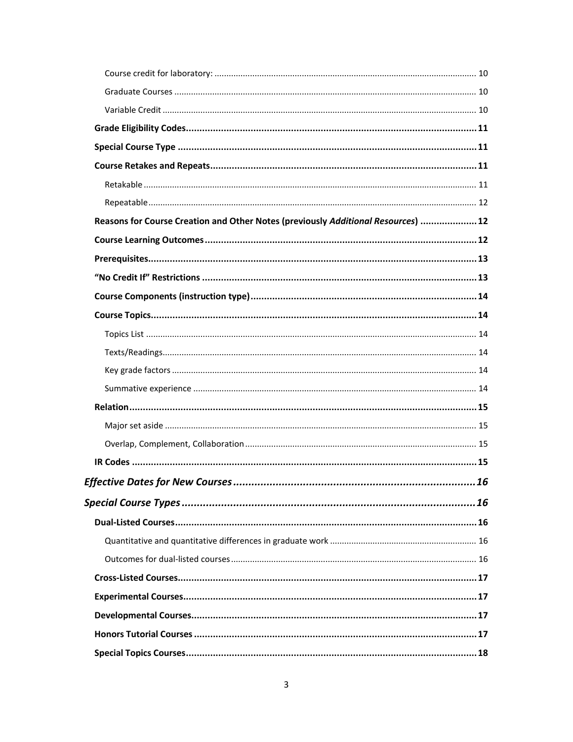Course credit for laboratory: ..... 10

Graduate Courses ..... 10

Variable Credit ..... 10

**Grade Eligibility Codes ..... 11**

**Special Course Type ..... 11**

**Course Retakes and Repeats ..... 11**

Retakable ..... 11

Repeatable ..... 12

**Reasons for Course Creation and Other Notes (previously *Additional Resources*) ..... 12**

**Course Learning Outcomes ..... 12**

**Prerequisites ..... 13**

**"No Credit If" Restrictions ..... 13**

**Course Components (instruction type) ..... 14**

**Course Topics ..... 14**

Topics List ..... 14

Texts/Readings ..... 14

Key grade factors ..... 14

Summative experience ..... 14

**Relation ..... 15**

Major set aside ..... 15

Overlap, Complement, Collaboration ..... 15

**IR Codes ..... 15**

***Effective Dates for New Courses ..... 16***

***Special Course Types ..... 16***

**Dual-Listed Courses ..... 16**

Quantitative and quantitative differences in graduate work ..... 16

Outcomes for dual-listed courses ..... 16

**Cross-Listed Courses ..... 17**

**Experimental Courses ..... 17**

**Developmental Courses ..... 17**

**Honors Tutorial Courses ..... 17**

**Special Topics Courses ..... 18**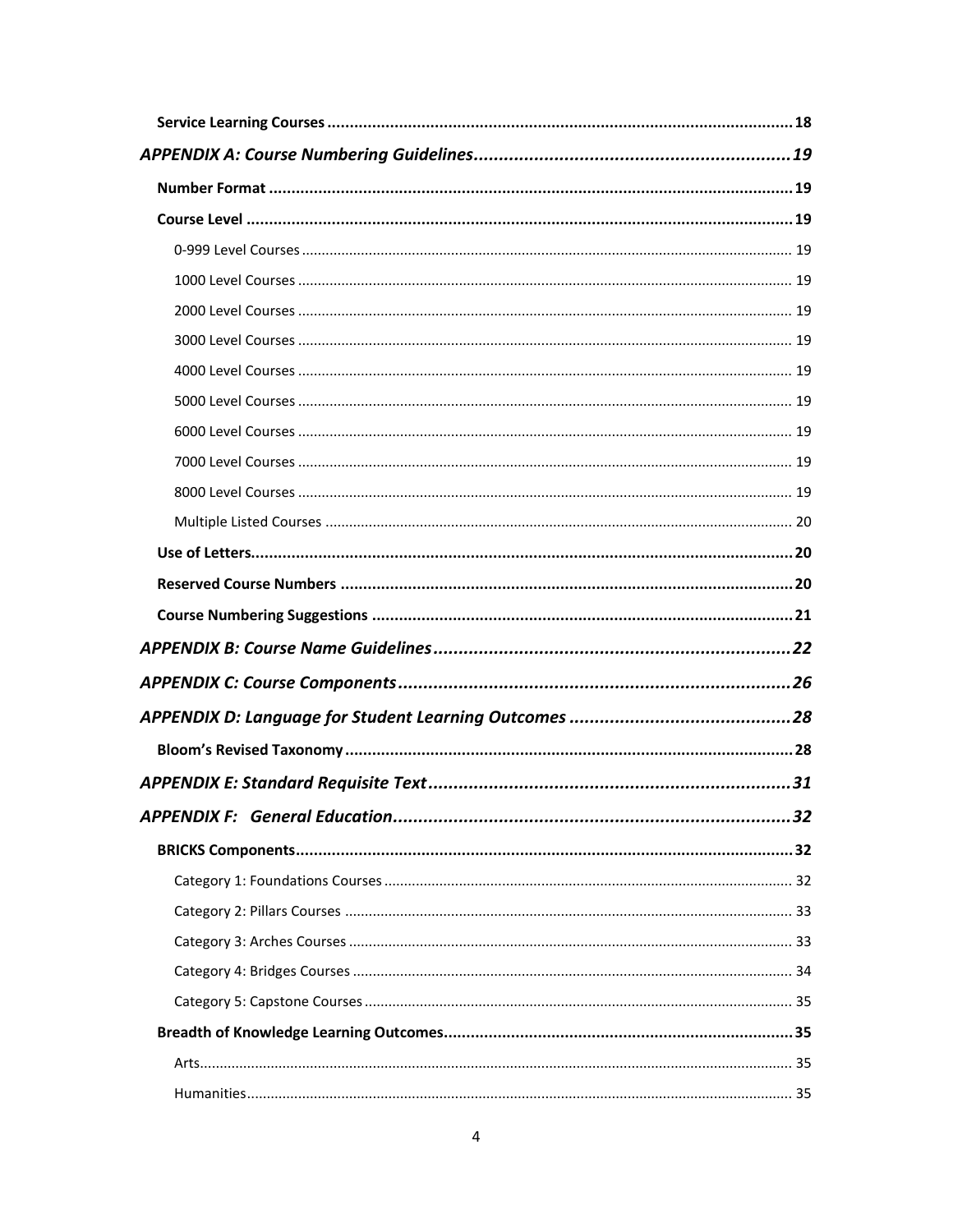**Service Learning Courses** ........................................................................................................ **18**

***APPENDIX A: Course Numbering Guidelines*** ............................................................... ***19***

**Number Format** ...................................................................................................................... **19**

**Course Level** ........................................................................................................................... **19**

0-999 Level Courses ........................................................................................................... 19

1000 Level Courses ............................................................................................................ 19

2000 Level Courses ............................................................................................................ 19

3000 Level Courses ............................................................................................................ 19

4000 Level Courses ............................................................................................................ 19

5000 Level Courses ............................................................................................................ 19

6000 Level Courses ............................................................................................................ 19

7000 Level Courses ............................................................................................................ 19

8000 Level Courses ............................................................................................................ 19

Multiple Listed Courses ..................................................................................................... 20

**Use of Letters** .......................................................................................................................... **20**

**Reserved Course Numbers** ................................................................................................... **20**

**Course Numbering Suggestions** ............................................................................................ **21**

***APPENDIX B: Course Name Guidelines*** ........................................................................ ***22***

***APPENDIX C: Course Components*** ............................................................................... ***26***

***APPENDIX D: Language for Student Learning Outcomes*** ............................................ ***28***

**Bloom's Revised Taxonomy** .................................................................................................. **28**

***APPENDIX E: Standard Requisite Text*** .......................................................................... ***31***

***APPENDIX F: General Education*** .................................................................................. ***32***

**BRICKS Components** .............................................................................................................. **32**

Category 1: Foundations Courses ...................................................................................... 32

Category 2: Pillars Courses ................................................................................................ 33

Category 3: Arches Courses ............................................................................................... 33

Category 4: Bridges Courses .............................................................................................. 34

Category 5: Capstone Courses ........................................................................................... 35

**Breadth of Knowledge Learning Outcomes** ............................................................................ **35**

Arts ..................................................................................................................................... 35

Humanities ......................................................................................................................... 35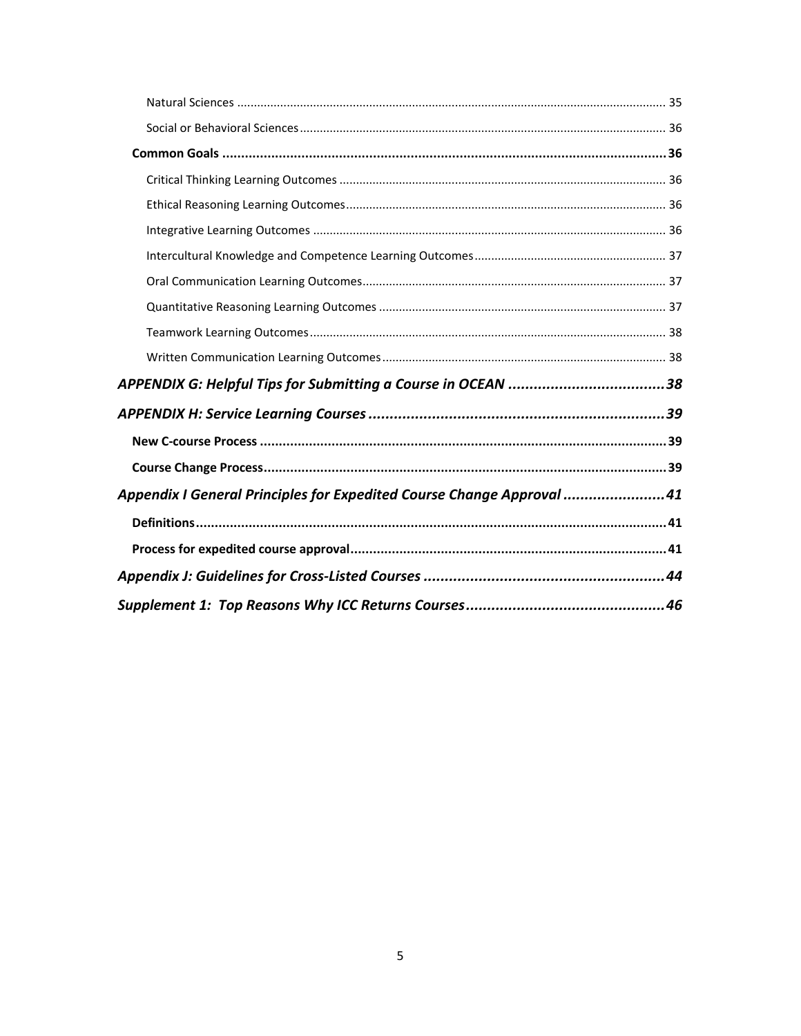Natural Sciences ................................................................................................................................ 35

Social or Behavioral Sciences ............................................................................................................. 36

**Common Goals** ..................................................................................................................................... **36**

Critical Thinking Learning Outcomes .................................................................................................. 36

Ethical Reasoning Learning Outcomes ................................................................................................ 36

Integrative Learning Outcomes .......................................................................................................... 36

Intercultural Knowledge and Competence Learning Outcomes .......................................................... 37

Oral Communication Learning Outcomes ........................................................................................... 37

Quantitative Reasoning Learning Outcomes ....................................................................................... 37

Teamwork Learning Outcomes ........................................................................................................... 38

Written Communication Learning Outcomes ..................................................................................... 38

***APPENDIX G: Helpful Tips for Submitting a Course in OCEAN*** ...................................... ***38***

***APPENDIX H: Service Learning Courses*** ....................................................................... ***39***

**New C-course Process** ............................................................................................................. **39**

**Course Change Process** ........................................................................................................... **39**

***Appendix I General Principles for Expedited Course Change Approval*** ........................ ***41***

**Definitions** ............................................................................................................................... **41**

**Process for expedited course approval** ................................................................................... **41**

***Appendix J: Guidelines for Cross-Listed Courses*** .......................................................... ***44***

***Supplement 1: Top Reasons Why ICC Returns Courses*** ................................................ ***46***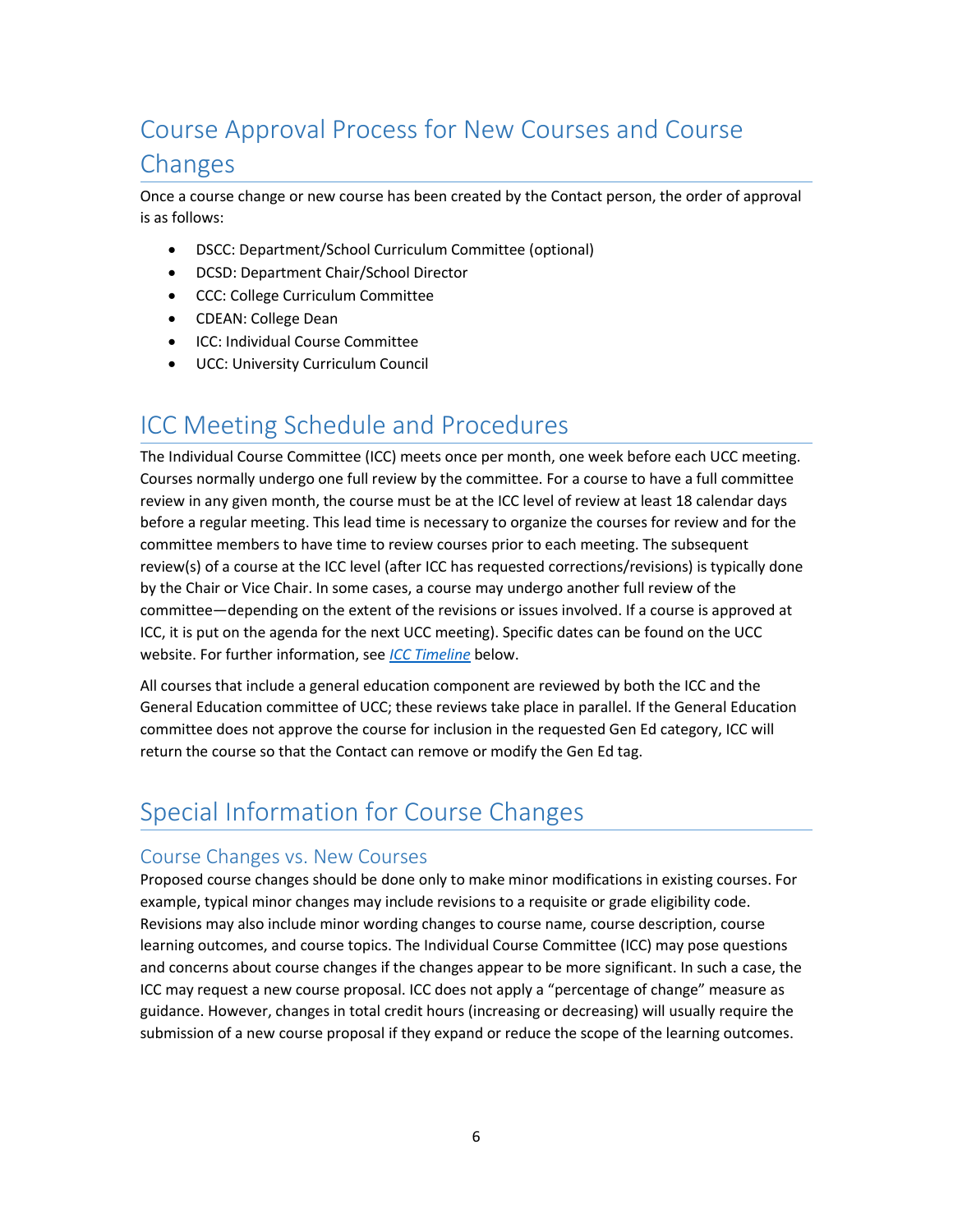# Course Approval Process for New Courses and Course Changes

Once a course change or new course has been created by the Contact person, the order of approval is as follows:

- DSCC: Department/School Curriculum Committee (optional)
- DCSD: Department Chair/School Director
- CCC: College Curriculum Committee
- CDEAN: College Dean
- ICC: Individual Course Committee
- UCC: University Curriculum Council

# ICC Meeting Schedule and Procedures

The Individual Course Committee (ICC) meets once per month, one week before each UCC meeting. Courses normally undergo one full review by the committee. For a course to have a full committee review in any given month, the course must be at the ICC level of review at least 18 calendar days before a regular meeting. This lead time is necessary to organize the courses for review and for the committee members to have time to review courses prior to each meeting. The subsequent review(s) of a course at the ICC level (after ICC has requested corrections/revisions) is typically done by the Chair or Vice Chair. In some cases, a course may undergo another full review of the committee—depending on the extent of the revisions or issues involved. If a course is approved at ICC, it is put on the agenda for the next UCC meeting). Specific dates can be found on the UCC website. For further information, see *ICC Timeline* below.

All courses that include a general education component are reviewed by both the ICC and the General Education committee of UCC; these reviews take place in parallel. If the General Education committee does not approve the course for inclusion in the requested Gen Ed category, ICC will return the course so that the Contact can remove or modify the Gen Ed tag.

# Special Information for Course Changes

## Course Changes vs. New Courses

Proposed course changes should be done only to make minor modifications in existing courses. For example, typical minor changes may include revisions to a requisite or grade eligibility code. Revisions may also include minor wording changes to course name, course description, course learning outcomes, and course topics. The Individual Course Committee (ICC) may pose questions and concerns about course changes if the changes appear to be more significant. In such a case, the ICC may request a new course proposal. ICC does not apply a "percentage of change" measure as guidance. However, changes in total credit hours (increasing or decreasing) will usually require the submission of a new course proposal if they expand or reduce the scope of the learning outcomes.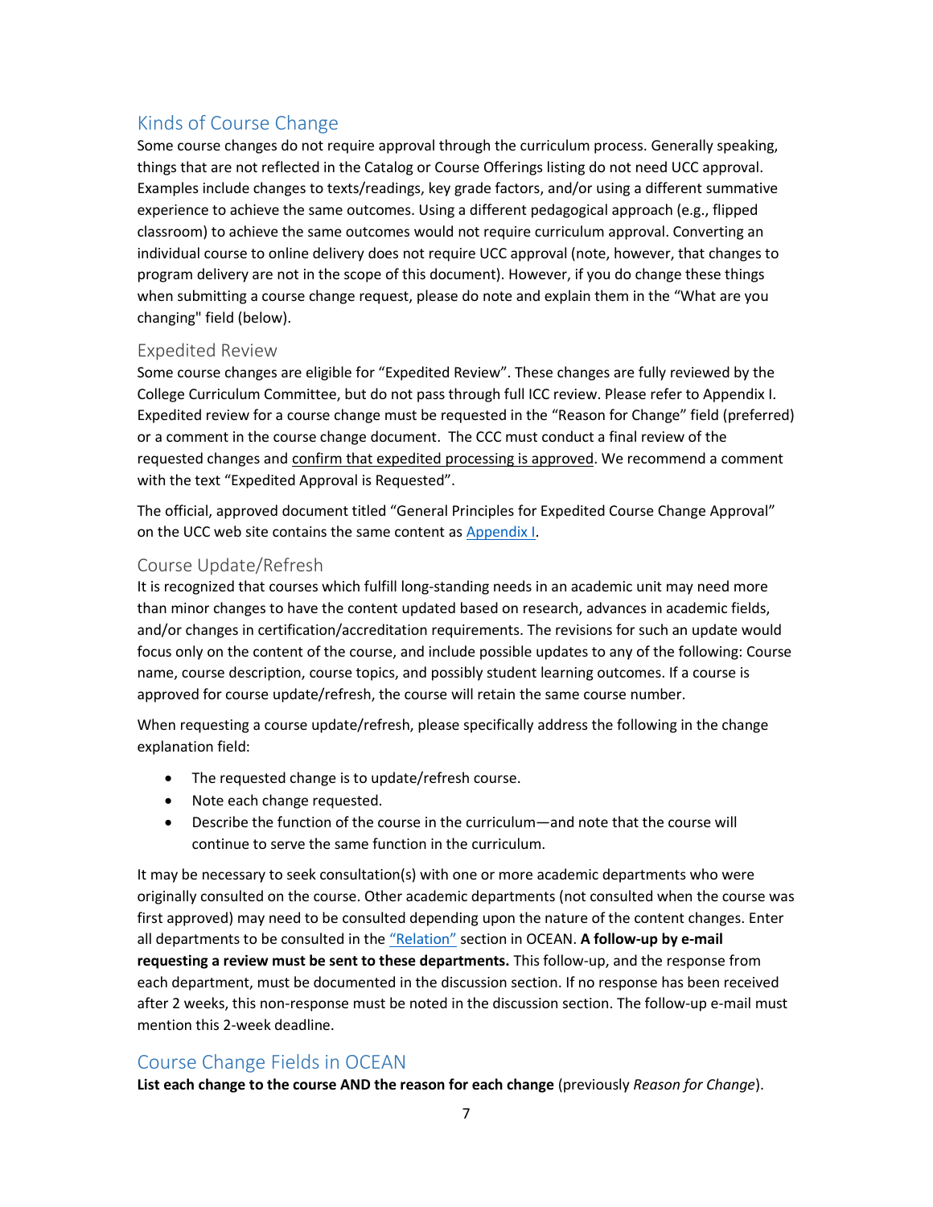## Kinds of Course Change

Some course changes do not require approval through the curriculum process. Generally speaking, things that are not reflected in the Catalog or Course Offerings listing do not need UCC approval. Examples include changes to texts/readings, key grade factors, and/or using a different summative experience to achieve the same outcomes. Using a different pedagogical approach (e.g., flipped classroom) to achieve the same outcomes would not require curriculum approval. Converting an individual course to online delivery does not require UCC approval (note, however, that changes to program delivery are not in the scope of this document). However, if you do change these things when submitting a course change request, please do note and explain them in the "What are you changing" field (below).

### Expedited Review

Some course changes are eligible for "Expedited Review". These changes are fully reviewed by the College Curriculum Committee, but do not pass through full ICC review. Please refer to Appendix I. Expedited review for a course change must be requested in the "Reason for Change" field (preferred) or a comment in the course change document. The CCC must conduct a final review of the requested changes and confirm that expedited processing is approved. We recommend a comment with the text "Expedited Approval is Requested".

The official, approved document titled "General Principles for Expedited Course Change Approval" on the UCC web site contains the same content as Appendix I.

### Course Update/Refresh

It is recognized that courses which fulfill long-standing needs in an academic unit may need more than minor changes to have the content updated based on research, advances in academic fields, and/or changes in certification/accreditation requirements. The revisions for such an update would focus only on the content of the course, and include possible updates to any of the following: Course name, course description, course topics, and possibly student learning outcomes. If a course is approved for course update/refresh, the course will retain the same course number.

When requesting a course update/refresh, please specifically address the following in the change explanation field:

- The requested change is to update/refresh course.
- Note each change requested.
- Describe the function of the course in the curriculum—and note that the course will continue to serve the same function in the curriculum.

It may be necessary to seek consultation(s) with one or more academic departments who were originally consulted on the course. Other academic departments (not consulted when the course was first approved) may need to be consulted depending upon the nature of the content changes. Enter all departments to be consulted in the "Relation" section in OCEAN. **A follow-up by e-mail requesting a review must be sent to these departments.** This follow-up, and the response from each department, must be documented in the discussion section. If no response has been received after 2 weeks, this non-response must be noted in the discussion section. The follow-up e-mail must mention this 2-week deadline.

## Course Change Fields in OCEAN

**List each change to the course AND the reason for each change** (previously *Reason for Change*).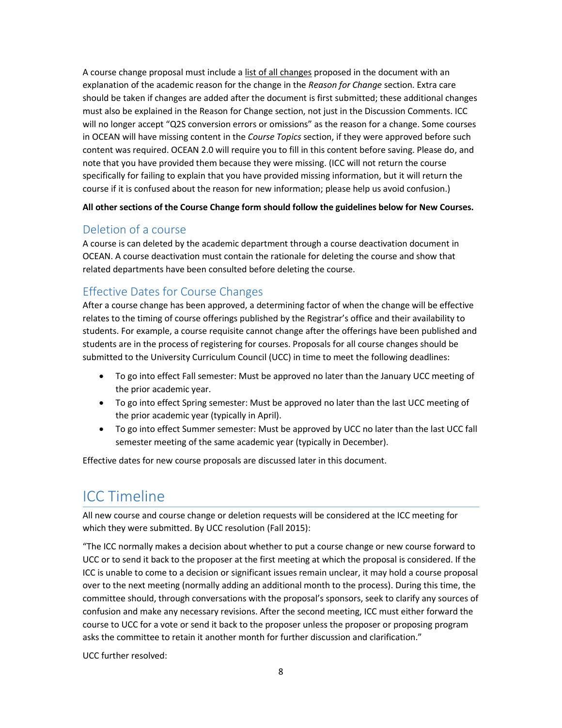A course change proposal must include a list of all changes proposed in the document with an explanation of the academic reason for the change in the *Reason for Change* section. Extra care should be taken if changes are added after the document is first submitted; these additional changes must also be explained in the Reason for Change section, not just in the Discussion Comments. ICC will no longer accept "Q2S conversion errors or omissions" as the reason for a change. Some courses in OCEAN will have missing content in the *Course Topics* section, if they were approved before such content was required. OCEAN 2.0 will require you to fill in this content before saving. Please do, and note that you have provided them because they were missing. (ICC will not return the course specifically for failing to explain that you have provided missing information, but it will return the course if it is confused about the reason for new information; please help us avoid confusion.)

**All other sections of the Course Change form should follow the guidelines below for New Courses.**

## Deletion of a course

A course is can deleted by the academic department through a course deactivation document in OCEAN. A course deactivation must contain the rationale for deleting the course and show that related departments have been consulted before deleting the course.

## Effective Dates for Course Changes

After a course change has been approved, a determining factor of when the change will be effective relates to the timing of course offerings published by the Registrar's office and their availability to students. For example, a course requisite cannot change after the offerings have been published and students are in the process of registering for courses. Proposals for all course changes should be submitted to the University Curriculum Council (UCC) in time to meet the following deadlines:

- To go into effect Fall semester: Must be approved no later than the January UCC meeting of the prior academic year.
- To go into effect Spring semester: Must be approved no later than the last UCC meeting of the prior academic year (typically in April).
- To go into effect Summer semester: Must be approved by UCC no later than the last UCC fall semester meeting of the same academic year (typically in December).

Effective dates for new course proposals are discussed later in this document.

# ICC Timeline

All new course and course change or deletion requests will be considered at the ICC meeting for which they were submitted. By UCC resolution (Fall 2015):

"The ICC normally makes a decision about whether to put a course change or new course forward to UCC or to send it back to the proposer at the first meeting at which the proposal is considered. If the ICC is unable to come to a decision or significant issues remain unclear, it may hold a course proposal over to the next meeting (normally adding an additional month to the process). During this time, the committee should, through conversations with the proposal's sponsors, seek to clarify any sources of confusion and make any necessary revisions. After the second meeting, ICC must either forward the course to UCC for a vote or send it back to the proposer unless the proposer or proposing program asks the committee to retain it another month for further discussion and clarification."

UCC further resolved: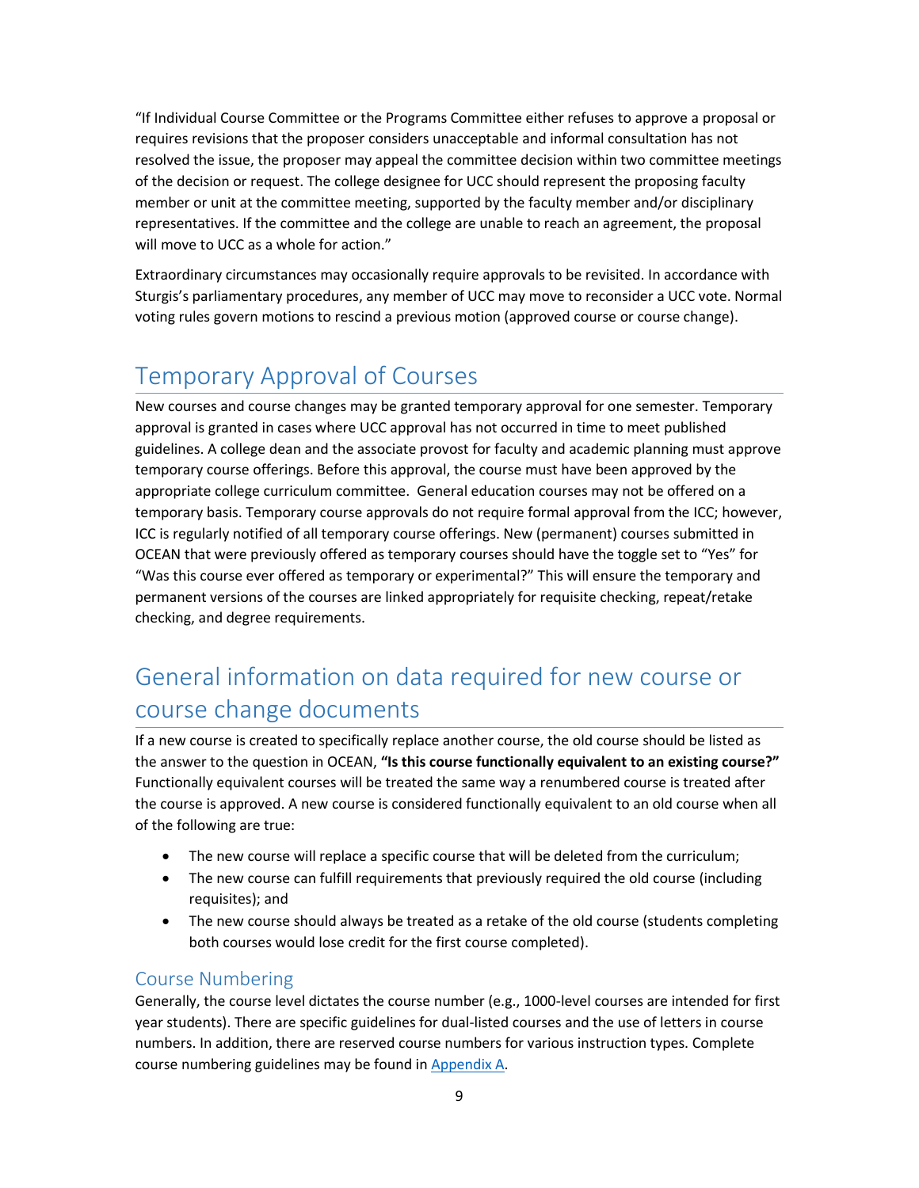"If Individual Course Committee or the Programs Committee either refuses to approve a proposal or requires revisions that the proposer considers unacceptable and informal consultation has not resolved the issue, the proposer may appeal the committee decision within two committee meetings of the decision or request. The college designee for UCC should represent the proposing faculty member or unit at the committee meeting, supported by the faculty member and/or disciplinary representatives. If the committee and the college are unable to reach an agreement, the proposal will move to UCC as a whole for action."

Extraordinary circumstances may occasionally require approvals to be revisited. In accordance with Sturgis's parliamentary procedures, any member of UCC may move to reconsider a UCC vote. Normal voting rules govern motions to rescind a previous motion (approved course or course change).

## Temporary Approval of Courses

New courses and course changes may be granted temporary approval for one semester. Temporary approval is granted in cases where UCC approval has not occurred in time to meet published guidelines. A college dean and the associate provost for faculty and academic planning must approve temporary course offerings. Before this approval, the course must have been approved by the appropriate college curriculum committee. General education courses may not be offered on a temporary basis. Temporary course approvals do not require formal approval from the ICC; however, ICC is regularly notified of all temporary course offerings. New (permanent) courses submitted in OCEAN that were previously offered as temporary courses should have the toggle set to "Yes" for "Was this course ever offered as temporary or experimental?" This will ensure the temporary and permanent versions of the courses are linked appropriately for requisite checking, repeat/retake checking, and degree requirements.

## General information on data required for new course or course change documents

If a new course is created to specifically replace another course, the old course should be listed as the answer to the question in OCEAN, **"Is this course functionally equivalent to an existing course?"** Functionally equivalent courses will be treated the same way a renumbered course is treated after the course is approved. A new course is considered functionally equivalent to an old course when all of the following are true:

- The new course will replace a specific course that will be deleted from the curriculum;
- The new course can fulfill requirements that previously required the old course (including requisites); and
- The new course should always be treated as a retake of the old course (students completing both courses would lose credit for the first course completed).

### Course Numbering

Generally, the course level dictates the course number (e.g., 1000-level courses are intended for first year students). There are specific guidelines for dual-listed courses and the use of letters in course numbers. In addition, there are reserved course numbers for various instruction types. Complete course numbering guidelines may be found in Appendix A.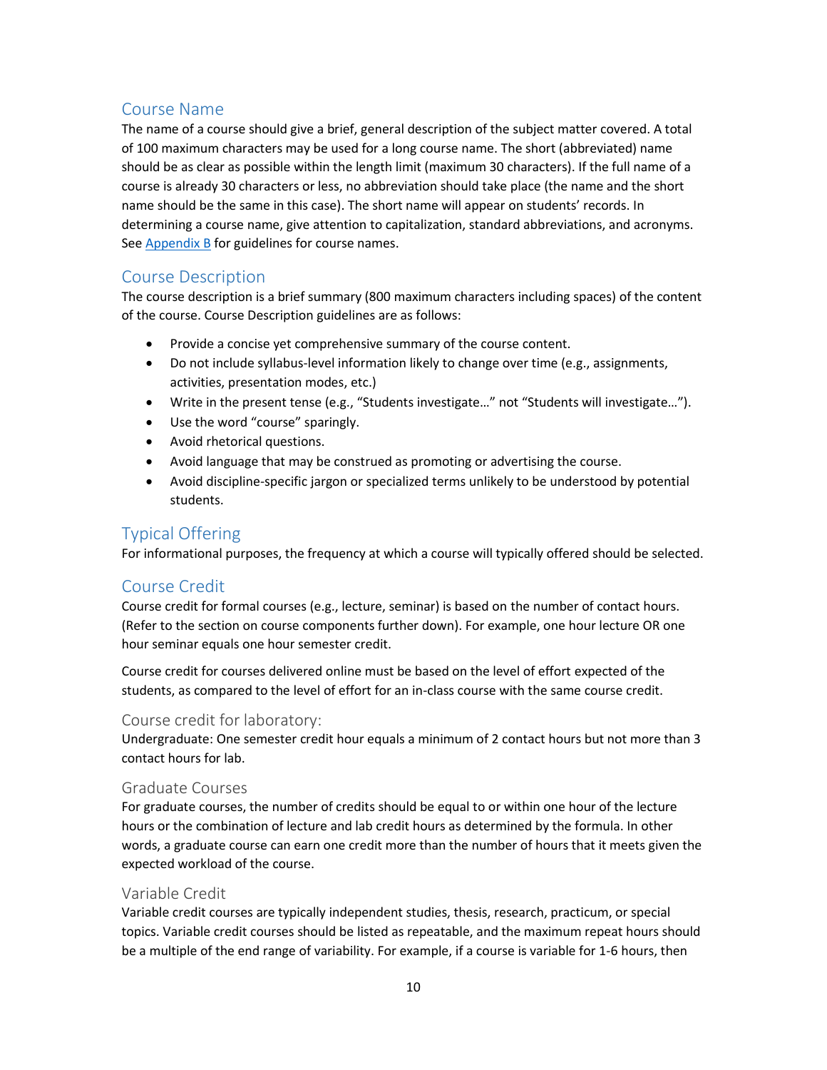## Course Name

The name of a course should give a brief, general description of the subject matter covered. A total of 100 maximum characters may be used for a long course name. The short (abbreviated) name should be as clear as possible within the length limit (maximum 30 characters). If the full name of a course is already 30 characters or less, no abbreviation should take place (the name and the short name should be the same in this case). The short name will appear on students' records. In determining a course name, give attention to capitalization, standard abbreviations, and acronyms. See Appendix B for guidelines for course names.

## Course Description

The course description is a brief summary (800 maximum characters including spaces) of the content of the course. Course Description guidelines are as follows:

- Provide a concise yet comprehensive summary of the course content.
- Do not include syllabus-level information likely to change over time (e.g., assignments, activities, presentation modes, etc.)
- Write in the present tense (e.g., "Students investigate…" not "Students will investigate…").
- Use the word "course" sparingly.
- Avoid rhetorical questions.
- Avoid language that may be construed as promoting or advertising the course.
- Avoid discipline-specific jargon or specialized terms unlikely to be understood by potential students.

## Typical Offering

For informational purposes, the frequency at which a course will typically offered should be selected.

## Course Credit

Course credit for formal courses (e.g., lecture, seminar) is based on the number of contact hours. (Refer to the section on course components further down). For example, one hour lecture OR one hour seminar equals one hour semester credit.

Course credit for courses delivered online must be based on the level of effort expected of the students, as compared to the level of effort for an in-class course with the same course credit.

### Course credit for laboratory:

Undergraduate: One semester credit hour equals a minimum of 2 contact hours but not more than 3 contact hours for lab.

### Graduate Courses

For graduate courses, the number of credits should be equal to or within one hour of the lecture hours or the combination of lecture and lab credit hours as determined by the formula. In other words, a graduate course can earn one credit more than the number of hours that it meets given the expected workload of the course.

### Variable Credit

Variable credit courses are typically independent studies, thesis, research, practicum, or special topics. Variable credit courses should be listed as repeatable, and the maximum repeat hours should be a multiple of the end range of variability. For example, if a course is variable for 1-6 hours, then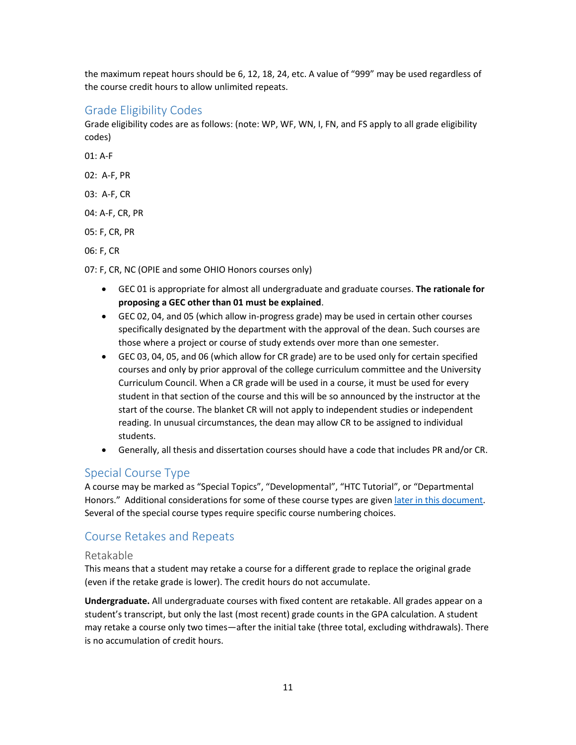the maximum repeat hours should be 6, 12, 18, 24, etc. A value of "999" may be used regardless of the course credit hours to allow unlimited repeats.

## Grade Eligibility Codes

Grade eligibility codes are as follows: (note: WP, WF, WN, I, FN, and FS apply to all grade eligibility codes)

01: A-F

02: A-F, PR

03: A-F, CR

04: A-F, CR, PR

05: F, CR, PR

06: F, CR

07: F, CR, NC (OPIE and some OHIO Honors courses only)

- GEC 01 is appropriate for almost all undergraduate and graduate courses. **The rationale for proposing a GEC other than 01 must be explained**.
- GEC 02, 04, and 05 (which allow in-progress grade) may be used in certain other courses specifically designated by the department with the approval of the dean. Such courses are those where a project or course of study extends over more than one semester.
- GEC 03, 04, 05, and 06 (which allow for CR grade) are to be used only for certain specified courses and only by prior approval of the college curriculum committee and the University Curriculum Council. When a CR grade will be used in a course, it must be used for every student in that section of the course and this will be so announced by the instructor at the start of the course. The blanket CR will not apply to independent studies or independent reading. In unusual circumstances, the dean may allow CR to be assigned to individual students.
- Generally, all thesis and dissertation courses should have a code that includes PR and/or CR.

## Special Course Type

A course may be marked as "Special Topics", "Developmental", "HTC Tutorial", or "Departmental Honors." Additional considerations for some of these course types are given later in this document. Several of the special course types require specific course numbering choices.

## Course Retakes and Repeats

### Retakable

This means that a student may retake a course for a different grade to replace the original grade (even if the retake grade is lower). The credit hours do not accumulate.

**Undergraduate.** All undergraduate courses with fixed content are retakable. All grades appear on a student's transcript, but only the last (most recent) grade counts in the GPA calculation. A student may retake a course only two times—after the initial take (three total, excluding withdrawals). There is no accumulation of credit hours.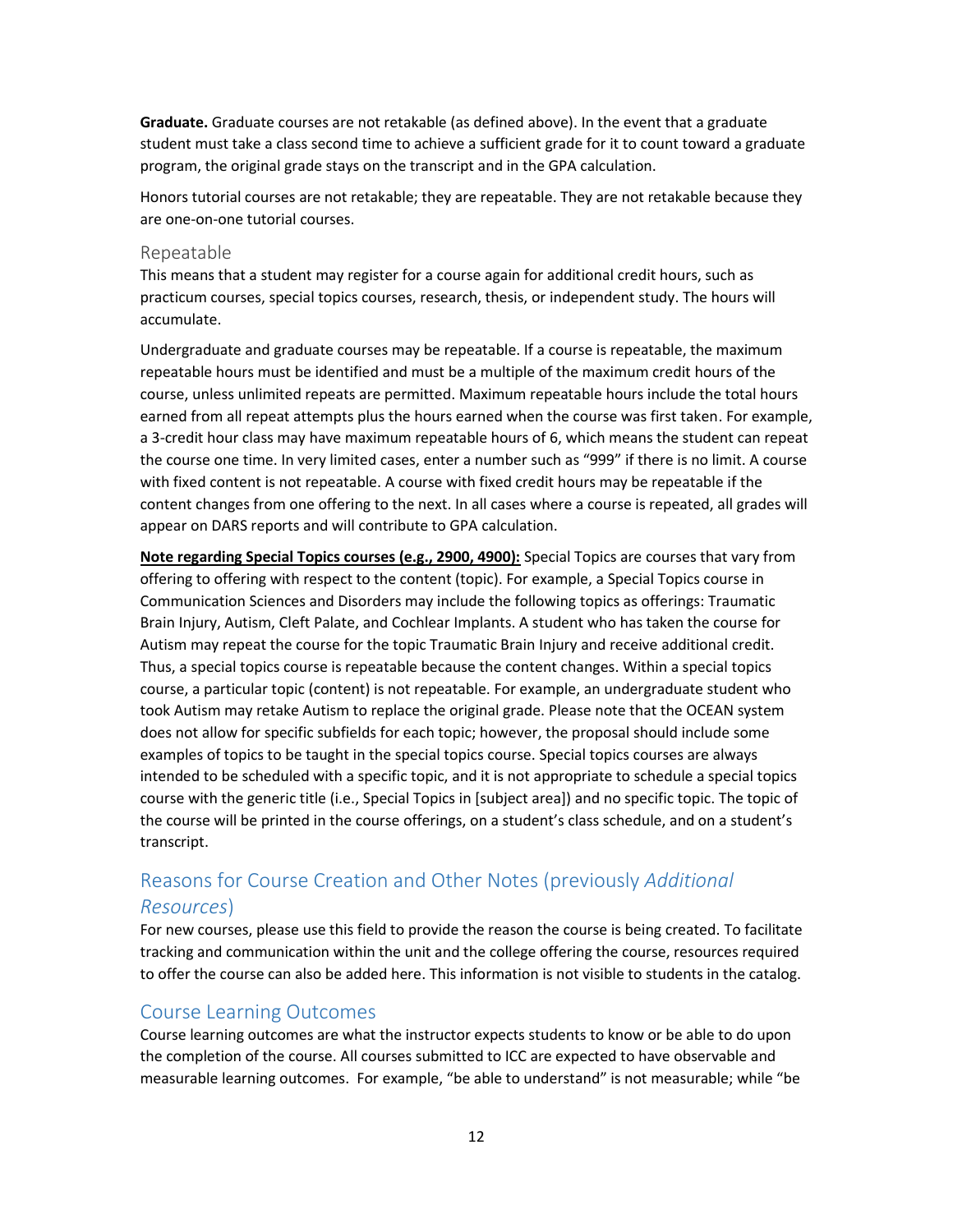**Graduate.** Graduate courses are not retakable (as defined above). In the event that a graduate student must take a class second time to achieve a sufficient grade for it to count toward a graduate program, the original grade stays on the transcript and in the GPA calculation.

Honors tutorial courses are not retakable; they are repeatable. They are not retakable because they are one-on-one tutorial courses.

### Repeatable

This means that a student may register for a course again for additional credit hours, such as practicum courses, special topics courses, research, thesis, or independent study. The hours will accumulate.

Undergraduate and graduate courses may be repeatable. If a course is repeatable, the maximum repeatable hours must be identified and must be a multiple of the maximum credit hours of the course, unless unlimited repeats are permitted. Maximum repeatable hours include the total hours earned from all repeat attempts plus the hours earned when the course was first taken. For example, a 3-credit hour class may have maximum repeatable hours of 6, which means the student can repeat the course one time. In very limited cases, enter a number such as "999" if there is no limit. A course with fixed content is not repeatable. A course with fixed credit hours may be repeatable if the content changes from one offering to the next. In all cases where a course is repeated, all grades will appear on DARS reports and will contribute to GPA calculation.

**Note regarding Special Topics courses (e.g., 2900, 4900):** Special Topics are courses that vary from offering to offering with respect to the content (topic). For example, a Special Topics course in Communication Sciences and Disorders may include the following topics as offerings: Traumatic Brain Injury, Autism, Cleft Palate, and Cochlear Implants. A student who has taken the course for Autism may repeat the course for the topic Traumatic Brain Injury and receive additional credit. Thus, a special topics course is repeatable because the content changes. Within a special topics course, a particular topic (content) is not repeatable. For example, an undergraduate student who took Autism may retake Autism to replace the original grade. Please note that the OCEAN system does not allow for specific subfields for each topic; however, the proposal should include some examples of topics to be taught in the special topics course. Special topics courses are always intended to be scheduled with a specific topic, and it is not appropriate to schedule a special topics course with the generic title (i.e., Special Topics in [subject area]) and no specific topic. The topic of the course will be printed in the course offerings, on a student's class schedule, and on a student's transcript.

## Reasons for Course Creation and Other Notes (previously *Additional Resources*)

For new courses, please use this field to provide the reason the course is being created. To facilitate tracking and communication within the unit and the college offering the course, resources required to offer the course can also be added here. This information is not visible to students in the catalog.

## Course Learning Outcomes

Course learning outcomes are what the instructor expects students to know or be able to do upon the completion of the course. All courses submitted to ICC are expected to have observable and measurable learning outcomes. For example, "be able to understand" is not measurable; while "be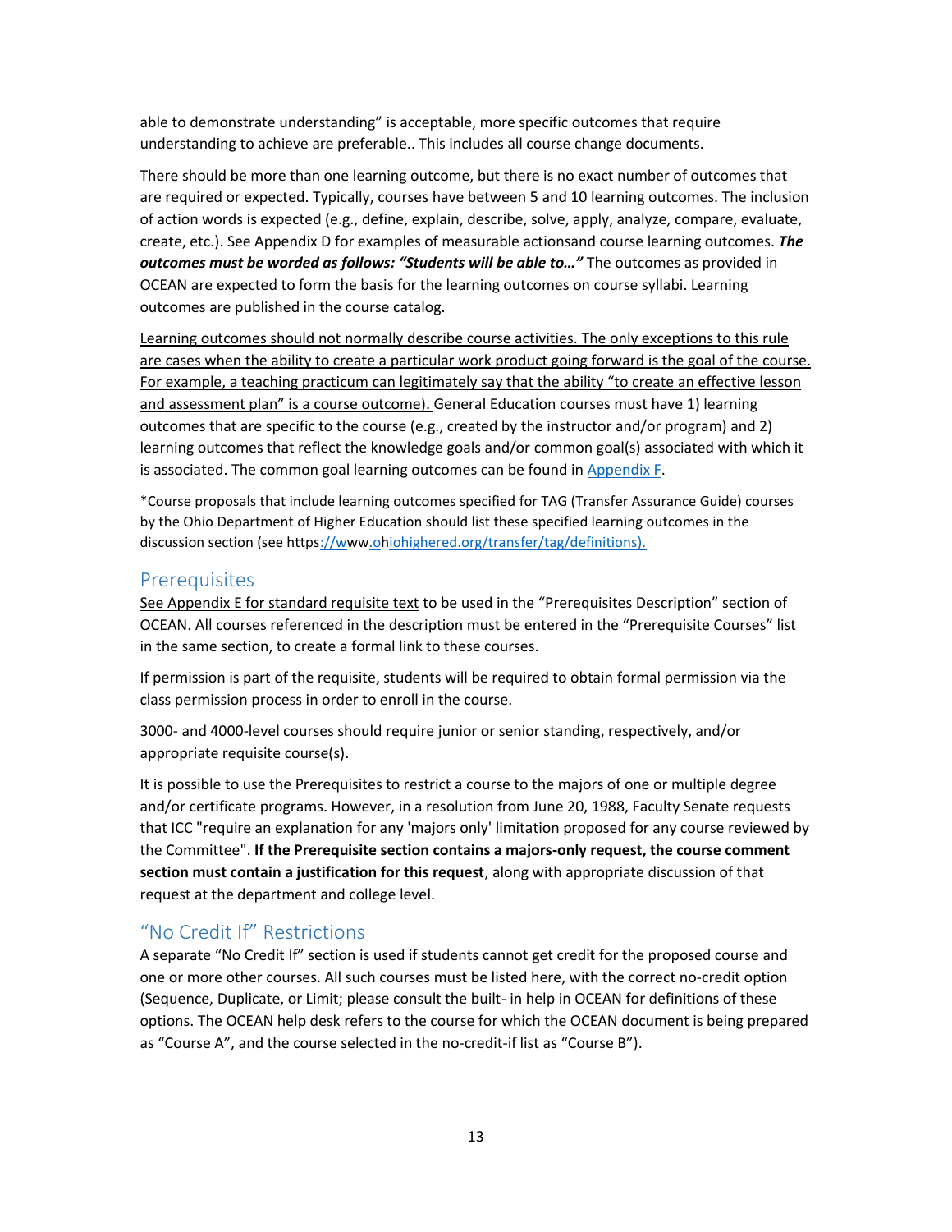able to demonstrate understanding" is acceptable, more specific outcomes that require understanding to achieve are preferable.. This includes all course change documents.

There should be more than one learning outcome, but there is no exact number of outcomes that are required or expected. Typically, courses have between 5 and 10 learning outcomes. The inclusion of action words is expected (e.g., define, explain, describe, solve, apply, analyze, compare, evaluate, create, etc.). See Appendix D for examples of measurable actionsand course learning outcomes. ***The outcomes must be worded as follows: "Students will be able to…"*** The outcomes as provided in OCEAN are expected to form the basis for the learning outcomes on course syllabi. Learning outcomes are published in the course catalog.

Learning outcomes should not normally describe course activities. The only exceptions to this rule are cases when the ability to create a particular work product going forward is the goal of the course. For example, a teaching practicum can legitimately say that the ability "to create an effective lesson and assessment plan" is a course outcome). General Education courses must have 1) learning outcomes that are specific to the course (e.g., created by the instructor and/or program) and 2) learning outcomes that reflect the knowledge goals and/or common goal(s) associated with which it is associated. The common goal learning outcomes can be found in Appendix F.

*Course proposals that include learning outcomes specified for TAG (Transfer Assurance Guide) courses by the Ohio Department of Higher Education should list these specified learning outcomes in the discussion section (see https://www.ohiohighered.org/transfer/tag/definitions).

## Prerequisites

See Appendix E for standard requisite text to be used in the "Prerequisites Description" section of OCEAN. All courses referenced in the description must be entered in the "Prerequisite Courses" list in the same section, to create a formal link to these courses.

If permission is part of the requisite, students will be required to obtain formal permission via the class permission process in order to enroll in the course.

3000- and 4000-level courses should require junior or senior standing, respectively, and/or appropriate requisite course(s).

It is possible to use the Prerequisites to restrict a course to the majors of one or multiple degree and/or certificate programs. However, in a resolution from June 20, 1988, Faculty Senate requests that ICC "require an explanation for any 'majors only' limitation proposed for any course reviewed by the Committee". **If the Prerequisite section contains a majors-only request, the course comment section must contain a justification for this request**, along with appropriate discussion of that request at the department and college level.

## "No Credit If" Restrictions

A separate "No Credit If" section is used if students cannot get credit for the proposed course and one or more other courses. All such courses must be listed here, with the correct no-credit option (Sequence, Duplicate, or Limit; please consult the built- in help in OCEAN for definitions of these options. The OCEAN help desk refers to the course for which the OCEAN document is being prepared as "Course A", and the course selected in the no-credit-if list as "Course B").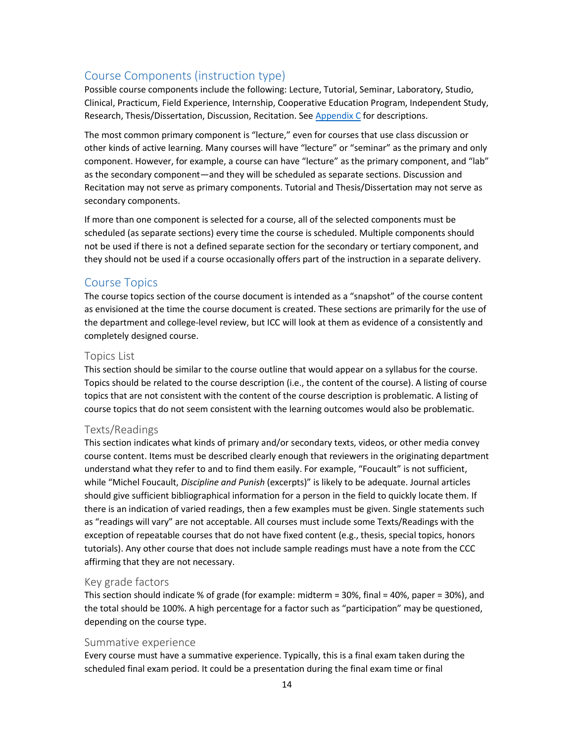## Course Components (instruction type)

Possible course components include the following: Lecture, Tutorial, Seminar, Laboratory, Studio, Clinical, Practicum, Field Experience, Internship, Cooperative Education Program, Independent Study, Research, Thesis/Dissertation, Discussion, Recitation. See Appendix C for descriptions.

The most common primary component is "lecture," even for courses that use class discussion or other kinds of active learning. Many courses will have "lecture" or "seminar" as the primary and only component. However, for example, a course can have "lecture" as the primary component, and "lab" as the secondary component—and they will be scheduled as separate sections. Discussion and Recitation may not serve as primary components. Tutorial and Thesis/Dissertation may not serve as secondary components.

If more than one component is selected for a course, all of the selected components must be scheduled (as separate sections) every time the course is scheduled. Multiple components should not be used if there is not a defined separate section for the secondary or tertiary component, and they should not be used if a course occasionally offers part of the instruction in a separate delivery.

## Course Topics

The course topics section of the course document is intended as a "snapshot" of the course content as envisioned at the time the course document is created. These sections are primarily for the use of the department and college-level review, but ICC will look at them as evidence of a consistently and completely designed course.

### Topics List

This section should be similar to the course outline that would appear on a syllabus for the course. Topics should be related to the course description (i.e., the content of the course). A listing of course topics that are not consistent with the content of the course description is problematic. A listing of course topics that do not seem consistent with the learning outcomes would also be problematic.

### Texts/Readings

This section indicates what kinds of primary and/or secondary texts, videos, or other media convey course content. Items must be described clearly enough that reviewers in the originating department understand what they refer to and to find them easily. For example, "Foucault" is not sufficient, while "Michel Foucault, *Discipline and Punish* (excerpts)" is likely to be adequate. Journal articles should give sufficient bibliographical information for a person in the field to quickly locate them. If there is an indication of varied readings, then a few examples must be given. Single statements such as "readings will vary" are not acceptable. All courses must include some Texts/Readings with the exception of repeatable courses that do not have fixed content (e.g., thesis, special topics, honors tutorials). Any other course that does not include sample readings must have a note from the CCC affirming that they are not necessary.

### Key grade factors

This section should indicate % of grade (for example: midterm = 30%, final = 40%, paper = 30%), and the total should be 100%. A high percentage for a factor such as "participation" may be questioned, depending on the course type.

### Summative experience

Every course must have a summative experience. Typically, this is a final exam taken during the scheduled final exam period. It could be a presentation during the final exam time or final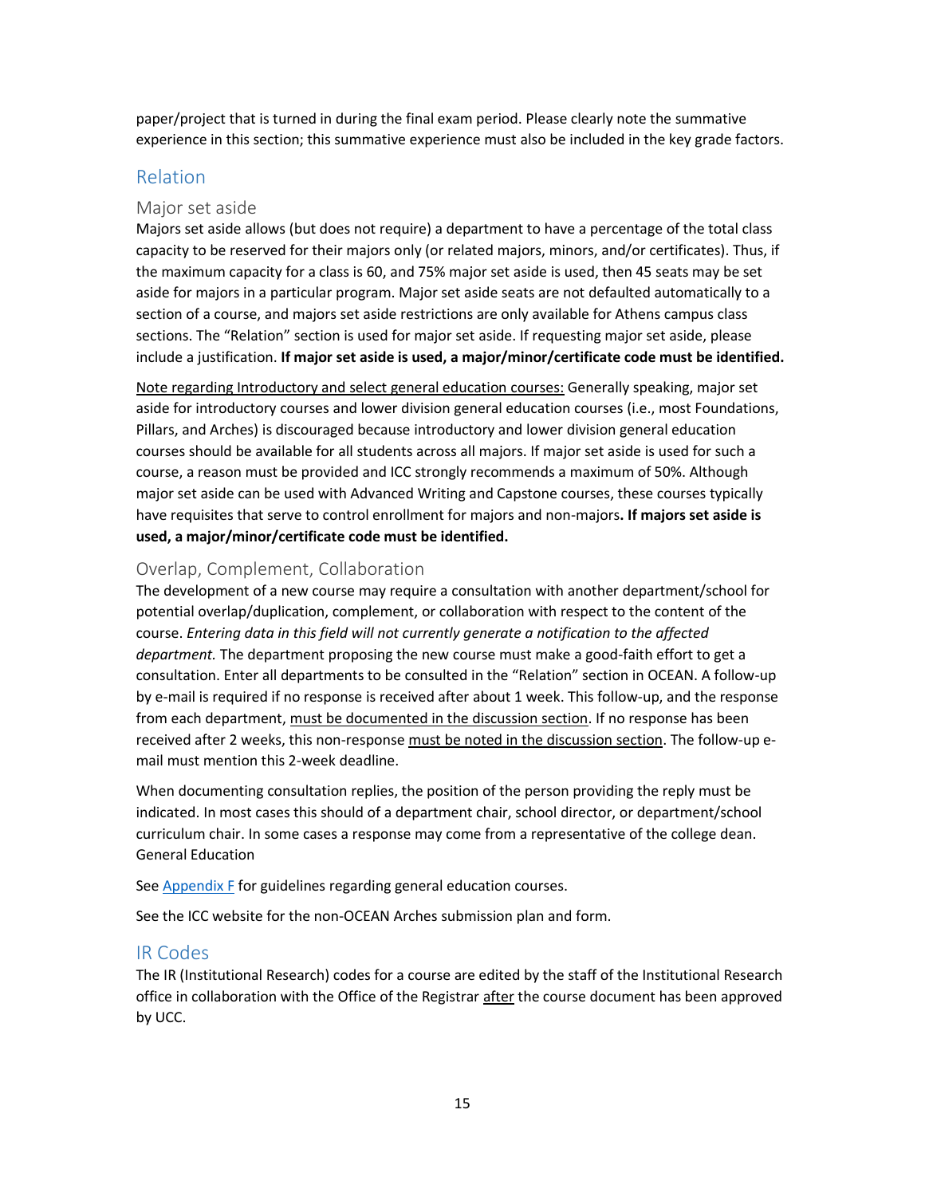paper/project that is turned in during the final exam period. Please clearly note the summative experience in this section; this summative experience must also be included in the key grade factors.

## Relation

### Major set aside

Majors set aside allows (but does not require) a department to have a percentage of the total class capacity to be reserved for their majors only (or related majors, minors, and/or certificates). Thus, if the maximum capacity for a class is 60, and 75% major set aside is used, then 45 seats may be set aside for majors in a particular program. Major set aside seats are not defaulted automatically to a section of a course, and majors set aside restrictions are only available for Athens campus class sections. The "Relation" section is used for major set aside. If requesting major set aside, please include a justification. **If major set aside is used, a major/minor/certificate code must be identified.**

Note regarding Introductory and select general education courses: Generally speaking, major set aside for introductory courses and lower division general education courses (i.e., most Foundations, Pillars, and Arches) is discouraged because introductory and lower division general education courses should be available for all students across all majors. If major set aside is used for such a course, a reason must be provided and ICC strongly recommends a maximum of 50%. Although major set aside can be used with Advanced Writing and Capstone courses, these courses typically have requisites that serve to control enrollment for majors and non-majors**. If majors set aside is used, a major/minor/certificate code must be identified.**

### Overlap, Complement, Collaboration

The development of a new course may require a consultation with another department/school for potential overlap/duplication, complement, or collaboration with respect to the content of the course. *Entering data in this field will not currently generate a notification to the affected department.* The department proposing the new course must make a good-faith effort to get a consultation. Enter all departments to be consulted in the "Relation" section in OCEAN. A follow-up by e-mail is required if no response is received after about 1 week. This follow-up, and the response from each department, must be documented in the discussion section. If no response has been received after 2 weeks, this non-response must be noted in the discussion section. The follow-up e-mail must mention this 2-week deadline.

When documenting consultation replies, the position of the person providing the reply must be indicated. In most cases this should of a department chair, school director, or department/school curriculum chair. In some cases a response may come from a representative of the college dean. General Education

See Appendix F for guidelines regarding general education courses.

See the ICC website for the non-OCEAN Arches submission plan and form.

## IR Codes

The IR (Institutional Research) codes for a course are edited by the staff of the Institutional Research office in collaboration with the Office of the Registrar after the course document has been approved by UCC.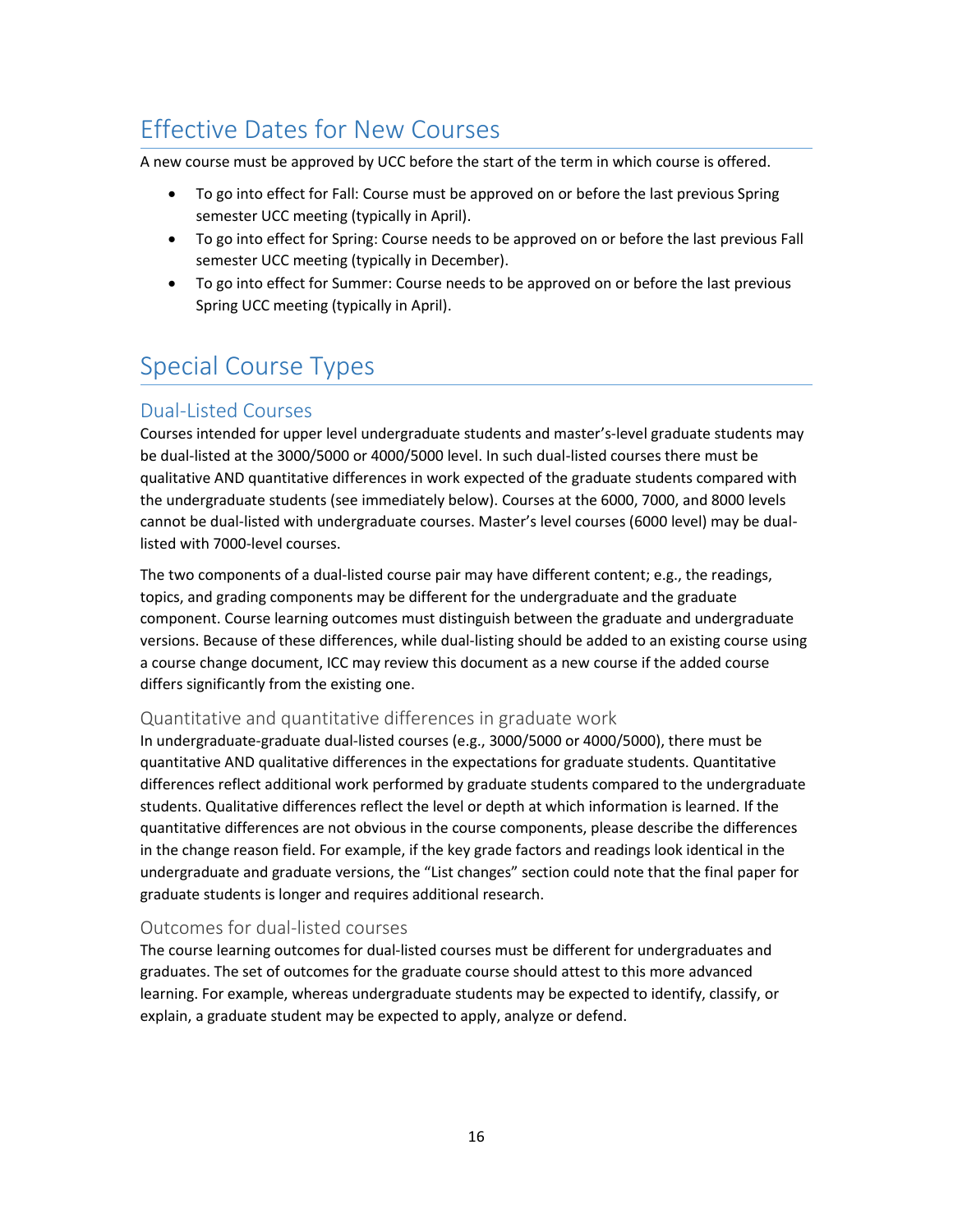# Effective Dates for New Courses

A new course must be approved by UCC before the start of the term in which course is offered.

- To go into effect for Fall: Course must be approved on or before the last previous Spring semester UCC meeting (typically in April).
- To go into effect for Spring: Course needs to be approved on or before the last previous Fall semester UCC meeting (typically in December).
- To go into effect for Summer: Course needs to be approved on or before the last previous Spring UCC meeting (typically in April).

# Special Course Types

## Dual-Listed Courses

Courses intended for upper level undergraduate students and master's-level graduate students may be dual-listed at the 3000/5000 or 4000/5000 level. In such dual-listed courses there must be qualitative AND quantitative differences in work expected of the graduate students compared with the undergraduate students (see immediately below). Courses at the 6000, 7000, and 8000 levels cannot be dual-listed with undergraduate courses. Master's level courses (6000 level) may be dual-listed with 7000-level courses.

The two components of a dual-listed course pair may have different content; e.g., the readings, topics, and grading components may be different for the undergraduate and the graduate component. Course learning outcomes must distinguish between the graduate and undergraduate versions. Because of these differences, while dual-listing should be added to an existing course using a course change document, ICC may review this document as a new course if the added course differs significantly from the existing one.

### Quantitative and quantitative differences in graduate work

In undergraduate-graduate dual-listed courses (e.g., 3000/5000 or 4000/5000), there must be quantitative AND qualitative differences in the expectations for graduate students. Quantitative differences reflect additional work performed by graduate students compared to the undergraduate students. Qualitative differences reflect the level or depth at which information is learned. If the quantitative differences are not obvious in the course components, please describe the differences in the change reason field. For example, if the key grade factors and readings look identical in the undergraduate and graduate versions, the "List changes" section could note that the final paper for graduate students is longer and requires additional research.

### Outcomes for dual-listed courses

The course learning outcomes for dual-listed courses must be different for undergraduates and graduates. The set of outcomes for the graduate course should attest to this more advanced learning. For example, whereas undergraduate students may be expected to identify, classify, or explain, a graduate student may be expected to apply, analyze or defend.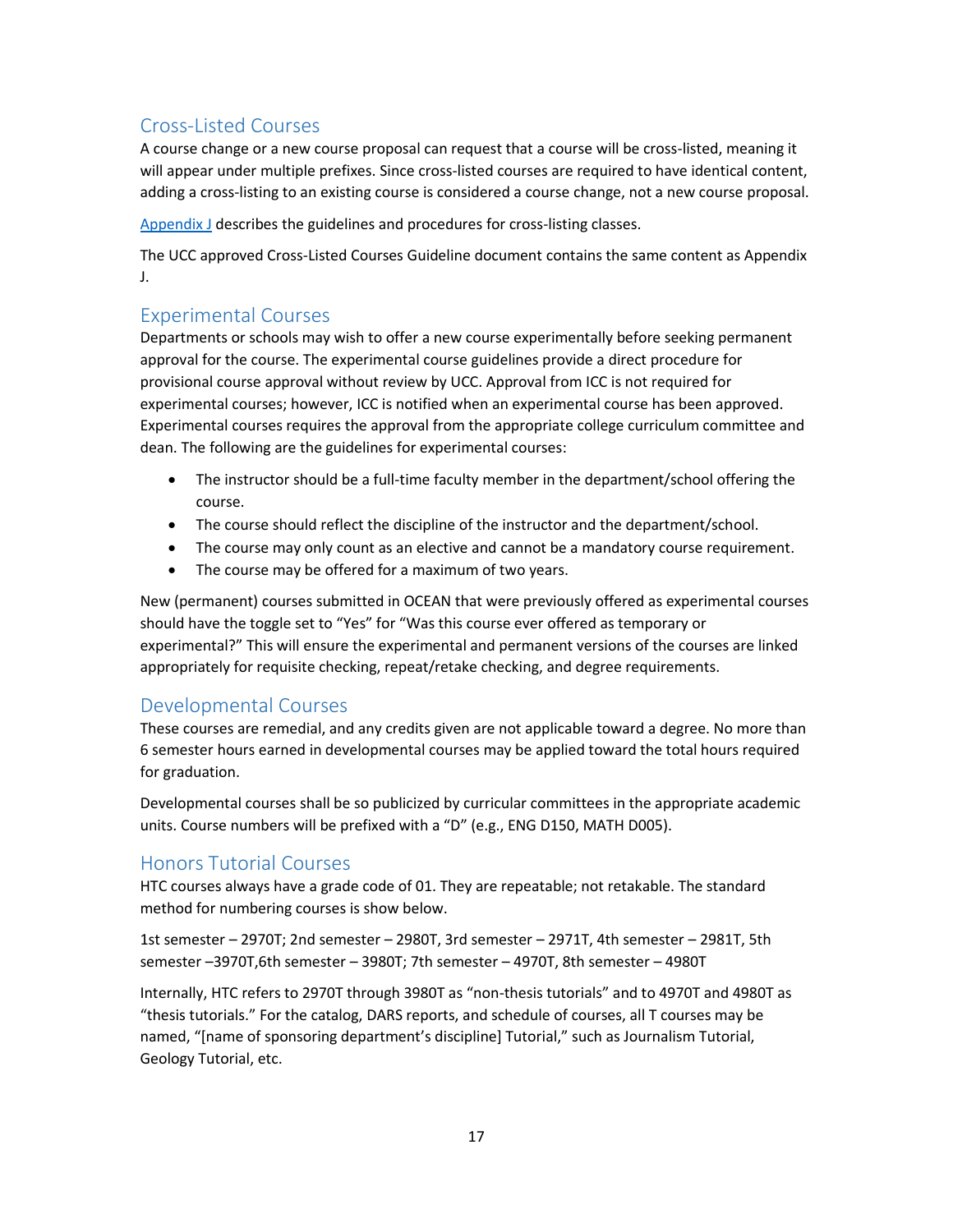## Cross-Listed Courses

A course change or a new course proposal can request that a course will be cross-listed, meaning it will appear under multiple prefixes. Since cross-listed courses are required to have identical content, adding a cross-listing to an existing course is considered a course change, not a new course proposal.

Appendix J describes the guidelines and procedures for cross-listing classes.

The UCC approved Cross-Listed Courses Guideline document contains the same content as Appendix J.

## Experimental Courses

Departments or schools may wish to offer a new course experimentally before seeking permanent approval for the course. The experimental course guidelines provide a direct procedure for provisional course approval without review by UCC. Approval from ICC is not required for experimental courses; however, ICC is notified when an experimental course has been approved. Experimental courses requires the approval from the appropriate college curriculum committee and dean. The following are the guidelines for experimental courses:

- The instructor should be a full-time faculty member in the department/school offering the course.
- The course should reflect the discipline of the instructor and the department/school.
- The course may only count as an elective and cannot be a mandatory course requirement.
- The course may be offered for a maximum of two years.

New (permanent) courses submitted in OCEAN that were previously offered as experimental courses should have the toggle set to "Yes" for "Was this course ever offered as temporary or experimental?" This will ensure the experimental and permanent versions of the courses are linked appropriately for requisite checking, repeat/retake checking, and degree requirements.

## Developmental Courses

These courses are remedial, and any credits given are not applicable toward a degree. No more than 6 semester hours earned in developmental courses may be applied toward the total hours required for graduation.

Developmental courses shall be so publicized by curricular committees in the appropriate academic units. Course numbers will be prefixed with a "D" (e.g., ENG D150, MATH D005).

## Honors Tutorial Courses

HTC courses always have a grade code of 01. They are repeatable; not retakable. The standard method for numbering courses is show below.

1st semester – 2970T; 2nd semester – 2980T, 3rd semester – 2971T, 4th semester – 2981T, 5th semester –3970T,6th semester – 3980T; 7th semester – 4970T, 8th semester – 4980T

Internally, HTC refers to 2970T through 3980T as "non-thesis tutorials" and to 4970T and 4980T as "thesis tutorials." For the catalog, DARS reports, and schedule of courses, all T courses may be named, "[name of sponsoring department's discipline] Tutorial," such as Journalism Tutorial, Geology Tutorial, etc.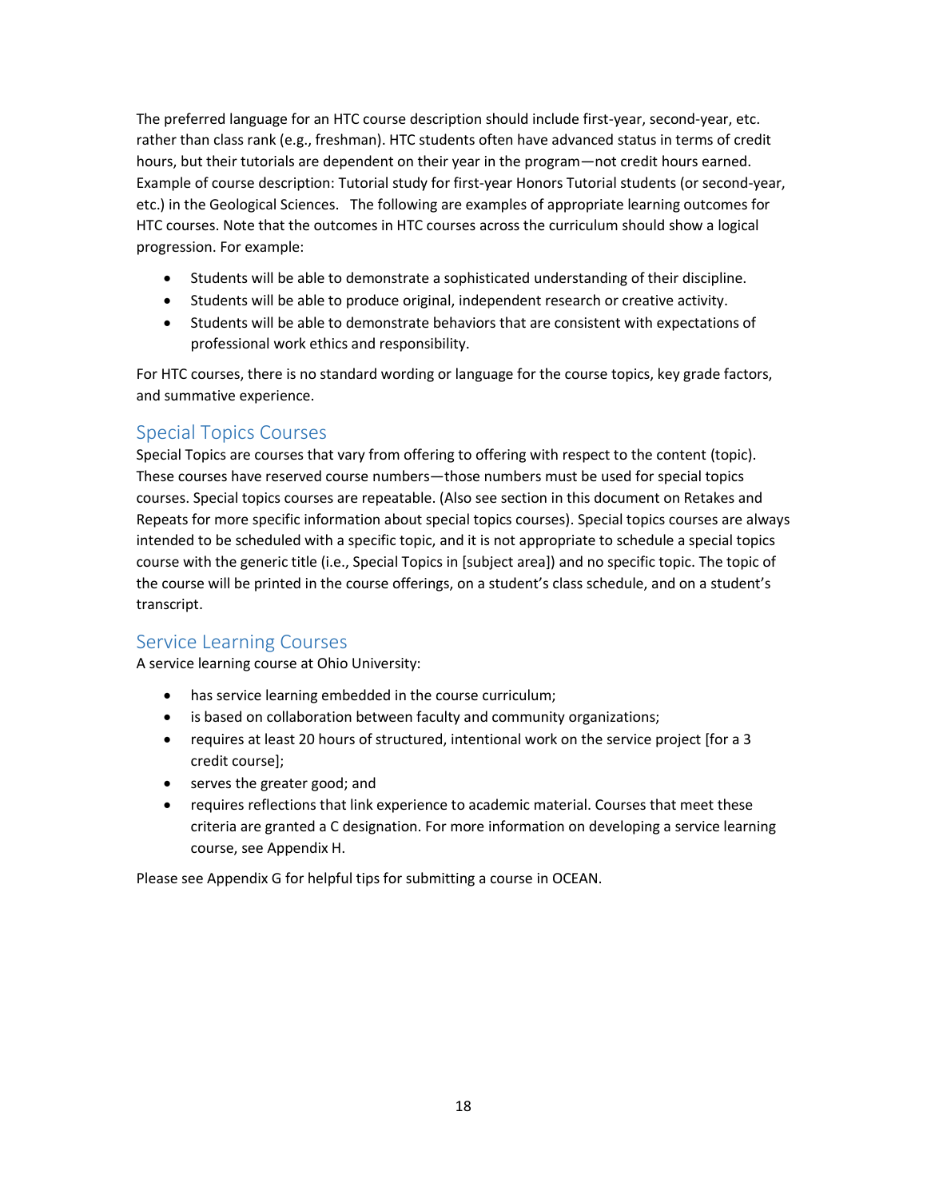The preferred language for an HTC course description should include first-year, second-year, etc. rather than class rank (e.g., freshman). HTC students often have advanced status in terms of credit hours, but their tutorials are dependent on their year in the program—not credit hours earned. Example of course description: Tutorial study for first-year Honors Tutorial students (or second-year, etc.) in the Geological Sciences. The following are examples of appropriate learning outcomes for HTC courses. Note that the outcomes in HTC courses across the curriculum should show a logical progression. For example:

- Students will be able to demonstrate a sophisticated understanding of their discipline.
- Students will be able to produce original, independent research or creative activity.
- Students will be able to demonstrate behaviors that are consistent with expectations of professional work ethics and responsibility.

For HTC courses, there is no standard wording or language for the course topics, key grade factors, and summative experience.

## Special Topics Courses

Special Topics are courses that vary from offering to offering with respect to the content (topic). These courses have reserved course numbers—those numbers must be used for special topics courses. Special topics courses are repeatable. (Also see section in this document on Retakes and Repeats for more specific information about special topics courses). Special topics courses are always intended to be scheduled with a specific topic, and it is not appropriate to schedule a special topics course with the generic title (i.e., Special Topics in [subject area]) and no specific topic. The topic of the course will be printed in the course offerings, on a student's class schedule, and on a student's transcript.

## Service Learning Courses

A service learning course at Ohio University:

- has service learning embedded in the course curriculum;
- is based on collaboration between faculty and community organizations;
- requires at least 20 hours of structured, intentional work on the service project [for a 3 credit course];
- serves the greater good; and
- requires reflections that link experience to academic material. Courses that meet these criteria are granted a C designation. For more information on developing a service learning course, see Appendix H.

Please see Appendix G for helpful tips for submitting a course in OCEAN.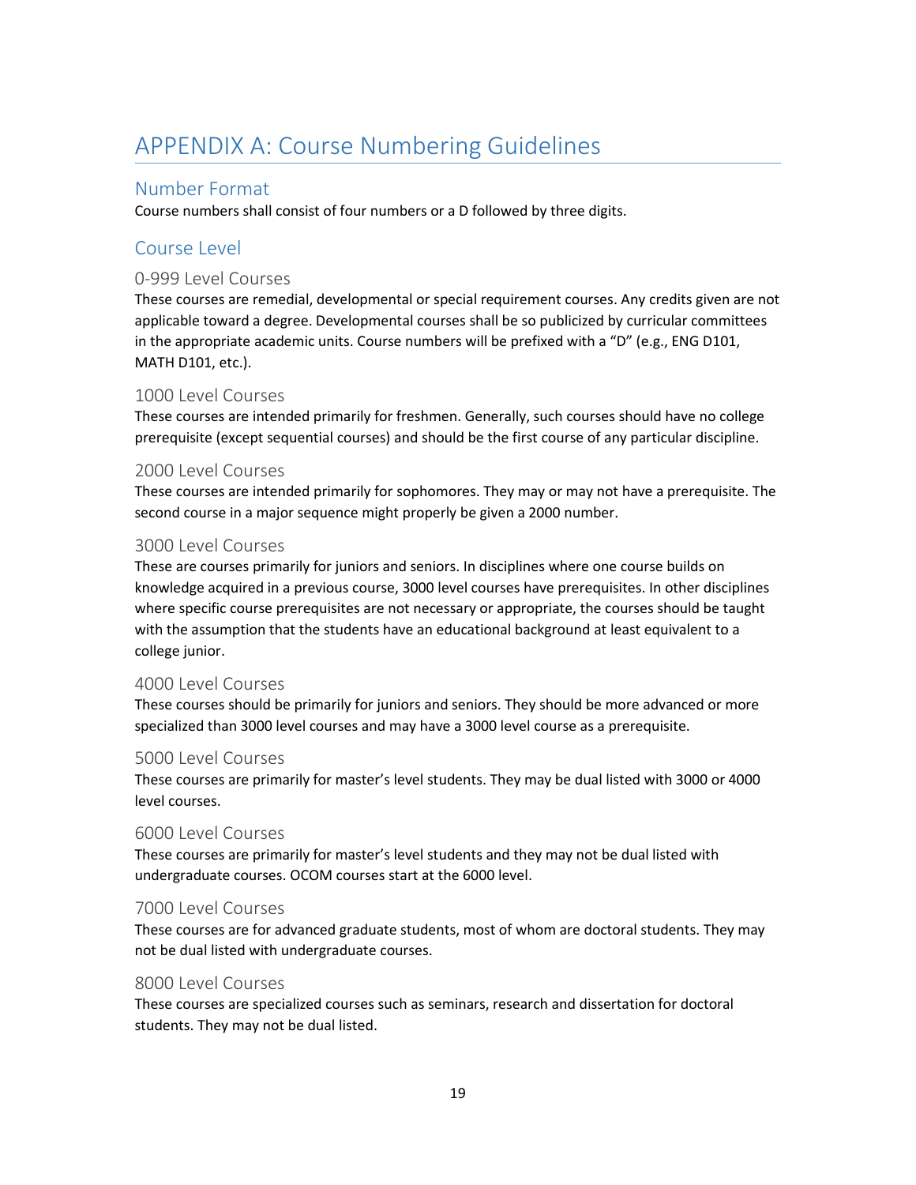# APPENDIX A: Course Numbering Guidelines

## Number Format

Course numbers shall consist of four numbers or a D followed by three digits.

## Course Level

### 0-999 Level Courses

These courses are remedial, developmental or special requirement courses. Any credits given are not applicable toward a degree. Developmental courses shall be so publicized by curricular committees in the appropriate academic units. Course numbers will be prefixed with a "D" (e.g., ENG D101, MATH D101, etc.).

### 1000 Level Courses

These courses are intended primarily for freshmen. Generally, such courses should have no college prerequisite (except sequential courses) and should be the first course of any particular discipline.

### 2000 Level Courses

These courses are intended primarily for sophomores. They may or may not have a prerequisite. The second course in a major sequence might properly be given a 2000 number.

### 3000 Level Courses

These are courses primarily for juniors and seniors. In disciplines where one course builds on knowledge acquired in a previous course, 3000 level courses have prerequisites. In other disciplines where specific course prerequisites are not necessary or appropriate, the courses should be taught with the assumption that the students have an educational background at least equivalent to a college junior.

### 4000 Level Courses

These courses should be primarily for juniors and seniors. They should be more advanced or more specialized than 3000 level courses and may have a 3000 level course as a prerequisite.

### 5000 Level Courses

These courses are primarily for master's level students. They may be dual listed with 3000 or 4000 level courses.

### 6000 Level Courses

These courses are primarily for master's level students and they may not be dual listed with undergraduate courses. OCOM courses start at the 6000 level.

### 7000 Level Courses

These courses are for advanced graduate students, most of whom are doctoral students. They may not be dual listed with undergraduate courses.

### 8000 Level Courses

These courses are specialized courses such as seminars, research and dissertation for doctoral students. They may not be dual listed.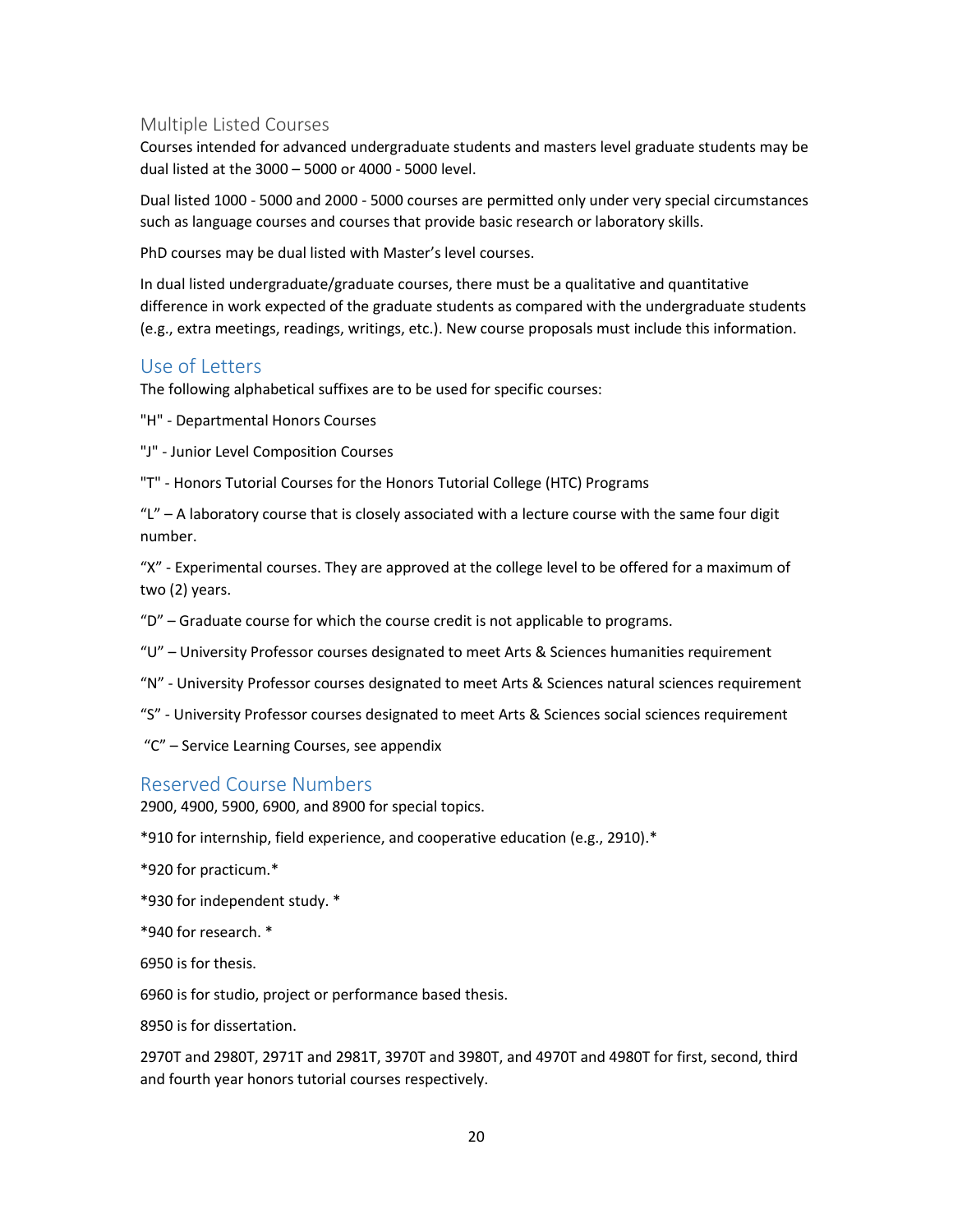## Multiple Listed Courses

Courses intended for advanced undergraduate students and masters level graduate students may be dual listed at the 3000 – 5000 or 4000 - 5000 level.

Dual listed 1000 - 5000 and 2000 - 5000 courses are permitted only under very special circumstances such as language courses and courses that provide basic research or laboratory skills.

PhD courses may be dual listed with Master's level courses.

In dual listed undergraduate/graduate courses, there must be a qualitative and quantitative difference in work expected of the graduate students as compared with the undergraduate students (e.g., extra meetings, readings, writings, etc.). New course proposals must include this information.

## Use of Letters

The following alphabetical suffixes are to be used for specific courses:

"H" - Departmental Honors Courses

"J" - Junior Level Composition Courses

"T" - Honors Tutorial Courses for the Honors Tutorial College (HTC) Programs

"L" – A laboratory course that is closely associated with a lecture course with the same four digit number.

"X" - Experimental courses. They are approved at the college level to be offered for a maximum of two (2) years.

"D" – Graduate course for which the course credit is not applicable to programs.

"U" – University Professor courses designated to meet Arts & Sciences humanities requirement

"N" - University Professor courses designated to meet Arts & Sciences natural sciences requirement

"S" - University Professor courses designated to meet Arts & Sciences social sciences requirement

"C" – Service Learning Courses, see appendix

## Reserved Course Numbers

2900, 4900, 5900, 6900, and 8900 for special topics.

*910 for internship, field experience, and cooperative education (e.g., 2910).*

*920 for practicum.*

*930 for independent study. *

*940 for research. *

6950 is for thesis.

6960 is for studio, project or performance based thesis.

8950 is for dissertation.

2970T and 2980T, 2971T and 2981T, 3970T and 3980T, and 4970T and 4980T for first, second, third and fourth year honors tutorial courses respectively.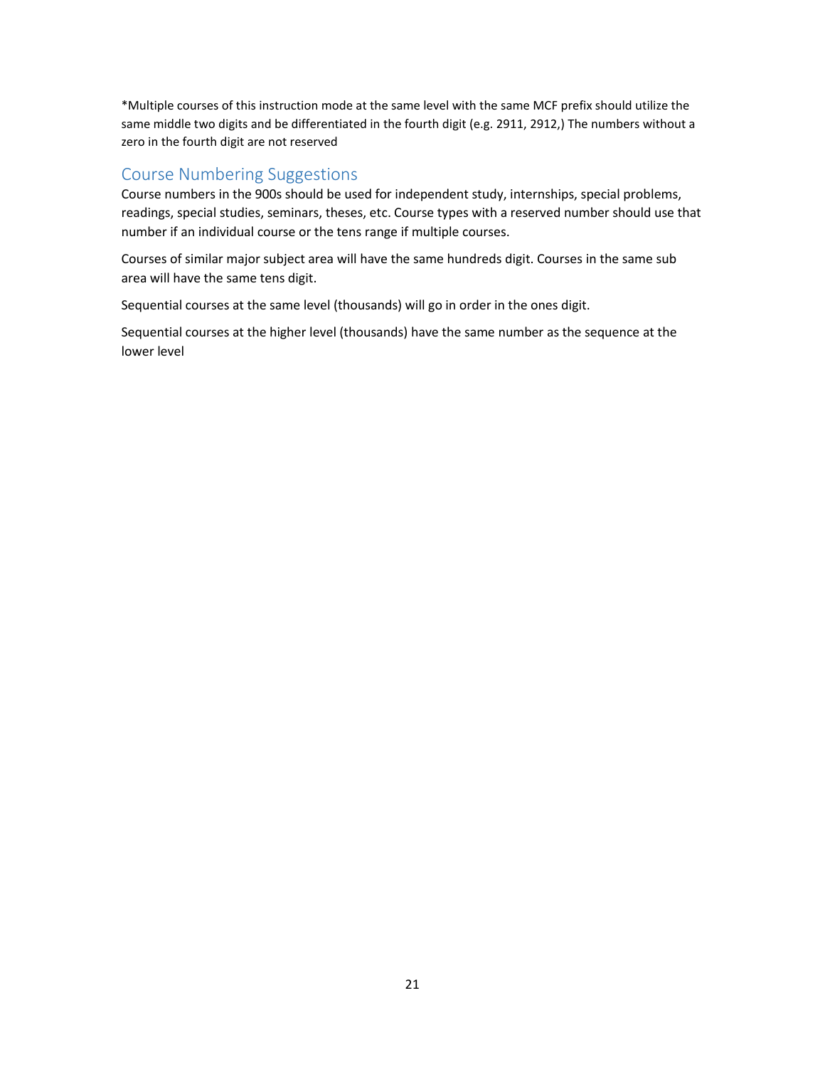*Multiple courses of this instruction mode at the same level with the same MCF prefix should utilize the same middle two digits and be differentiated in the fourth digit (e.g. 2911, 2912,) The numbers without a zero in the fourth digit are not reserved

## Course Numbering Suggestions

Course numbers in the 900s should be used for independent study, internships, special problems, readings, special studies, seminars, theses, etc. Course types with a reserved number should use that number if an individual course or the tens range if multiple courses.

Courses of similar major subject area will have the same hundreds digit. Courses in the same sub area will have the same tens digit.

Sequential courses at the same level (thousands) will go in order in the ones digit.

Sequential courses at the higher level (thousands) have the same number as the sequence at the lower level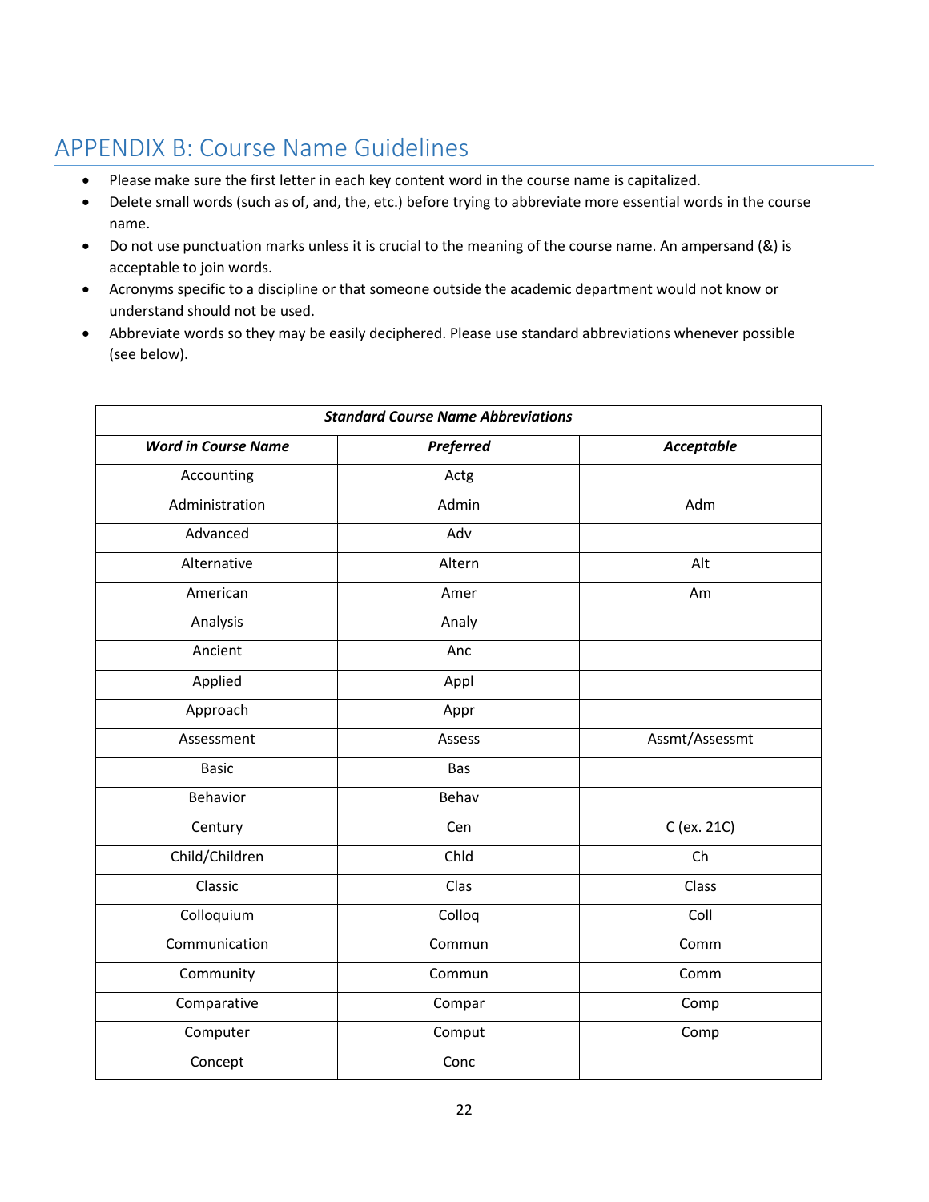# APPENDIX B: Course Name Guidelines

- Please make sure the first letter in each key content word in the course name is capitalized.
- Delete small words (such as of, and, the, etc.) before trying to abbreviate more essential words in the course name.
- Do not use punctuation marks unless it is crucial to the meaning of the course name. An ampersand (&) is acceptable to join words.
- Acronyms specific to a discipline or that someone outside the academic department would not know or understand should not be used.
- Abbreviate words so they may be easily deciphered. Please use standard abbreviations whenever possible (see below).

| ***Standard Course Name Abbreviations*** | | |
|---|---|---|
| ***Word in Course Name*** | ***Preferred*** | ***Acceptable*** |
| Accounting | Actg | |
| Administration | Admin | Adm |
| Advanced | Adv | |
| Alternative | Altern | Alt |
| American | Amer | Am |
| Analysis | Analy | |
| Ancient | Anc | |
| Applied | Appl | |
| Approach | Appr | |
| Assessment | Assess | Assmt/Assessmt |
| Basic | Bas | |
| Behavior | Behav | |
| Century | Cen | C (ex. 21C) |
| Child/Children | Chld | Ch |
| Classic | Clas | Class |
| Colloquium | Colloq | Coll |
| Communication | Commun | Comm |
| Community | Commun | Comm |
| Comparative | Compar | Comp |
| Computer | Comput | Comp |
| Concept | Conc | |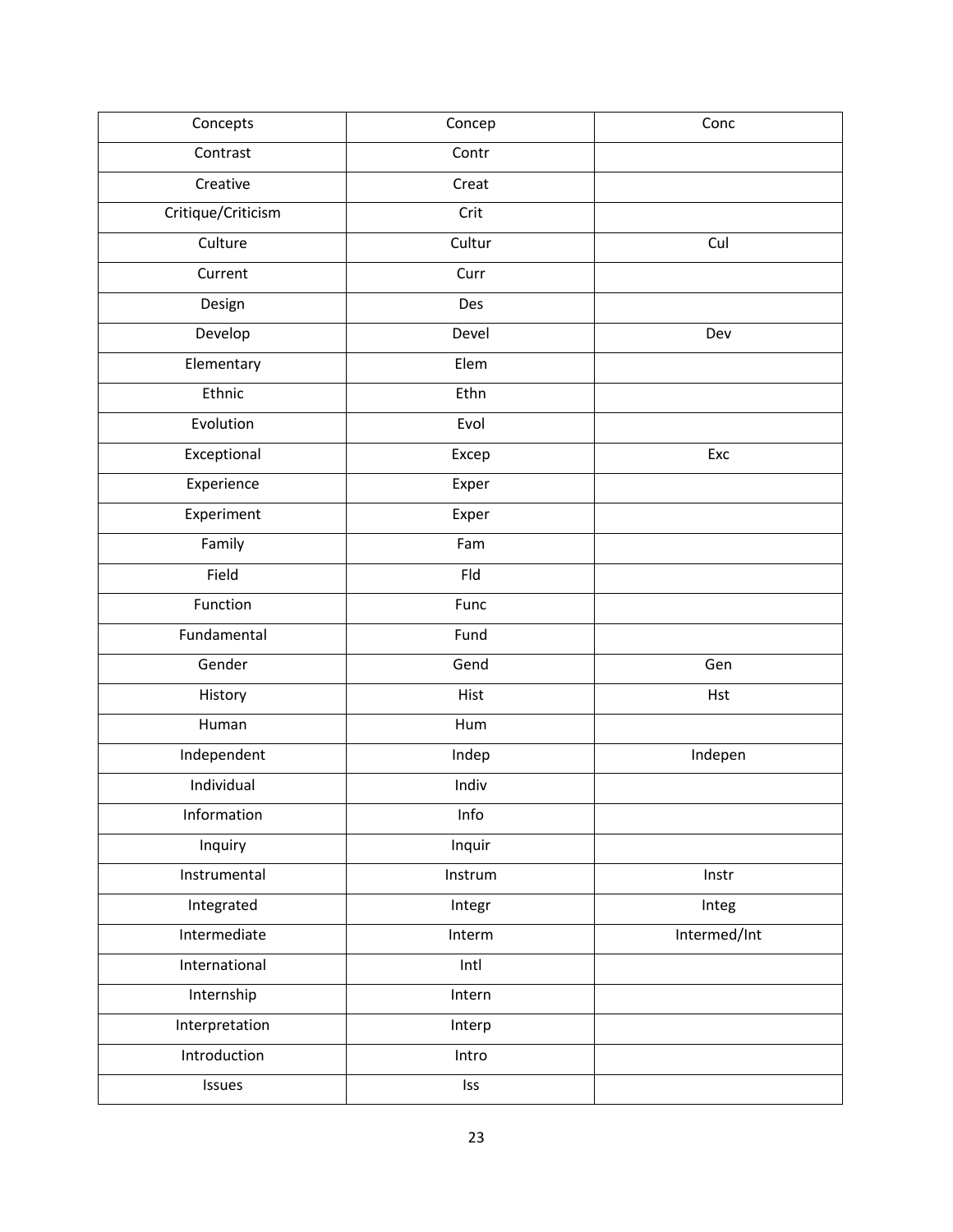| Concepts | Concep | Conc |
|---|---|---|
| Contrast | Contr | |
| Creative | Creat | |
| Critique/Criticism | Crit | |
| Culture | Cultur | Cul |
| Current | Curr | |
| Design | Des | |
| Develop | Devel | Dev |
| Elementary | Elem | |
| Ethnic | Ethn | |
| Evolution | Evol | |
| Exceptional | Excep | Exc |
| Experience | Exper | |
| Experiment | Exper | |
| Family | Fam | |
| Field | Fld | |
| Function | Func | |
| Fundamental | Fund | |
| Gender | Gend | Gen |
| History | Hist | Hst |
| Human | Hum | |
| Independent | Indep | Indepen |
| Individual | Indiv | |
| Information | Info | |
| Inquiry | Inquir | |
| Instrumental | Instrum | Instr |
| Integrated | Integr | Integ |
| Intermediate | Interm | Intermed/Int |
| International | Intl | |
| Internship | Intern | |
| Interpretation | Interp | |
| Introduction | Intro | |
| Issues | Iss | |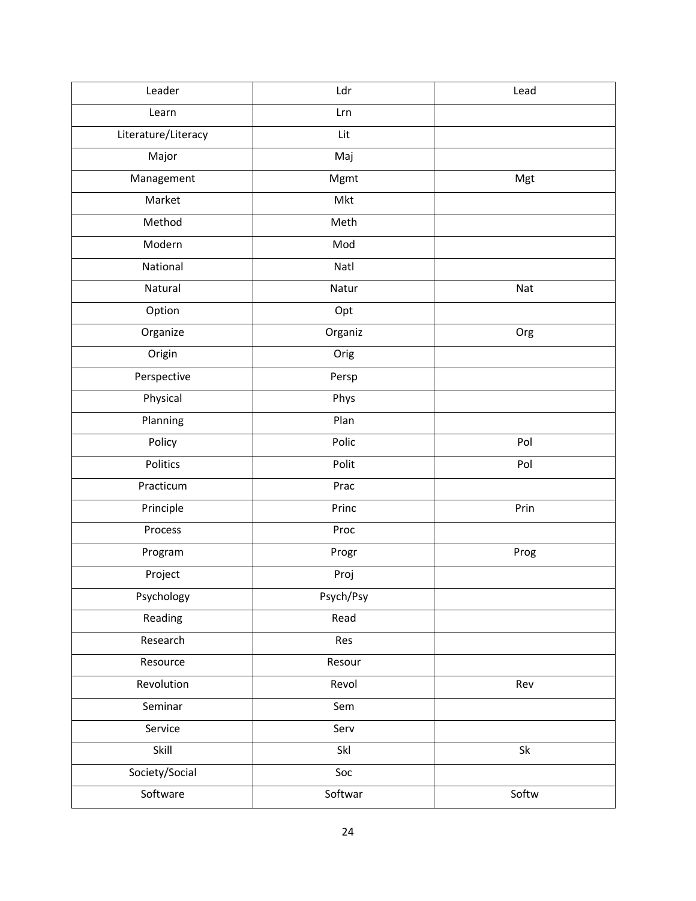| Leader | Ldr | Lead |
|---|---|---|
| Learn | Lrn | |
| Literature/Literacy | Lit | |
| Major | Maj | |
| Management | Mgmt | Mgt |
| Market | Mkt | |
| Method | Meth | |
| Modern | Mod | |
| National | Natl | |
| Natural | Natur | Nat |
| Option | Opt | |
| Organize | Organiz | Org |
| Origin | Orig | |
| Perspective | Persp | |
| Physical | Phys | |
| Planning | Plan | |
| Policy | Polic | Pol |
| Politics | Polit | Pol |
| Practicum | Prac | |
| Principle | Princ | Prin |
| Process | Proc | |
| Program | Progr | Prog |
| Project | Proj | |
| Psychology | Psych/Psy | |
| Reading | Read | |
| Research | Res | |
| Resource | Resour | |
| Revolution | Revol | Rev |
| Seminar | Sem | |
| Service | Serv | |
| Skill | Skl | Sk |
| Society/Social | Soc | |
| Software | Softwar | Softw |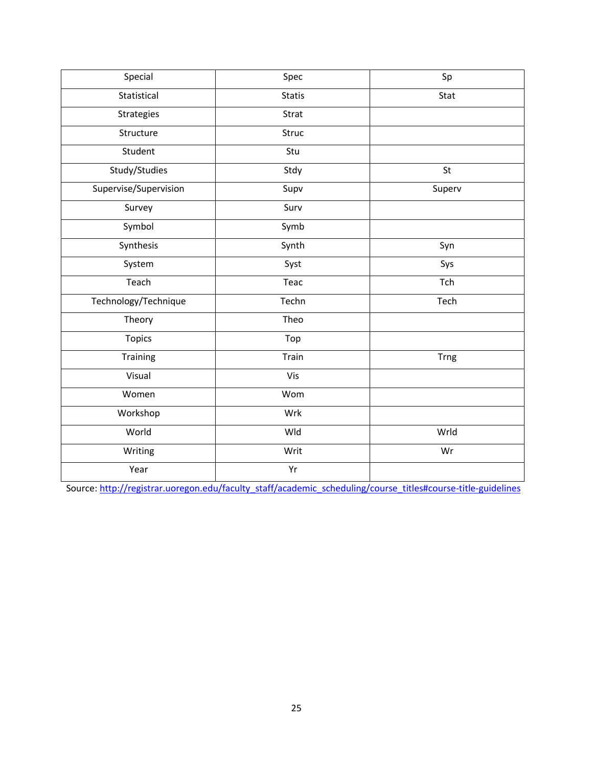| Special | Spec | Sp |
|---|---|---|
| Statistical | Statis | Stat |
| Strategies | Strat | |
| Structure | Struc | |
| Student | Stu | |
| Study/Studies | Stdy | St |
| Supervise/Supervision | Supv | Superv |
| Survey | Surv | |
| Symbol | Symb | |
| Synthesis | Synth | Syn |
| System | Syst | Sys |
| Teach | Teac | Tch |
| Technology/Technique | Techn | Tech |
| Theory | Theo | |
| Topics | Top | |
| Training | Train | Trng |
| Visual | Vis | |
| Women | Wom | |
| Workshop | Wrk | |
| World | Wld | Wrld |
| Writing | Writ | Wr |
| Year | Yr | |

Source: http://registrar.uoregon.edu/faculty_staff/academic_scheduling/course_titles#course-title-guidelines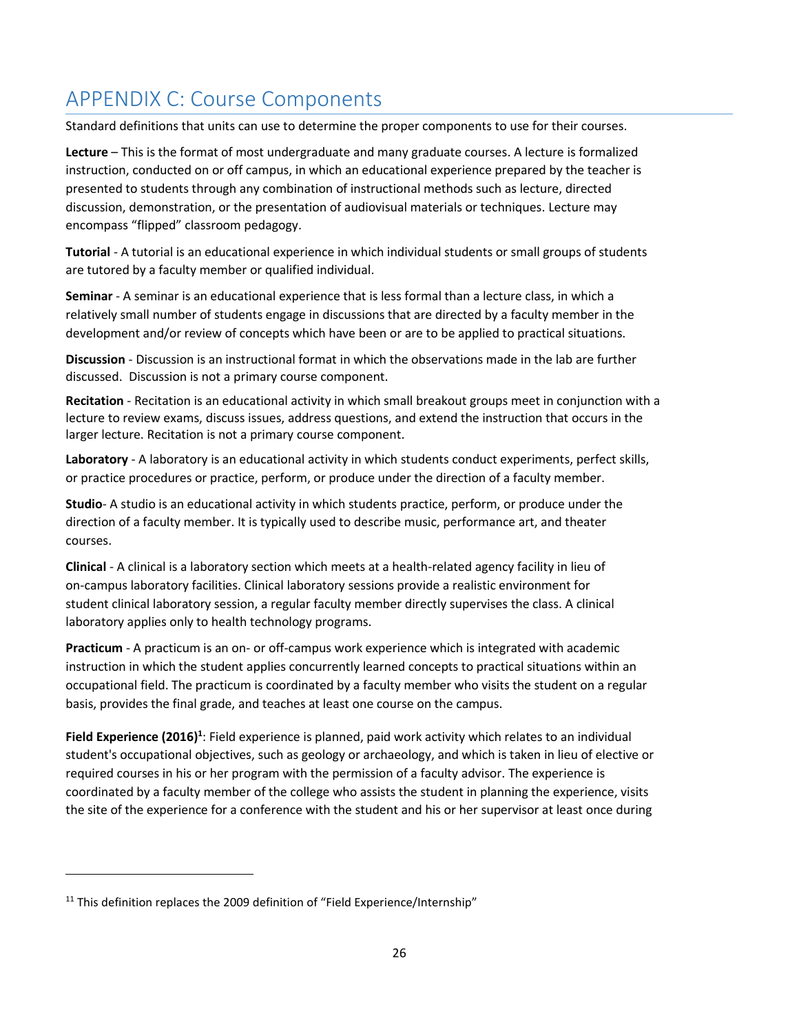# APPENDIX C: Course Components

Standard definitions that units can use to determine the proper components to use for their courses.

**Lecture** – This is the format of most undergraduate and many graduate courses. A lecture is formalized instruction, conducted on or off campus, in which an educational experience prepared by the teacher is presented to students through any combination of instructional methods such as lecture, directed discussion, demonstration, or the presentation of audiovisual materials or techniques. Lecture may encompass "flipped" classroom pedagogy.

**Tutorial** - A tutorial is an educational experience in which individual students or small groups of students are tutored by a faculty member or qualified individual.

**Seminar** - A seminar is an educational experience that is less formal than a lecture class, in which a relatively small number of students engage in discussions that are directed by a faculty member in the development and/or review of concepts which have been or are to be applied to practical situations.

**Discussion** - Discussion is an instructional format in which the observations made in the lab are further discussed. Discussion is not a primary course component.

**Recitation** - Recitation is an educational activity in which small breakout groups meet in conjunction with a lecture to review exams, discuss issues, address questions, and extend the instruction that occurs in the larger lecture. Recitation is not a primary course component.

**Laboratory** - A laboratory is an educational activity in which students conduct experiments, perfect skills, or practice procedures or practice, perform, or produce under the direction of a faculty member.

**Studio**- A studio is an educational activity in which students practice, perform, or produce under the direction of a faculty member. It is typically used to describe music, performance art, and theater courses.

**Clinical** - A clinical is a laboratory section which meets at a health-related agency facility in lieu of on-campus laboratory facilities. Clinical laboratory sessions provide a realistic environment for student clinical laboratory session, a regular faculty member directly supervises the class. A clinical laboratory applies only to health technology programs.

**Practicum** - A practicum is an on- or off-campus work experience which is integrated with academic instruction in which the student applies concurrently learned concepts to practical situations within an occupational field. The practicum is coordinated by a faculty member who visits the student on a regular basis, provides the final grade, and teaches at least one course on the campus.

**Field Experience (2016)[1]**: Field experience is planned, paid work activity which relates to an individual student's occupational objectives, such as geology or archaeology, and which is taken in lieu of elective or required courses in his or her program with the permission of a faculty advisor. The experience is coordinated by a faculty member of the college who assists the student in planning the experience, visits the site of the experience for a conference with the student and his or her supervisor at least once during

---

[11] This definition replaces the 2009 definition of "Field Experience/Internship"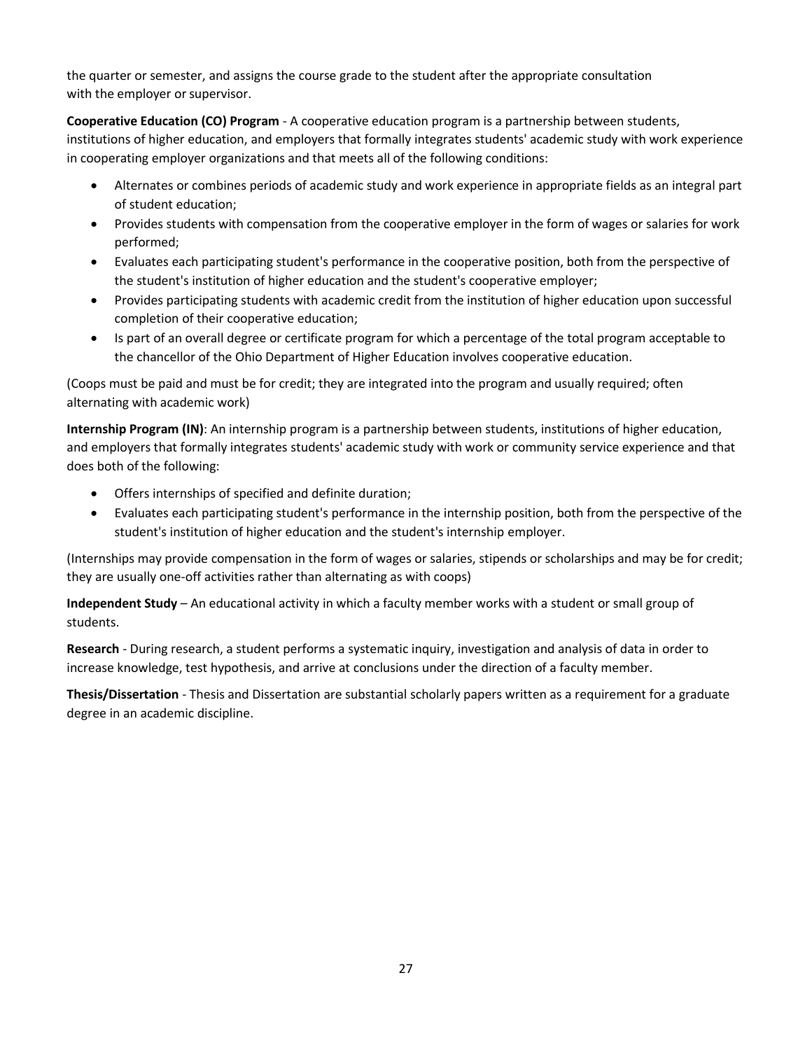the quarter or semester, and assigns the course grade to the student after the appropriate consultation with the employer or supervisor.

**Cooperative Education (CO) Program** - A cooperative education program is a partnership between students, institutions of higher education, and employers that formally integrates students' academic study with work experience in cooperating employer organizations and that meets all of the following conditions:

- Alternates or combines periods of academic study and work experience in appropriate fields as an integral part of student education;
- Provides students with compensation from the cooperative employer in the form of wages or salaries for work performed;
- Evaluates each participating student's performance in the cooperative position, both from the perspective of the student's institution of higher education and the student's cooperative employer;
- Provides participating students with academic credit from the institution of higher education upon successful completion of their cooperative education;
- Is part of an overall degree or certificate program for which a percentage of the total program acceptable to the chancellor of the Ohio Department of Higher Education involves cooperative education.

(Coops must be paid and must be for credit; they are integrated into the program and usually required; often alternating with academic work)

**Internship Program (IN)**: An internship program is a partnership between students, institutions of higher education, and employers that formally integrates students' academic study with work or community service experience and that does both of the following:

- Offers internships of specified and definite duration;
- Evaluates each participating student's performance in the internship position, both from the perspective of the student's institution of higher education and the student's internship employer.

(Internships may provide compensation in the form of wages or salaries, stipends or scholarships and may be for credit; they are usually one-off activities rather than alternating as with coops)

**Independent Study** – An educational activity in which a faculty member works with a student or small group of students.

**Research** - During research, a student performs a systematic inquiry, investigation and analysis of data in order to increase knowledge, test hypothesis, and arrive at conclusions under the direction of a faculty member.

**Thesis/Dissertation** - Thesis and Dissertation are substantial scholarly papers written as a requirement for a graduate degree in an academic discipline.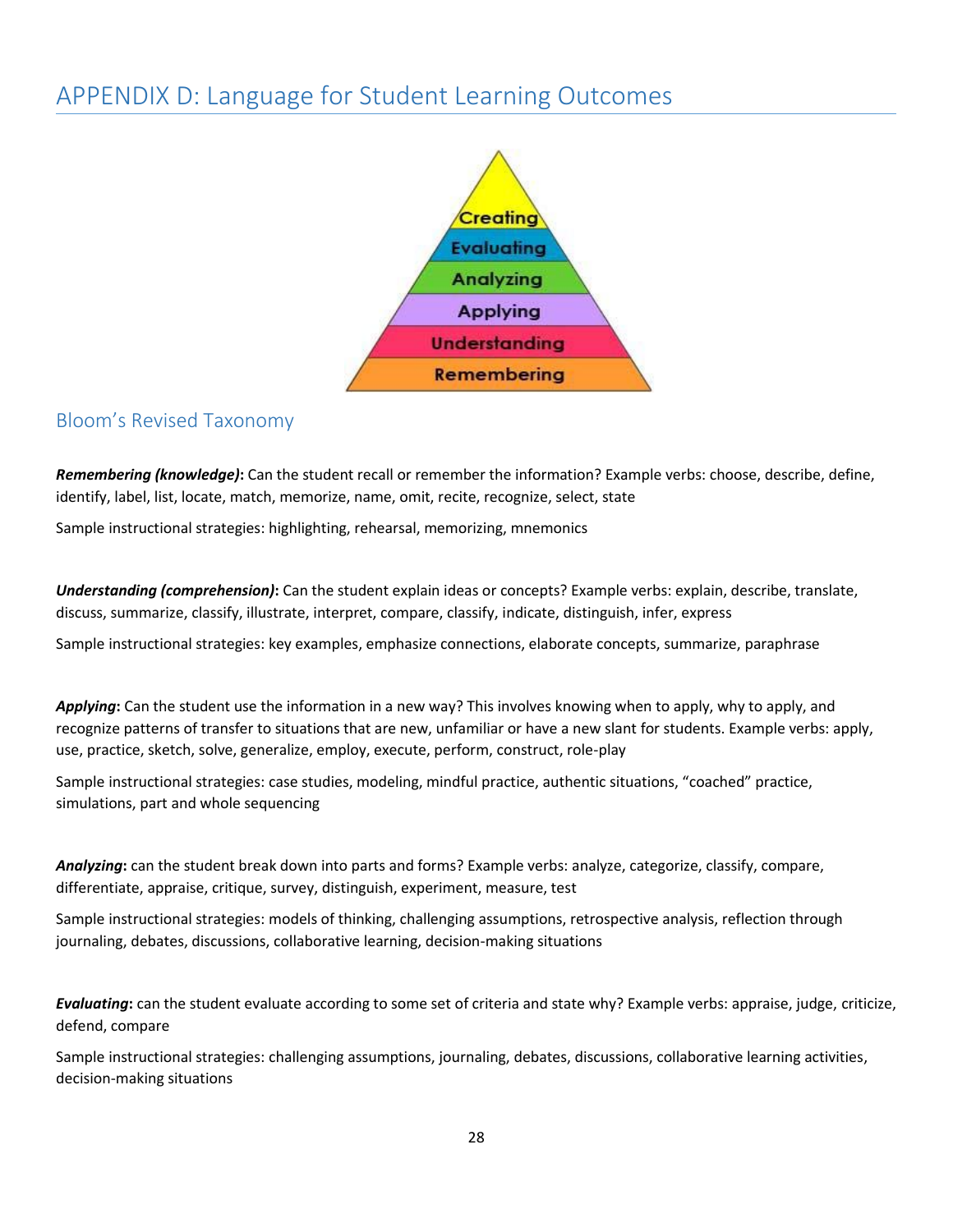# APPENDIX D: Language for Student Learning Outcomes

Creating

Evaluating

Analyzing

Applying

Understanding

Remembering

## Bloom's Revised Taxonomy

***Remembering (knowledge)*:** Can the student recall or remember the information? Example verbs: choose, describe, define, identify, label, list, locate, match, memorize, name, omit, recite, recognize, select, state

Sample instructional strategies: highlighting, rehearsal, memorizing, mnemonics

***Understanding (comprehension)*:** Can the student explain ideas or concepts? Example verbs: explain, describe, translate, discuss, summarize, classify, illustrate, interpret, compare, classify, indicate, distinguish, infer, express

Sample instructional strategies: key examples, emphasize connections, elaborate concepts, summarize, paraphrase

***Applying*:** Can the student use the information in a new way? This involves knowing when to apply, why to apply, and recognize patterns of transfer to situations that are new, unfamiliar or have a new slant for students. Example verbs: apply, use, practice, sketch, solve, generalize, employ, execute, perform, construct, role-play

Sample instructional strategies: case studies, modeling, mindful practice, authentic situations, "coached" practice, simulations, part and whole sequencing

***Analyzing*:** can the student break down into parts and forms? Example verbs: analyze, categorize, classify, compare, differentiate, appraise, critique, survey, distinguish, experiment, measure, test

Sample instructional strategies: models of thinking, challenging assumptions, retrospective analysis, reflection through journaling, debates, discussions, collaborative learning, decision-making situations

***Evaluating*:** can the student evaluate according to some set of criteria and state why? Example verbs: appraise, judge, criticize, defend, compare

Sample instructional strategies: challenging assumptions, journaling, debates, discussions, collaborative learning activities, decision-making situations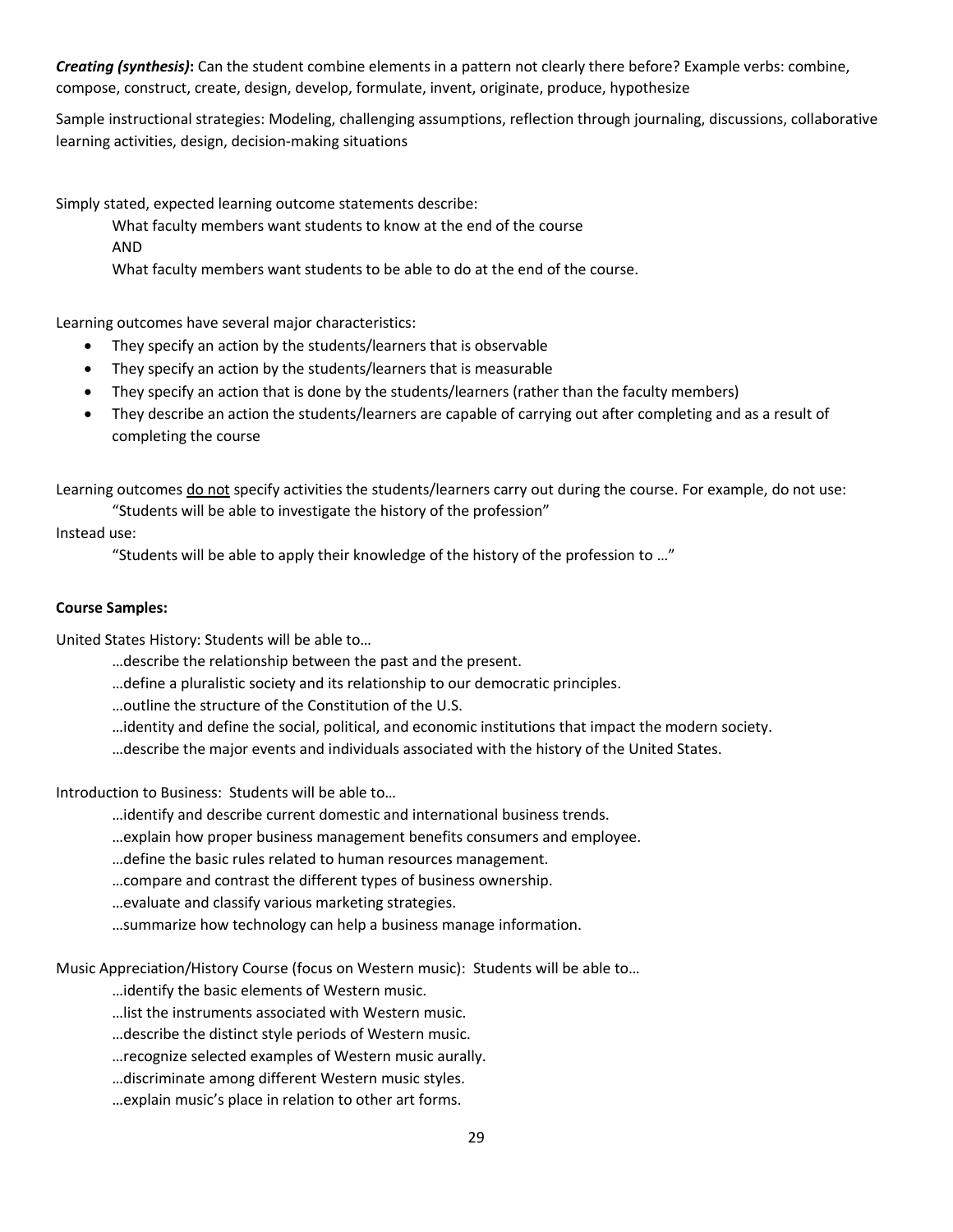***Creating (synthesis)*:** Can the student combine elements in a pattern not clearly there before? Example verbs: combine, compose, construct, create, design, develop, formulate, invent, originate, produce, hypothesize

Sample instructional strategies: Modeling, challenging assumptions, reflection through journaling, discussions, collaborative learning activities, design, decision-making situations

Simply stated, expected learning outcome statements describe:

What faculty members want students to know at the end of the course

AND

What faculty members want students to be able to do at the end of the course.

Learning outcomes have several major characteristics:

- They specify an action by the students/learners that is observable
- They specify an action by the students/learners that is measurable
- They specify an action that is done by the students/learners (rather than the faculty members)
- They describe an action the students/learners are capable of carrying out after completing and as a result of completing the course

Learning outcomes <u>do not</u> specify activities the students/learners carry out during the course. For example, do not use:

"Students will be able to investigate the history of the profession"

Instead use:

"Students will be able to apply their knowledge of the history of the profession to …"

**Course Samples:**

United States History: Students will be able to…

…describe the relationship between the past and the present.

…define a pluralistic society and its relationship to our democratic principles.

…outline the structure of the Constitution of the U.S.

…identity and define the social, political, and economic institutions that impact the modern society.

…describe the major events and individuals associated with the history of the United States.

Introduction to Business: Students will be able to…

…identify and describe current domestic and international business trends.

…explain how proper business management benefits consumers and employee.

…define the basic rules related to human resources management.

…compare and contrast the different types of business ownership.

…evaluate and classify various marketing strategies.

…summarize how technology can help a business manage information.

Music Appreciation/History Course (focus on Western music): Students will be able to…

…identify the basic elements of Western music.

…list the instruments associated with Western music.

…describe the distinct style periods of Western music.

…recognize selected examples of Western music aurally.

…discriminate among different Western music styles.

…explain music's place in relation to other art forms.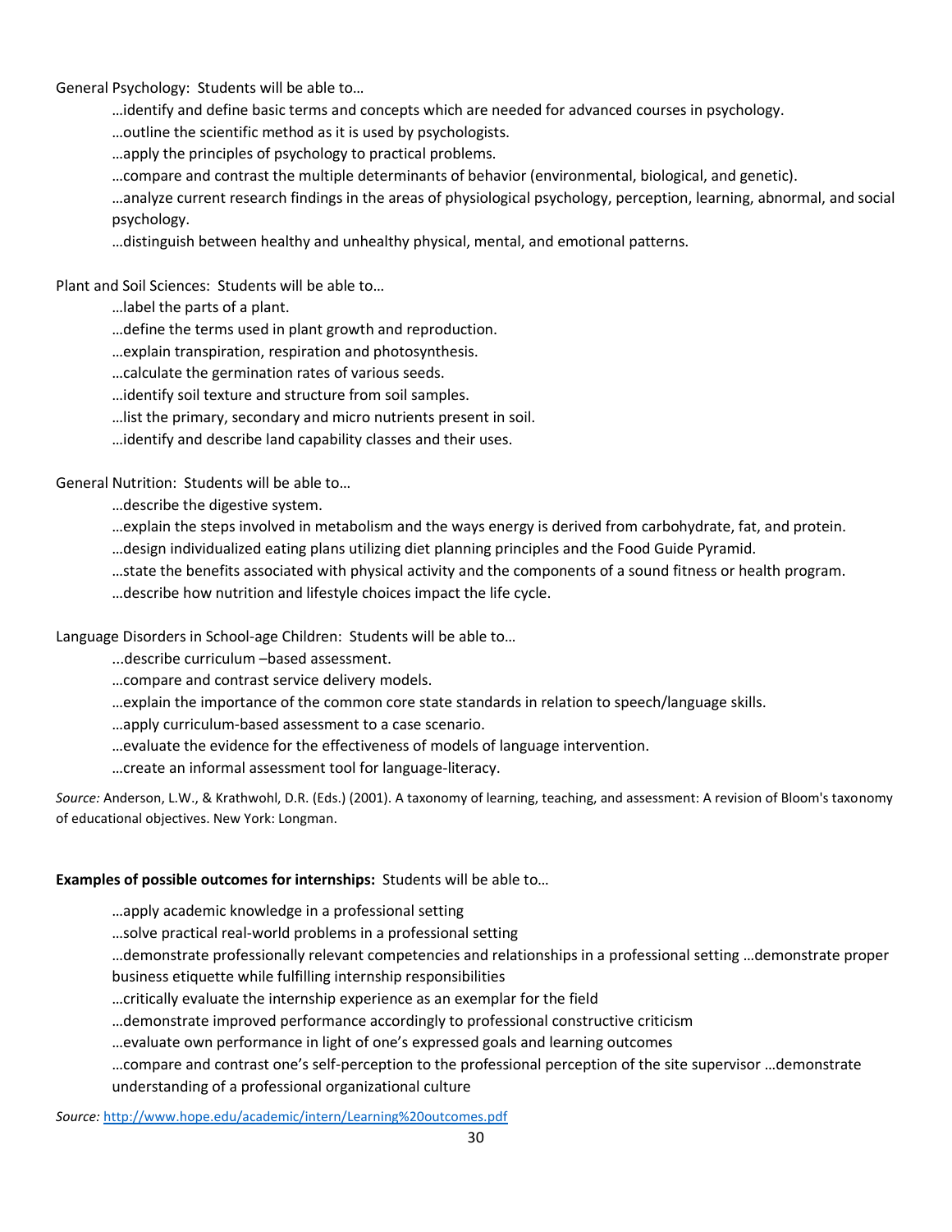General Psychology: Students will be able to…

- …identify and define basic terms and concepts which are needed for advanced courses in psychology.
- …outline the scientific method as it is used by psychologists.
- …apply the principles of psychology to practical problems.
- …compare and contrast the multiple determinants of behavior (environmental, biological, and genetic).
- …analyze current research findings in the areas of physiological psychology, perception, learning, abnormal, and social psychology.
- …distinguish between healthy and unhealthy physical, mental, and emotional patterns.

Plant and Soil Sciences: Students will be able to…

- …label the parts of a plant.
- …define the terms used in plant growth and reproduction.
- …explain transpiration, respiration and photosynthesis.
- …calculate the germination rates of various seeds.
- …identify soil texture and structure from soil samples.
- …list the primary, secondary and micro nutrients present in soil.
- …identify and describe land capability classes and their uses.

General Nutrition: Students will be able to…

- …describe the digestive system.
- …explain the steps involved in metabolism and the ways energy is derived from carbohydrate, fat, and protein.
- …design individualized eating plans utilizing diet planning principles and the Food Guide Pyramid.
- …state the benefits associated with physical activity and the components of a sound fitness or health program.
- …describe how nutrition and lifestyle choices impact the life cycle.

Language Disorders in School-age Children: Students will be able to…

- ...describe curriculum –based assessment.
- …compare and contrast service delivery models.
- …explain the importance of the common core state standards in relation to speech/language skills.
- …apply curriculum-based assessment to a case scenario.
- …evaluate the evidence for the effectiveness of models of language intervention.
- …create an informal assessment tool for language-literacy.

*Source:* Anderson, L.W., & Krathwohl, D.R. (Eds.) (2001). A taxonomy of learning, teaching, and assessment: A revision of Bloom's taxonomy of educational objectives. New York: Longman.

**Examples of possible outcomes for internships:** Students will be able to…

- …apply academic knowledge in a professional setting
- …solve practical real-world problems in a professional setting
- …demonstrate professionally relevant competencies and relationships in a professional setting …demonstrate proper business etiquette while fulfilling internship responsibilities
- …critically evaluate the internship experience as an exemplar for the field
- …demonstrate improved performance accordingly to professional constructive criticism
- …evaluate own performance in light of one's expressed goals and learning outcomes
- …compare and contrast one's self-perception to the professional perception of the site supervisor …demonstrate understanding of a professional organizational culture

*Source:* http://www.hope.edu/academic/intern/Learning%20outcomes.pdf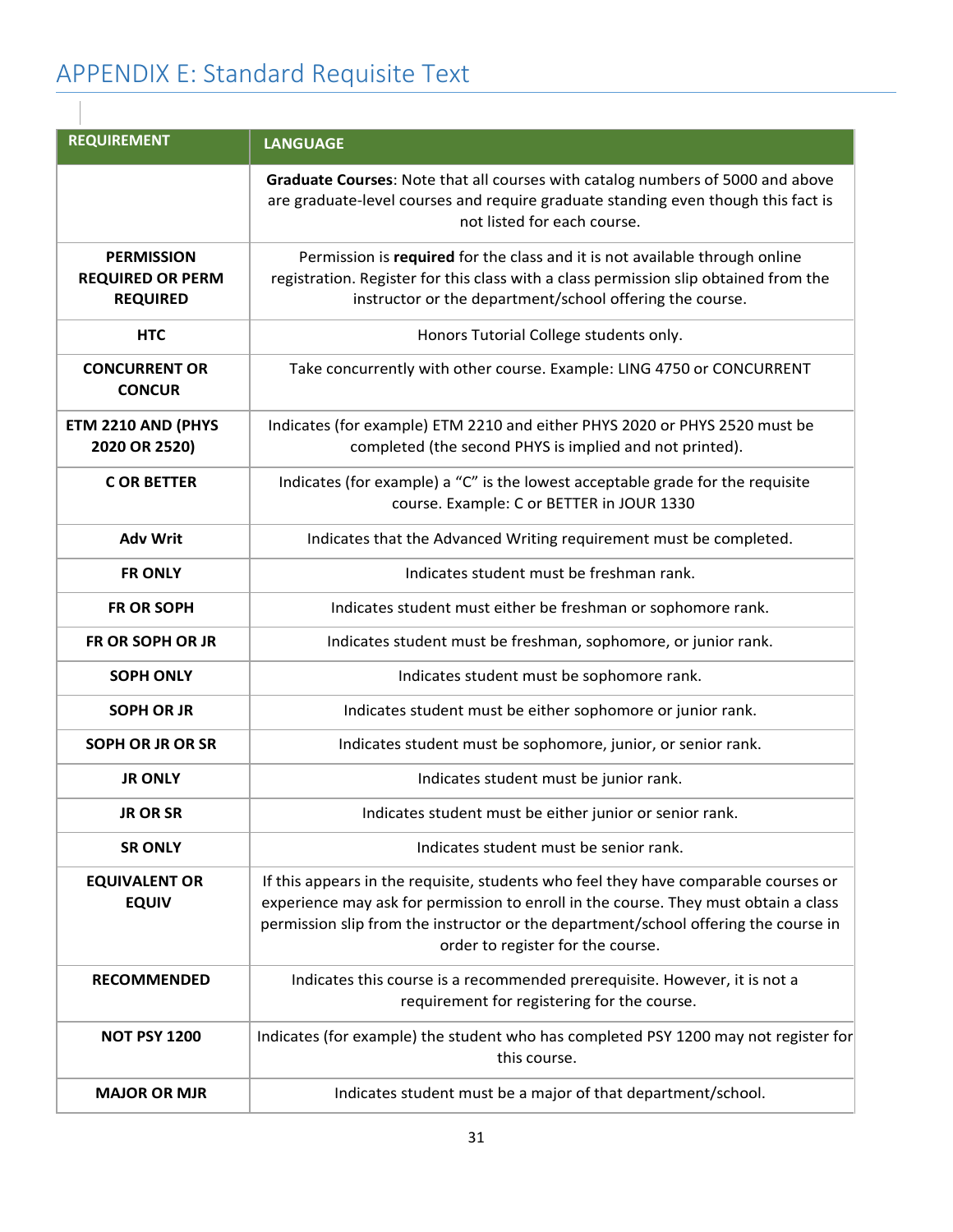# APPENDIX E: Standard Requisite Text

| REQUIREMENT | LANGUAGE |
|---|---|
| | **Graduate Courses**: Note that all courses with catalog numbers of 5000 and above are graduate-level courses and require graduate standing even though this fact is not listed for each course. |
| **PERMISSION REQUIRED OR PERM REQUIRED** | Permission is **required** for the class and it is not available through online registration. Register for this class with a class permission slip obtained from the instructor or the department/school offering the course. |
| **HTC** | Honors Tutorial College students only. |
| **CONCURRENT OR CONCUR** | Take concurrently with other course. Example: LING 4750 or CONCURRENT |
| **ETM 2210 AND (PHYS 2020 OR 2520)** | Indicates (for example) ETM 2210 and either PHYS 2020 or PHYS 2520 must be completed (the second PHYS is implied and not printed). |
| **C OR BETTER** | Indicates (for example) a "C" is the lowest acceptable grade for the requisite course. Example: C or BETTER in JOUR 1330 |
| **Adv Writ** | Indicates that the Advanced Writing requirement must be completed. |
| **FR ONLY** | Indicates student must be freshman rank. |
| **FR OR SOPH** | Indicates student must either be freshman or sophomore rank. |
| **FR OR SOPH OR JR** | Indicates student must be freshman, sophomore, or junior rank. |
| **SOPH ONLY** | Indicates student must be sophomore rank. |
| **SOPH OR JR** | Indicates student must be either sophomore or junior rank. |
| **SOPH OR JR OR SR** | Indicates student must be sophomore, junior, or senior rank. |
| **JR ONLY** | Indicates student must be junior rank. |
| **JR OR SR** | Indicates student must be either junior or senior rank. |
| **SR ONLY** | Indicates student must be senior rank. |
| **EQUIVALENT OR EQUIV** | If this appears in the requisite, students who feel they have comparable courses or experience may ask for permission to enroll in the course. They must obtain a class permission slip from the instructor or the department/school offering the course in order to register for the course. |
| **RECOMMENDED** | Indicates this course is a recommended prerequisite. However, it is not a requirement for registering for the course. |
| **NOT PSY 1200** | Indicates (for example) the student who has completed PSY 1200 may not register for this course. |
| **MAJOR OR MJR** | Indicates student must be a major of that department/school. |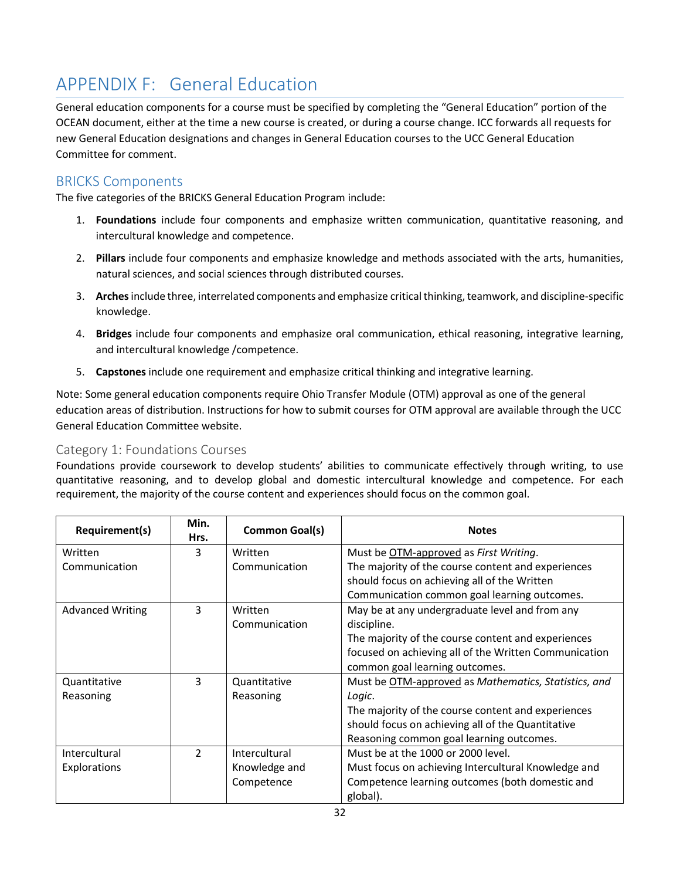# APPENDIX F: General Education

General education components for a course must be specified by completing the "General Education" portion of the OCEAN document, either at the time a new course is created, or during a course change. ICC forwards all requests for new General Education designations and changes in General Education courses to the UCC General Education Committee for comment.

## BRICKS Components

The five categories of the BRICKS General Education Program include:

1. **Foundations** include four components and emphasize written communication, quantitative reasoning, and intercultural knowledge and competence.
2. **Pillars** include four components and emphasize knowledge and methods associated with the arts, humanities, natural sciences, and social sciences through distributed courses.
3. **Arches** include three, interrelated components and emphasize critical thinking, teamwork, and discipline-specific knowledge.
4. **Bridges** include four components and emphasize oral communication, ethical reasoning, integrative learning, and intercultural knowledge /competence.
5. **Capstones** include one requirement and emphasize critical thinking and integrative learning.

Note: Some general education components require Ohio Transfer Module (OTM) approval as one of the general education areas of distribution. Instructions for how to submit courses for OTM approval are available through the UCC General Education Committee website.

### Category 1: Foundations Courses

Foundations provide coursework to develop students' abilities to communicate effectively through writing, to use quantitative reasoning, and to develop global and domestic intercultural knowledge and competence. For each requirement, the majority of the course content and experiences should focus on the common goal.

| Requirement(s) | Min. Hrs. | Common Goal(s) | Notes |
|---|---|---|---|
| Written Communication | 3 | Written Communication | Must be OTM-approved as *First Writing*.<br>The majority of the course content and experiences should focus on achieving all of the Written Communication common goal learning outcomes. |
| Advanced Writing | 3 | Written Communication | May be at any undergraduate level and from any discipline.<br>The majority of the course content and experiences focused on achieving all of the Written Communication common goal learning outcomes. |
| Quantitative Reasoning | 3 | Quantitative Reasoning | Must be OTM-approved as *Mathematics, Statistics, and Logic*.<br>The majority of the course content and experiences should focus on achieving all of the Quantitative Reasoning common goal learning outcomes. |
| Intercultural Explorations | 2 | Intercultural Knowledge and Competence | Must be at the 1000 or 2000 level.<br>Must focus on achieving Intercultural Knowledge and Competence learning outcomes (both domestic and global). |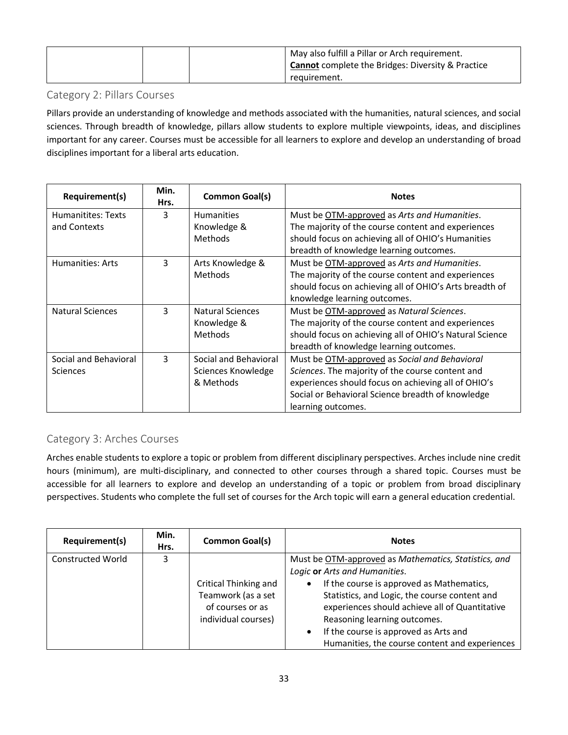| | | | May also fulfill a Pillar or Arch requirement. **Cannot** complete the Bridges: Diversity & Practice requirement. |
|---|---|---|---|

## Category 2: Pillars Courses

Pillars provide an understanding of knowledge and methods associated with the humanities, natural sciences, and social sciences. Through breadth of knowledge, pillars allow students to explore multiple viewpoints, ideas, and disciplines important for any career. Courses must be accessible for all learners to explore and develop an understanding of broad disciplines important for a liberal arts education.

| Requirement(s) | Min. Hrs. | Common Goal(s) | Notes |
|---|---|---|---|
| Humanitites: Texts and Contexts | 3 | Humanities Knowledge & Methods | Must be OTM-approved as *Arts and Humanities*. The majority of the course content and experiences should focus on achieving all of OHIO's Humanities breadth of knowledge learning outcomes. |
| Humanities: Arts | 3 | Arts Knowledge & Methods | Must be OTM-approved as *Arts and Humanities*. The majority of the course content and experiences should focus on achieving all of OHIO's Arts breadth of knowledge learning outcomes. |
| Natural Sciences | 3 | Natural Sciences Knowledge & Methods | Must be OTM-approved as *Natural Sciences*. The majority of the course content and experiences should focus on achieving all of OHIO's Natural Science breadth of knowledge learning outcomes. |
| Social and Behavioral Sciences | 3 | Social and Behavioral Sciences Knowledge & Methods | Must be OTM-approved as *Social and Behavioral Sciences*. The majority of the course content and experiences should focus on achieving all of OHIO's Social or Behavioral Science breadth of knowledge learning outcomes. |

## Category 3: Arches Courses

Arches enable students to explore a topic or problem from different disciplinary perspectives. Arches include nine credit hours (minimum), are multi-disciplinary, and connected to other courses through a shared topic. Courses must be accessible for all learners to explore and develop an understanding of a topic or problem from broad disciplinary perspectives. Students who complete the full set of courses for the Arch topic will earn a general education credential.

| Requirement(s) | Min. Hrs. | Common Goal(s) | Notes |
|---|---|---|---|
| Constructed World | 3 | Critical Thinking and Teamwork (as a set of courses or as individual courses) | Must be OTM-approved as *Mathematics, Statistics, and Logic* **or** *Arts and Humanities*.<br>• If the course is approved as Mathematics, Statistics, and Logic, the course content and experiences should achieve all of Quantitative Reasoning learning outcomes.<br>• If the course is approved as Arts and Humanities, the course content and experiences |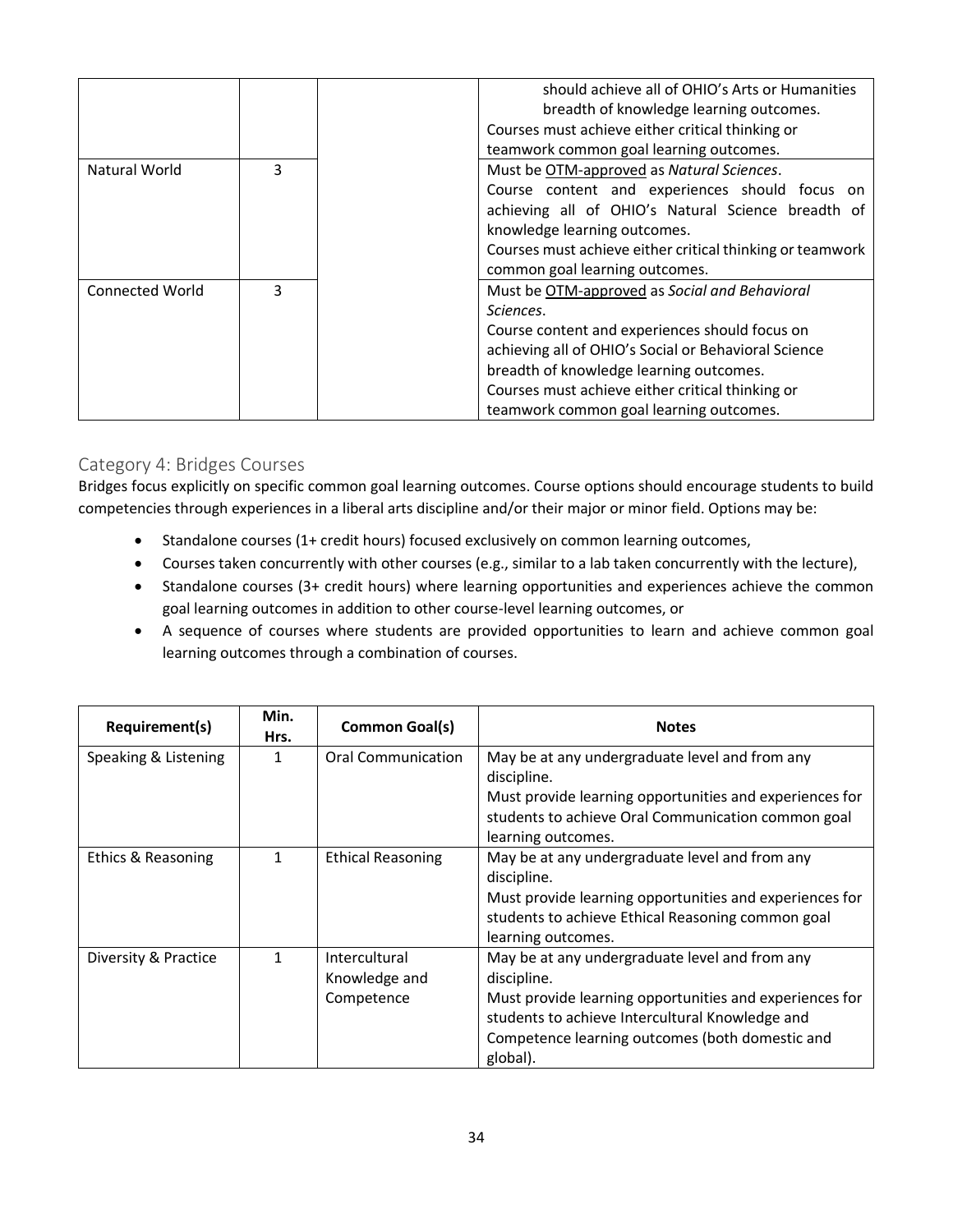| | | | |
|---|---|---|---|
| | | | should achieve all of OHIO's Arts or Humanities breadth of knowledge learning outcomes.<br>Courses must achieve either critical thinking or teamwork common goal learning outcomes. |
| Natural World | 3 | | Must be OTM-approved as *Natural Sciences*.<br>Course content and experiences should focus on achieving all of OHIO's Natural Science breadth of knowledge learning outcomes.<br>Courses must achieve either critical thinking or teamwork common goal learning outcomes. |
| Connected World | 3 | | Must be OTM-approved as *Social and Behavioral Sciences*.<br>Course content and experiences should focus on achieving all of OHIO's Social or Behavioral Science breadth of knowledge learning outcomes.<br>Courses must achieve either critical thinking or teamwork common goal learning outcomes. |

## Category 4: Bridges Courses

Bridges focus explicitly on specific common goal learning outcomes. Course options should encourage students to build competencies through experiences in a liberal arts discipline and/or their major or minor field. Options may be:

- Standalone courses (1+ credit hours) focused exclusively on common learning outcomes,
- Courses taken concurrently with other courses (e.g., similar to a lab taken concurrently with the lecture),
- Standalone courses (3+ credit hours) where learning opportunities and experiences achieve the common goal learning outcomes in addition to other course-level learning outcomes, or
- A sequence of courses where students are provided opportunities to learn and achieve common goal learning outcomes through a combination of courses.

| Requirement(s) | Min. Hrs. | Common Goal(s) | Notes |
|---|---|---|---|
| Speaking & Listening | 1 | Oral Communication | May be at any undergraduate level and from any discipline.<br>Must provide learning opportunities and experiences for students to achieve Oral Communication common goal learning outcomes. |
| Ethics & Reasoning | 1 | Ethical Reasoning | May be at any undergraduate level and from any discipline.<br>Must provide learning opportunities and experiences for students to achieve Ethical Reasoning common goal learning outcomes. |
| Diversity & Practice | 1 | Intercultural Knowledge and Competence | May be at any undergraduate level and from any discipline.<br>Must provide learning opportunities and experiences for students to achieve Intercultural Knowledge and Competence learning outcomes (both domestic and global). |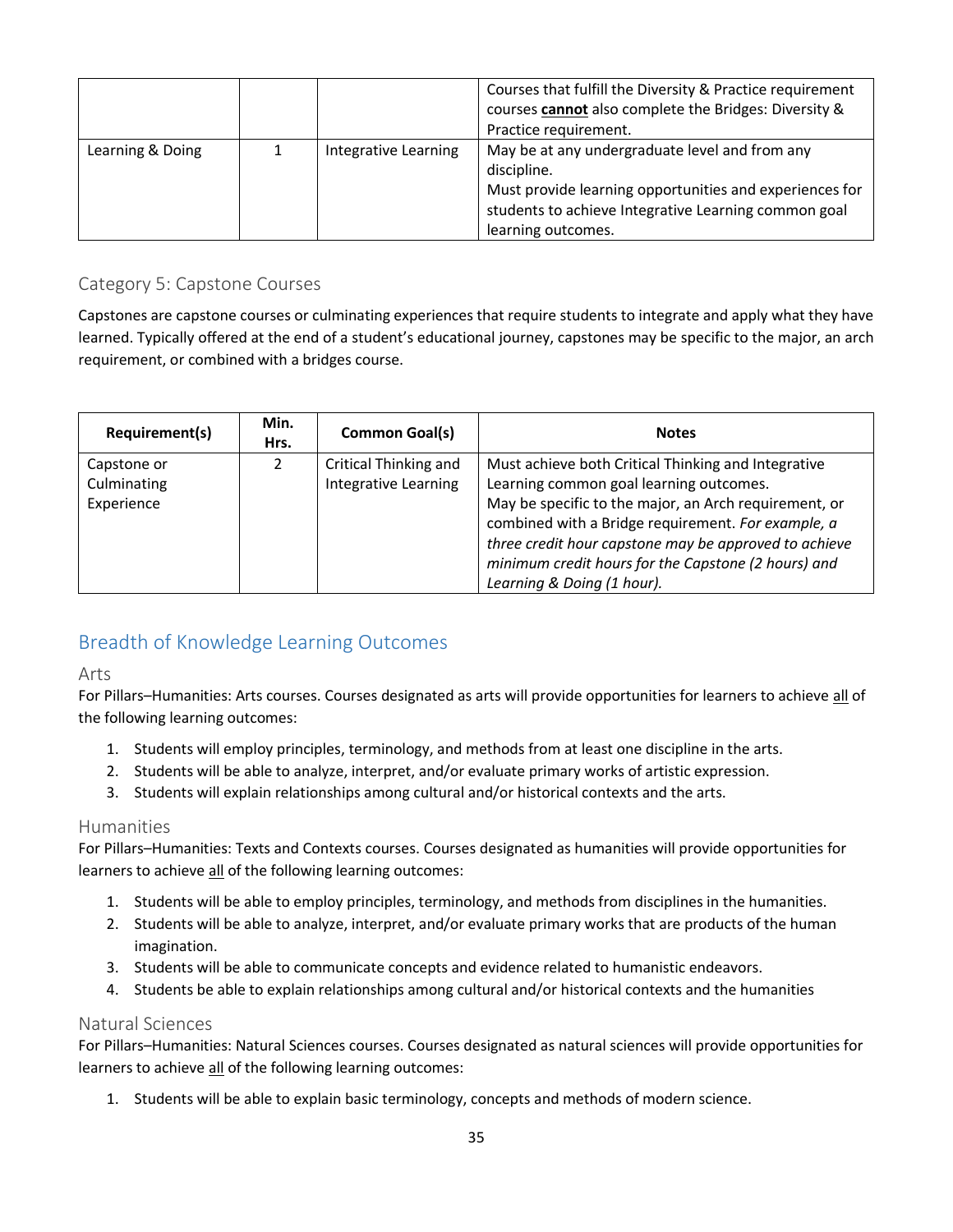| | | | Courses that fulfill the Diversity & Practice requirement courses **cannot** also complete the Bridges: Diversity & Practice requirement. |
|---|---|---|---|
| Learning & Doing | 1 | Integrative Learning | May be at any undergraduate level and from any discipline.<br>Must provide learning opportunities and experiences for students to achieve Integrative Learning common goal learning outcomes. |

### Category 5: Capstone Courses

Capstones are capstone courses or culminating experiences that require students to integrate and apply what they have learned. Typically offered at the end of a student's educational journey, capstones may be specific to the major, an arch requirement, or combined with a bridges course.

| Requirement(s) | Min. Hrs. | Common Goal(s) | Notes |
|---|---|---|---|
| Capstone or Culminating Experience | 2 | Critical Thinking and Integrative Learning | Must achieve both Critical Thinking and Integrative Learning common goal learning outcomes.<br>May be specific to the major, an Arch requirement, or combined with a Bridge requirement. *For example, a three credit hour capstone may be approved to achieve minimum credit hours for the Capstone (2 hours) and Learning & Doing (1 hour).* |

## Breadth of Knowledge Learning Outcomes

### Arts

For Pillars–Humanities: Arts courses. Courses designated as arts will provide opportunities for learners to achieve all of the following learning outcomes:

1. Students will employ principles, terminology, and methods from at least one discipline in the arts.
2. Students will be able to analyze, interpret, and/or evaluate primary works of artistic expression.
3. Students will explain relationships among cultural and/or historical contexts and the arts.

### Humanities

For Pillars–Humanities: Texts and Contexts courses. Courses designated as humanities will provide opportunities for learners to achieve all of the following learning outcomes:

1. Students will be able to employ principles, terminology, and methods from disciplines in the humanities.
2. Students will be able to analyze, interpret, and/or evaluate primary works that are products of the human imagination.
3. Students will be able to communicate concepts and evidence related to humanistic endeavors.
4. Students be able to explain relationships among cultural and/or historical contexts and the humanities

### Natural Sciences

For Pillars–Humanities: Natural Sciences courses. Courses designated as natural sciences will provide opportunities for learners to achieve all of the following learning outcomes:

1. Students will be able to explain basic terminology, concepts and methods of modern science.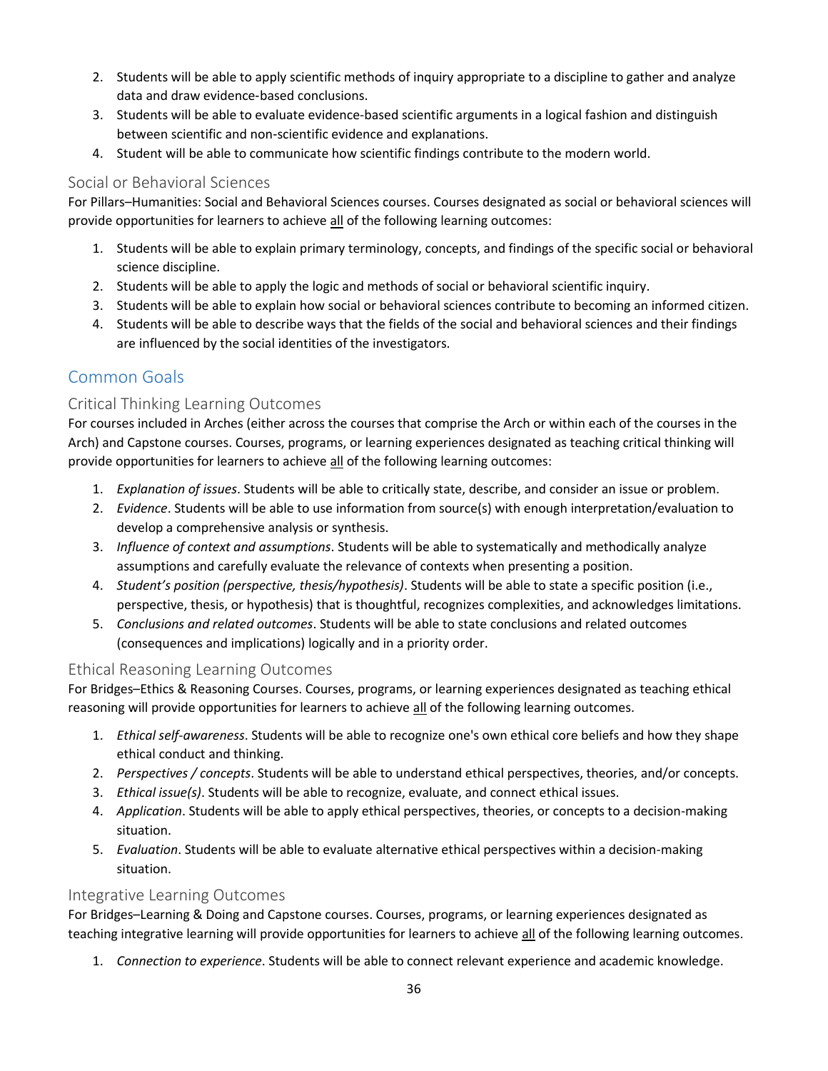2. Students will be able to apply scientific methods of inquiry appropriate to a discipline to gather and analyze data and draw evidence-based conclusions.
3. Students will be able to evaluate evidence-based scientific arguments in a logical fashion and distinguish between scientific and non-scientific evidence and explanations.
4. Student will be able to communicate how scientific findings contribute to the modern world.

### Social or Behavioral Sciences

For Pillars–Humanities: Social and Behavioral Sciences courses. Courses designated as social or behavioral sciences will provide opportunities for learners to achieve <u>all</u> of the following learning outcomes:

1. Students will be able to explain primary terminology, concepts, and findings of the specific social or behavioral science discipline.
2. Students will be able to apply the logic and methods of social or behavioral scientific inquiry.
3. Students will be able to explain how social or behavioral sciences contribute to becoming an informed citizen.
4. Students will be able to describe ways that the fields of the social and behavioral sciences and their findings are influenced by the social identities of the investigators.

## Common Goals

### Critical Thinking Learning Outcomes

For courses included in Arches (either across the courses that comprise the Arch or within each of the courses in the Arch) and Capstone courses. Courses, programs, or learning experiences designated as teaching critical thinking will provide opportunities for learners to achieve <u>all</u> of the following learning outcomes:

1. *Explanation of issues*. Students will be able to critically state, describe, and consider an issue or problem.
2. *Evidence*. Students will be able to use information from source(s) with enough interpretation/evaluation to develop a comprehensive analysis or synthesis.
3. *Influence of context and assumptions*. Students will be able to systematically and methodically analyze assumptions and carefully evaluate the relevance of contexts when presenting a position.
4. *Student's position (perspective, thesis/hypothesis)*. Students will be able to state a specific position (i.e., perspective, thesis, or hypothesis) that is thoughtful, recognizes complexities, and acknowledges limitations.
5. *Conclusions and related outcomes*. Students will be able to state conclusions and related outcomes (consequences and implications) logically and in a priority order.

### Ethical Reasoning Learning Outcomes

For Bridges–Ethics & Reasoning Courses. Courses, programs, or learning experiences designated as teaching ethical reasoning will provide opportunities for learners to achieve <u>all</u> of the following learning outcomes.

1. *Ethical self-awareness*. Students will be able to recognize one's own ethical core beliefs and how they shape ethical conduct and thinking.
2. *Perspectives / concepts*. Students will be able to understand ethical perspectives, theories, and/or concepts.
3. *Ethical issue(s)*. Students will be able to recognize, evaluate, and connect ethical issues.
4. *Application*. Students will be able to apply ethical perspectives, theories, or concepts to a decision-making situation.
5. *Evaluation*. Students will be able to evaluate alternative ethical perspectives within a decision-making situation.

### Integrative Learning Outcomes

For Bridges–Learning & Doing and Capstone courses. Courses, programs, or learning experiences designated as teaching integrative learning will provide opportunities for learners to achieve <u>all</u> of the following learning outcomes.

1. *Connection to experience*. Students will be able to connect relevant experience and academic knowledge.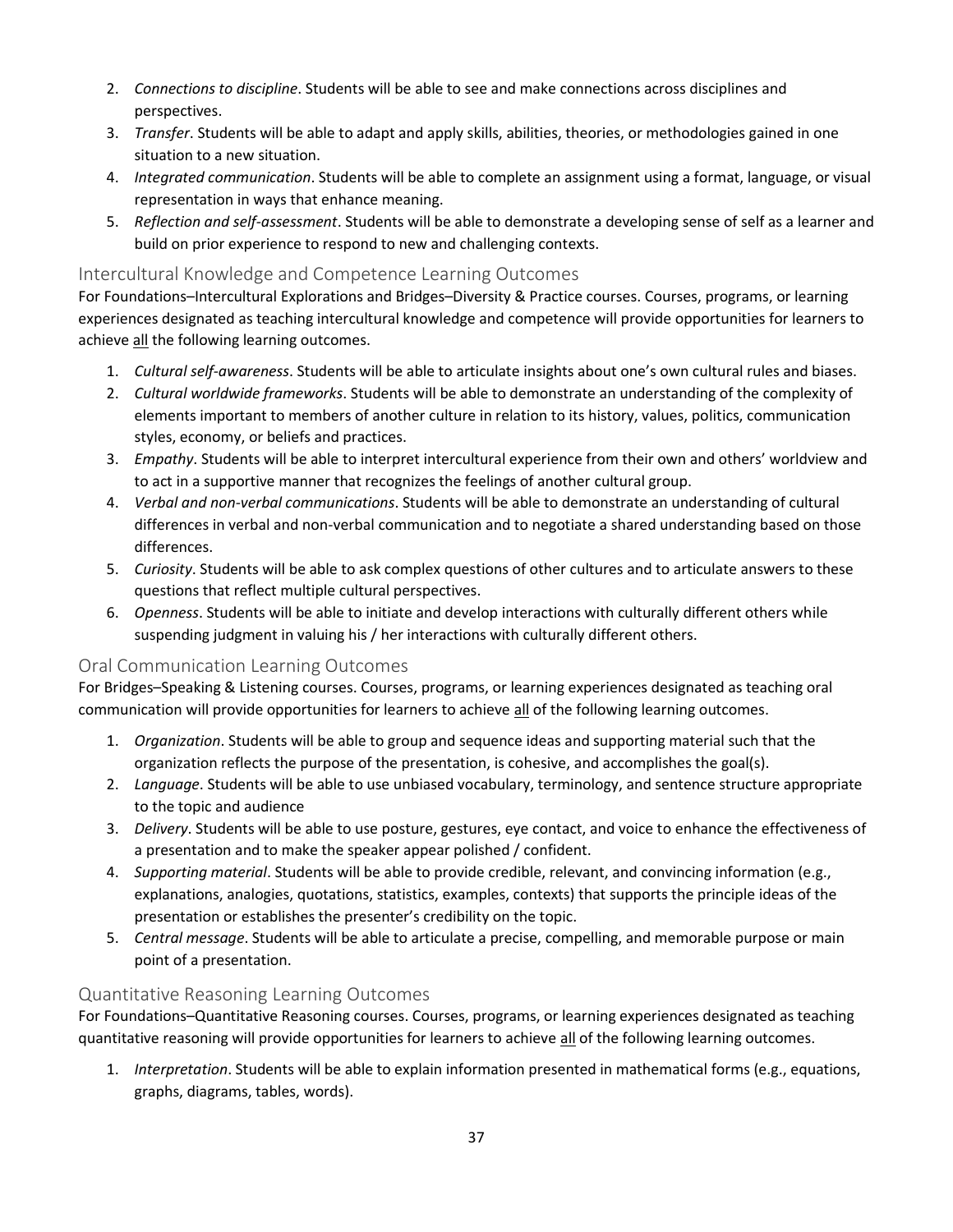2. *Connections to discipline*. Students will be able to see and make connections across disciplines and perspectives.
3. *Transfer*. Students will be able to adapt and apply skills, abilities, theories, or methodologies gained in one situation to a new situation.
4. *Integrated communication*. Students will be able to complete an assignment using a format, language, or visual representation in ways that enhance meaning.
5. *Reflection and self-assessment*. Students will be able to demonstrate a developing sense of self as a learner and build on prior experience to respond to new and challenging contexts.

## Intercultural Knowledge and Competence Learning Outcomes

For Foundations–Intercultural Explorations and Bridges–Diversity & Practice courses. Courses, programs, or learning experiences designated as teaching intercultural knowledge and competence will provide opportunities for learners to achieve <u>all</u> the following learning outcomes.

1. *Cultural self-awareness*. Students will be able to articulate insights about one's own cultural rules and biases.
2. *Cultural worldwide frameworks*. Students will be able to demonstrate an understanding of the complexity of elements important to members of another culture in relation to its history, values, politics, communication styles, economy, or beliefs and practices.
3. *Empathy*. Students will be able to interpret intercultural experience from their own and others' worldview and to act in a supportive manner that recognizes the feelings of another cultural group.
4. *Verbal and non-verbal communications*. Students will be able to demonstrate an understanding of cultural differences in verbal and non-verbal communication and to negotiate a shared understanding based on those differences.
5. *Curiosity*. Students will be able to ask complex questions of other cultures and to articulate answers to these questions that reflect multiple cultural perspectives.
6. *Openness*. Students will be able to initiate and develop interactions with culturally different others while suspending judgment in valuing his / her interactions with culturally different others.

## Oral Communication Learning Outcomes

For Bridges–Speaking & Listening courses. Courses, programs, or learning experiences designated as teaching oral communication will provide opportunities for learners to achieve <u>all</u> of the following learning outcomes.

1. *Organization*. Students will be able to group and sequence ideas and supporting material such that the organization reflects the purpose of the presentation, is cohesive, and accomplishes the goal(s).
2. *Language*. Students will be able to use unbiased vocabulary, terminology, and sentence structure appropriate to the topic and audience
3. *Delivery*. Students will be able to use posture, gestures, eye contact, and voice to enhance the effectiveness of a presentation and to make the speaker appear polished / confident.
4. *Supporting material*. Students will be able to provide credible, relevant, and convincing information (e.g., explanations, analogies, quotations, statistics, examples, contexts) that supports the principle ideas of the presentation or establishes the presenter's credibility on the topic.
5. *Central message*. Students will be able to articulate a precise, compelling, and memorable purpose or main point of a presentation.

## Quantitative Reasoning Learning Outcomes

For Foundations–Quantitative Reasoning courses. Courses, programs, or learning experiences designated as teaching quantitative reasoning will provide opportunities for learners to achieve <u>all</u> of the following learning outcomes.

1. *Interpretation*. Students will be able to explain information presented in mathematical forms (e.g., equations, graphs, diagrams, tables, words).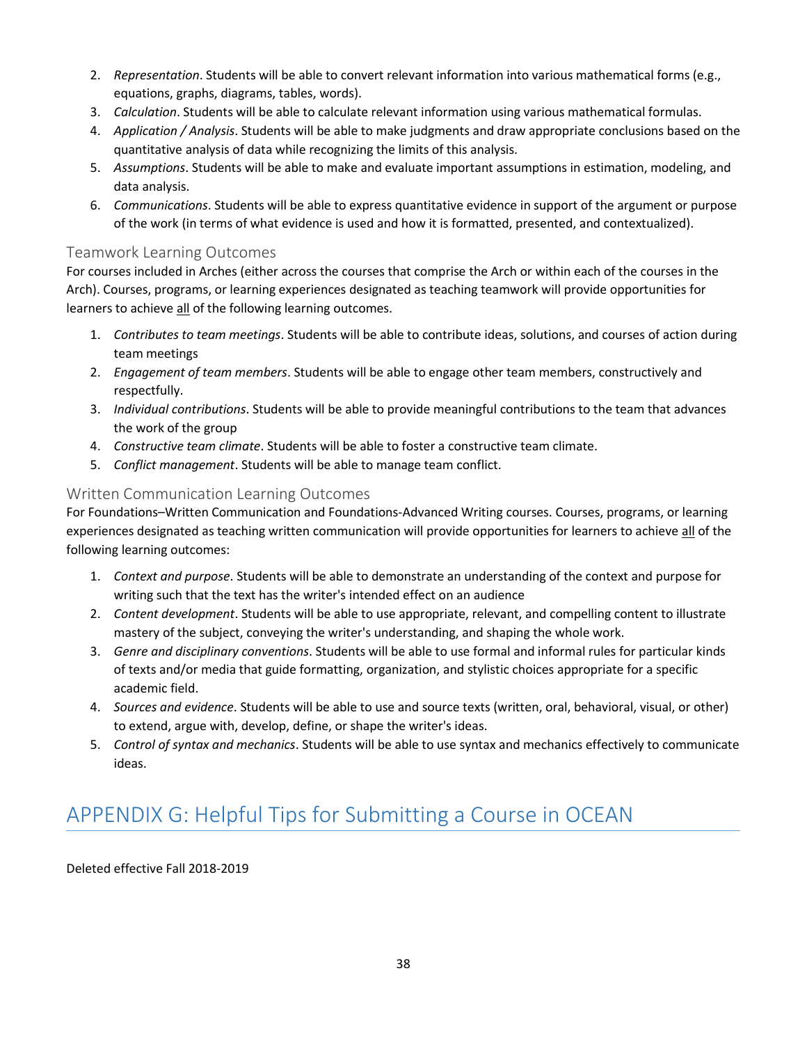2. *Representation*. Students will be able to convert relevant information into various mathematical forms (e.g., equations, graphs, diagrams, tables, words).
3. *Calculation*. Students will be able to calculate relevant information using various mathematical formulas.
4. *Application / Analysis*. Students will be able to make judgments and draw appropriate conclusions based on the quantitative analysis of data while recognizing the limits of this analysis.
5. *Assumptions*. Students will be able to make and evaluate important assumptions in estimation, modeling, and data analysis.
6. *Communications*. Students will be able to express quantitative evidence in support of the argument or purpose of the work (in terms of what evidence is used and how it is formatted, presented, and contextualized).

### Teamwork Learning Outcomes

For courses included in Arches (either across the courses that comprise the Arch or within each of the courses in the Arch). Courses, programs, or learning experiences designated as teaching teamwork will provide opportunities for learners to achieve <u>all</u> of the following learning outcomes.

1. *Contributes to team meetings*. Students will be able to contribute ideas, solutions, and courses of action during team meetings
2. *Engagement of team members*. Students will be able to engage other team members, constructively and respectfully.
3. *Individual contributions*. Students will be able to provide meaningful contributions to the team that advances the work of the group
4. *Constructive team climate*. Students will be able to foster a constructive team climate.
5. *Conflict management*. Students will be able to manage team conflict.

### Written Communication Learning Outcomes

For Foundations–Written Communication and Foundations-Advanced Writing courses. Courses, programs, or learning experiences designated as teaching written communication will provide opportunities for learners to achieve <u>all</u> of the following learning outcomes:

1. *Context and purpose*. Students will be able to demonstrate an understanding of the context and purpose for writing such that the text has the writer's intended effect on an audience
2. *Content development*. Students will be able to use appropriate, relevant, and compelling content to illustrate mastery of the subject, conveying the writer's understanding, and shaping the whole work.
3. *Genre and disciplinary conventions*. Students will be able to use formal and informal rules for particular kinds of texts and/or media that guide formatting, organization, and stylistic choices appropriate for a specific academic field.
4. *Sources and evidence*. Students will be able to use and source texts (written, oral, behavioral, visual, or other) to extend, argue with, develop, define, or shape the writer's ideas.
5. *Control of syntax and mechanics*. Students will be able to use syntax and mechanics effectively to communicate ideas.

## APPENDIX G: Helpful Tips for Submitting a Course in OCEAN

Deleted effective Fall 2018-2019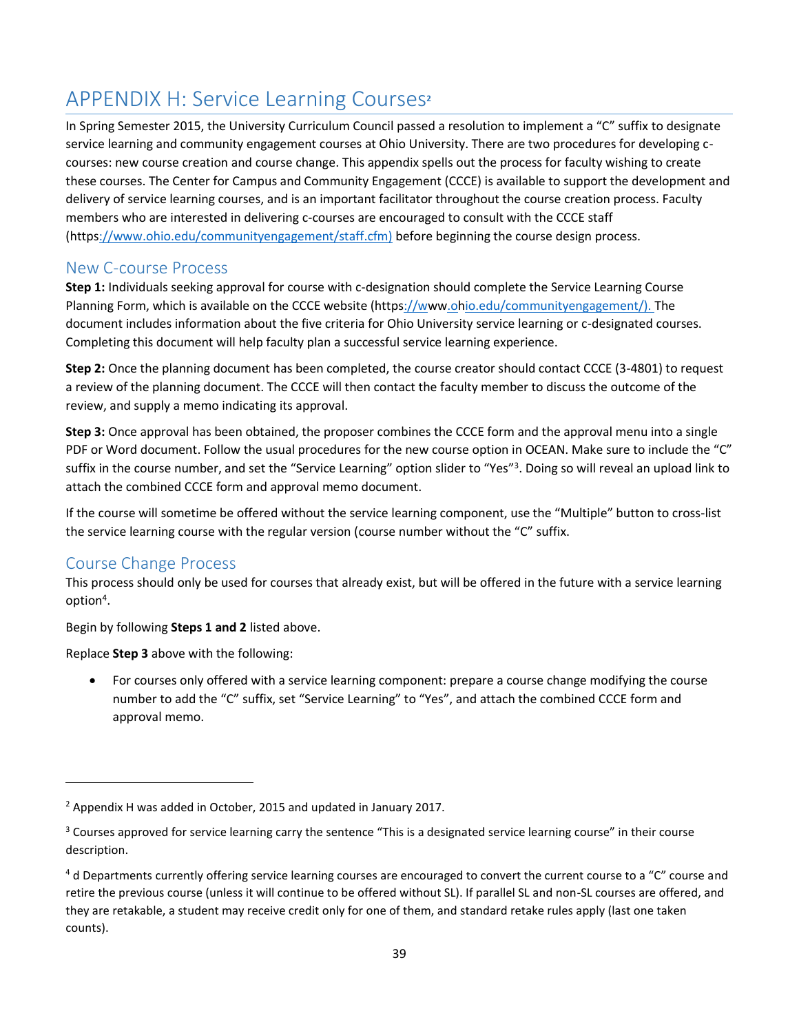# APPENDIX H: Service Learning Courses[2]

In Spring Semester 2015, the University Curriculum Council passed a resolution to implement a "C" suffix to designate service learning and community engagement courses at Ohio University. There are two procedures for developing c-courses: new course creation and course change. This appendix spells out the process for faculty wishing to create these courses. The Center for Campus and Community Engagement (CCCE) is available to support the development and delivery of service learning courses, and is an important facilitator throughout the course creation process. Faculty members who are interested in delivering c-courses are encouraged to consult with the CCCE staff (https://www.ohio.edu/communityengagement/staff.cfm) before beginning the course design process.

## New C-course Process

**Step 1:** Individuals seeking approval for course with c-designation should complete the Service Learning Course Planning Form, which is available on the CCCE website (https://www.ohio.edu/communityengagement/). The document includes information about the five criteria for Ohio University service learning or c-designated courses. Completing this document will help faculty plan a successful service learning experience.

**Step 2:** Once the planning document has been completed, the course creator should contact CCCE (3-4801) to request a review of the planning document. The CCCE will then contact the faculty member to discuss the outcome of the review, and supply a memo indicating its approval.

**Step 3:** Once approval has been obtained, the proposer combines the CCCE form and the approval menu into a single PDF or Word document. Follow the usual procedures for the new course option in OCEAN. Make sure to include the "C" suffix in the course number, and set the "Service Learning" option slider to "Yes"[3]. Doing so will reveal an upload link to attach the combined CCCE form and approval memo document.

If the course will sometime be offered without the service learning component, use the "Multiple" button to cross-list the service learning course with the regular version (course number without the "C" suffix.

## Course Change Process

This process should only be used for courses that already exist, but will be offered in the future with a service learning option[4].

Begin by following **Steps 1 and 2** listed above.

Replace **Step 3** above with the following:

- For courses only offered with a service learning component: prepare a course change modifying the course number to add the "C" suffix, set "Service Learning" to "Yes", and attach the combined CCCE form and approval memo.

---

[2] Appendix H was added in October, 2015 and updated in January 2017.

[3] Courses approved for service learning carry the sentence "This is a designated service learning course" in their course description.

[4] d Departments currently offering service learning courses are encouraged to convert the current course to a "C" course and retire the previous course (unless it will continue to be offered without SL). If parallel SL and non-SL courses are offered, and they are retakable, a student may receive credit only for one of them, and standard retake rules apply (last one taken counts).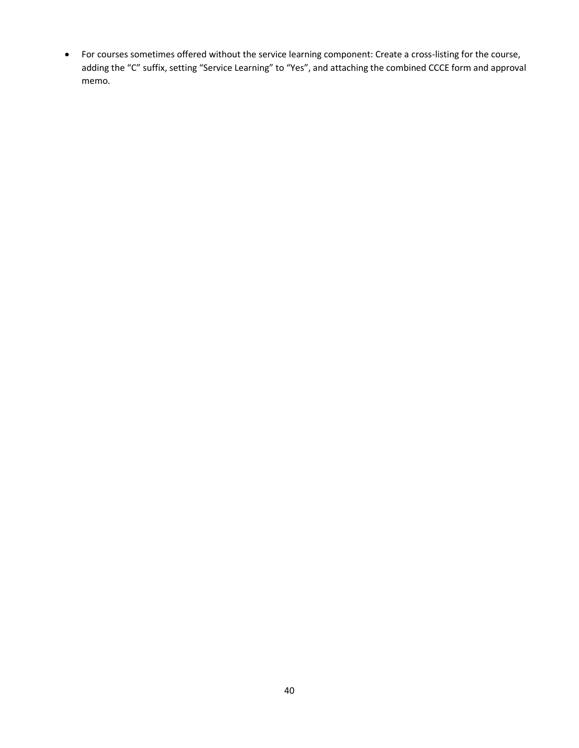- For courses sometimes offered without the service learning component: Create a cross-listing for the course, adding the “C” suffix, setting “Service Learning” to “Yes”, and attaching the combined CCCE form and approval memo.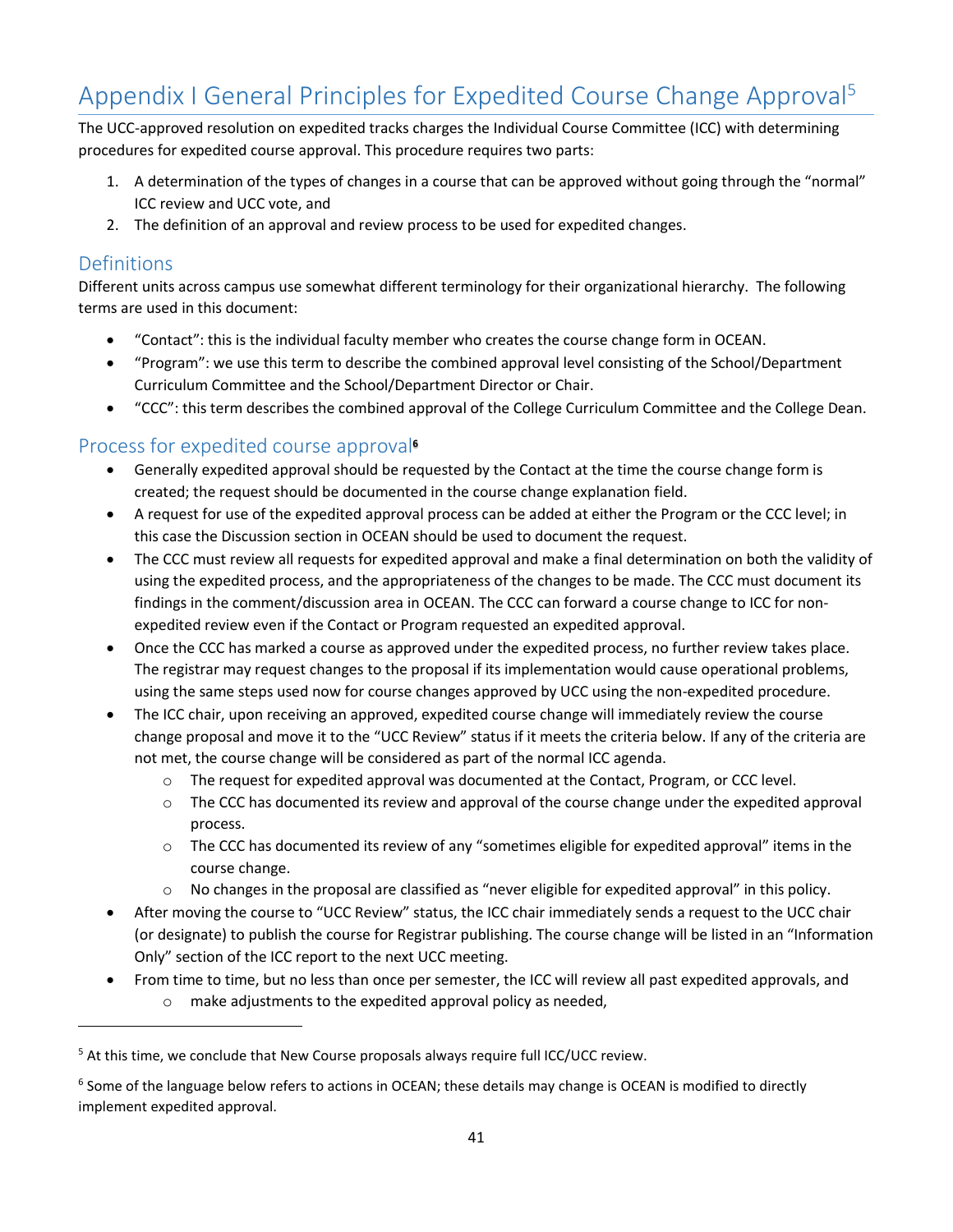# Appendix I General Principles for Expedited Course Change Approval[5]

The UCC-approved resolution on expedited tracks charges the Individual Course Committee (ICC) with determining procedures for expedited course approval. This procedure requires two parts:

1. A determination of the types of changes in a course that can be approved without going through the "normal" ICC review and UCC vote, and
2. The definition of an approval and review process to be used for expedited changes.

## Definitions

Different units across campus use somewhat different terminology for their organizational hierarchy. The following terms are used in this document:

- "Contact": this is the individual faculty member who creates the course change form in OCEAN.
- "Program": we use this term to describe the combined approval level consisting of the School/Department Curriculum Committee and the School/Department Director or Chair.
- "CCC": this term describes the combined approval of the College Curriculum Committee and the College Dean.

## Process for expedited course approval[6]

- Generally expedited approval should be requested by the Contact at the time the course change form is created; the request should be documented in the course change explanation field.
- A request for use of the expedited approval process can be added at either the Program or the CCC level; in this case the Discussion section in OCEAN should be used to document the request.
- The CCC must review all requests for expedited approval and make a final determination on both the validity of using the expedited process, and the appropriateness of the changes to be made. The CCC must document its findings in the comment/discussion area in OCEAN. The CCC can forward a course change to ICC for non-expedited review even if the Contact or Program requested an expedited approval.
- Once the CCC has marked a course as approved under the expedited process, no further review takes place. The registrar may request changes to the proposal if its implementation would cause operational problems, using the same steps used now for course changes approved by UCC using the non-expedited procedure.
- The ICC chair, upon receiving an approved, expedited course change will immediately review the course change proposal and move it to the "UCC Review" status if it meets the criteria below. If any of the criteria are not met, the course change will be considered as part of the normal ICC agenda.
  - The request for expedited approval was documented at the Contact, Program, or CCC level.
  - The CCC has documented its review and approval of the course change under the expedited approval process.
  - The CCC has documented its review of any "sometimes eligible for expedited approval" items in the course change.
  - No changes in the proposal are classified as "never eligible for expedited approval" in this policy.
- After moving the course to "UCC Review" status, the ICC chair immediately sends a request to the UCC chair (or designate) to publish the course for Registrar publishing. The course change will be listed in an "Information Only" section of the ICC report to the next UCC meeting.
- From time to time, but no less than once per semester, the ICC will review all past expedited approvals, and
  - make adjustments to the expedited approval policy as needed,

[5] At this time, we conclude that New Course proposals always require full ICC/UCC review.

[6] Some of the language below refers to actions in OCEAN; these details may change is OCEAN is modified to directly implement expedited approval.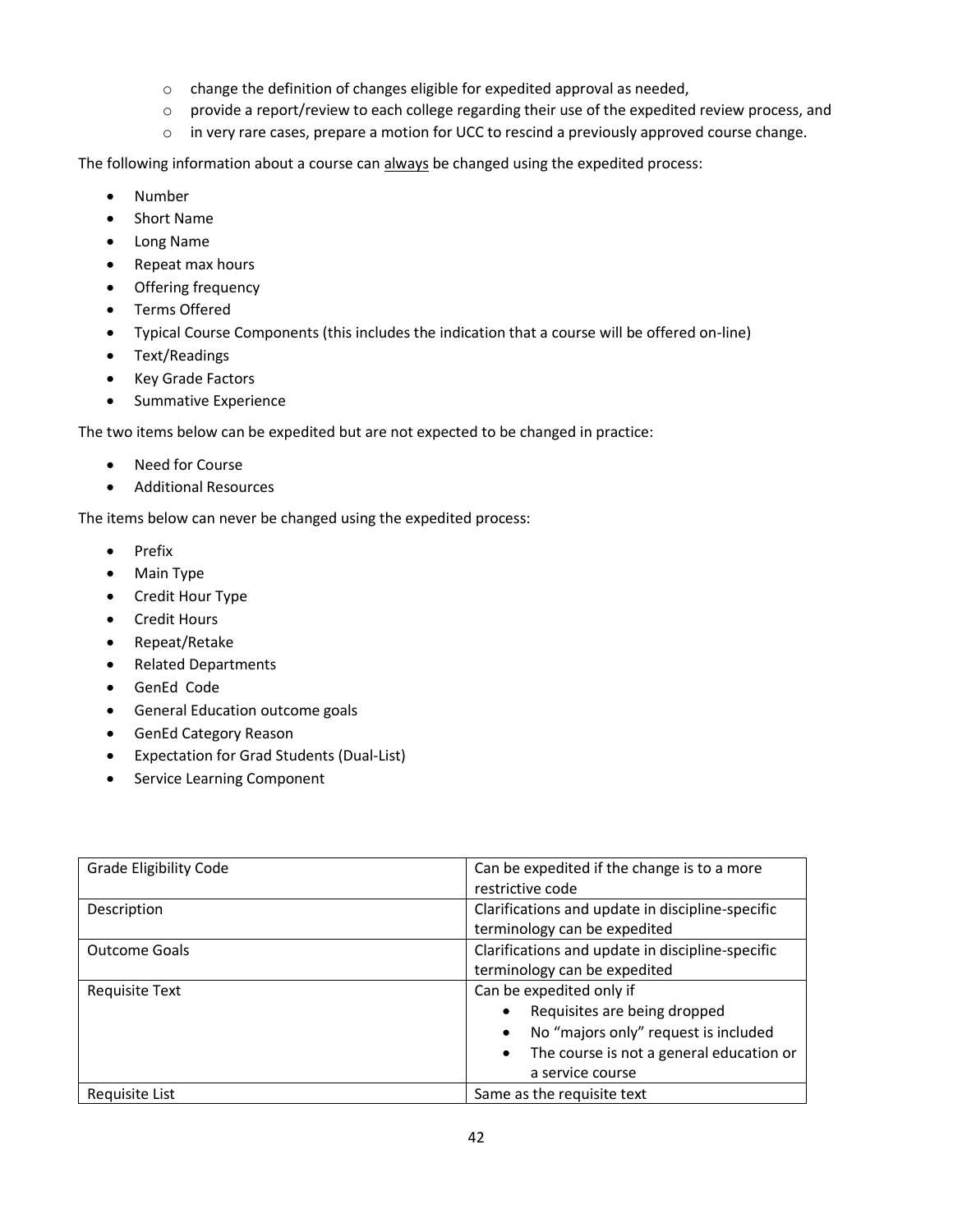- change the definition of changes eligible for expedited approval as needed,
  - provide a report/review to each college regarding their use of the expedited review process, and
  - in very rare cases, prepare a motion for UCC to rescind a previously approved course change.

The following information about a course can <u>always</u> be changed using the expedited process:

- Number
- Short Name
- Long Name
- Repeat max hours
- Offering frequency
- Terms Offered
- Typical Course Components (this includes the indication that a course will be offered on-line)
- Text/Readings
- Key Grade Factors
- Summative Experience

The two items below can be expedited but are not expected to be changed in practice:

- Need for Course
- Additional Resources

The items below can never be changed using the expedited process:

- Prefix
- Main Type
- Credit Hour Type
- Credit Hours
- Repeat/Retake
- Related Departments
- GenEd Code
- General Education outcome goals
- GenEd Category Reason
- Expectation for Grad Students (Dual-List)
- Service Learning Component

| | |
|---|---|
| Grade Eligibility Code | Can be expedited if the change is to a more restrictive code |
| Description | Clarifications and update in discipline-specific terminology can be expedited |
| Outcome Goals | Clarifications and update in discipline-specific terminology can be expedited |
| Requisite Text | Can be expedited only if<br>• Requisites are being dropped<br>• No "majors only" request is included<br>• The course is not a general education or a service course |
| Requisite List | Same as the requisite text |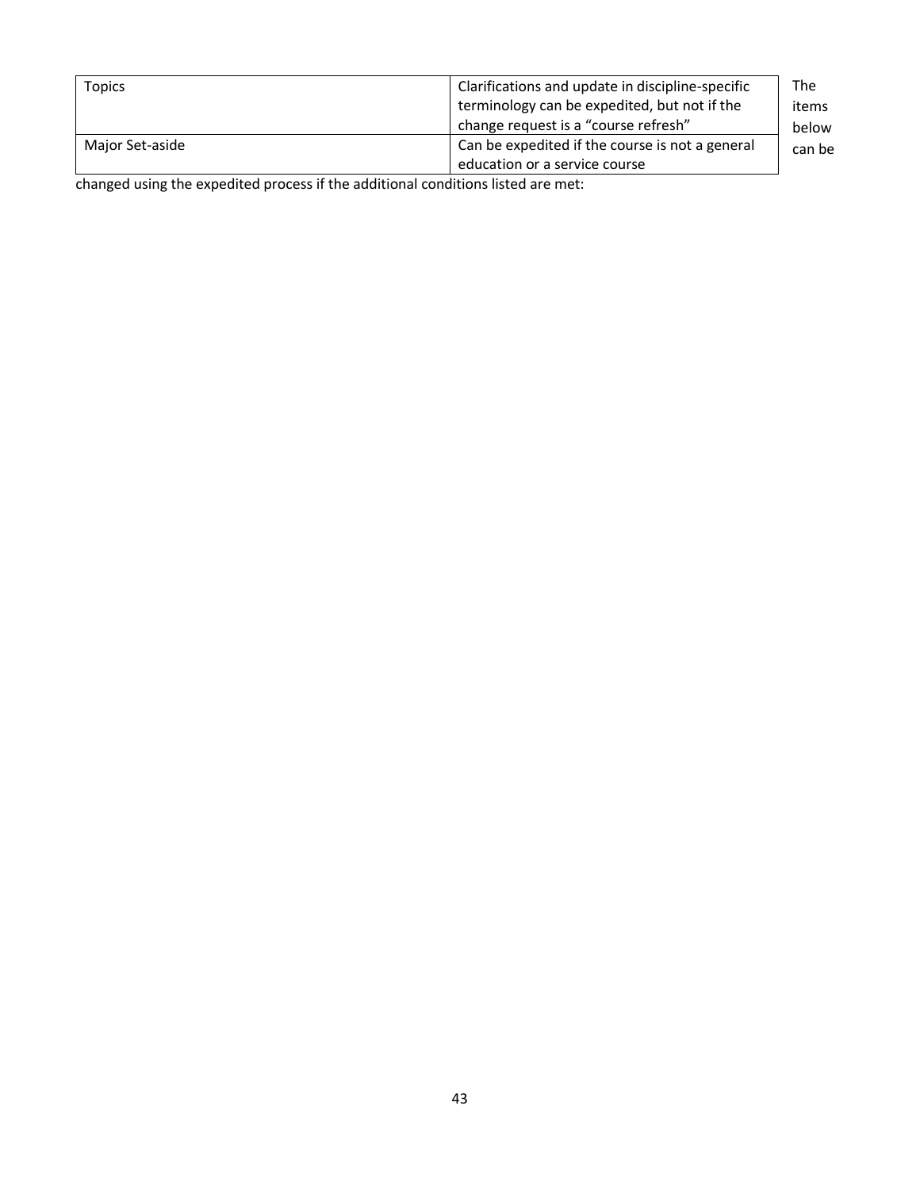| Topics | Clarifications and update in discipline-specific terminology can be expedited, but not if the change request is a “course refresh” |
|---|---|
| Major Set-aside | Can be expedited if the course is not a general education or a service course |

The items below can be changed using the expedited process if the additional conditions listed are met: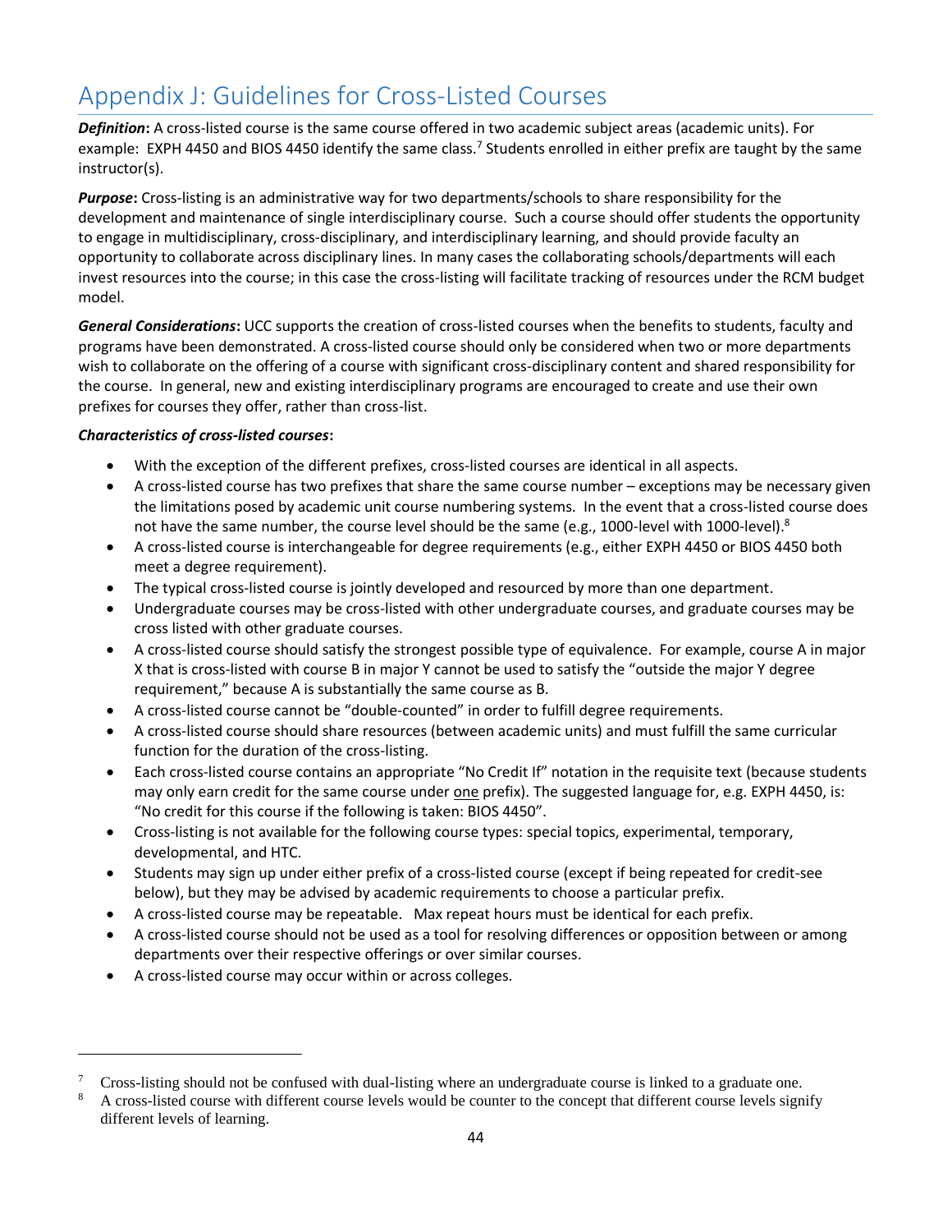# Appendix J: Guidelines for Cross-Listed Courses

***Definition*:** A cross-listed course is the same course offered in two academic subject areas (academic units). For example: EXPH 4450 and BIOS 4450 identify the same class.[7] Students enrolled in either prefix are taught by the same instructor(s).

***Purpose*:** Cross-listing is an administrative way for two departments/schools to share responsibility for the development and maintenance of single interdisciplinary course. Such a course should offer students the opportunity to engage in multidisciplinary, cross-disciplinary, and interdisciplinary learning, and should provide faculty an opportunity to collaborate across disciplinary lines. In many cases the collaborating schools/departments will each invest resources into the course; in this case the cross-listing will facilitate tracking of resources under the RCM budget model.

***General Considerations*:** UCC supports the creation of cross-listed courses when the benefits to students, faculty and programs have been demonstrated. A cross-listed course should only be considered when two or more departments wish to collaborate on the offering of a course with significant cross-disciplinary content and shared responsibility for the course. In general, new and existing interdisciplinary programs are encouraged to create and use their own prefixes for courses they offer, rather than cross-list.

***Characteristics of cross-listed courses*:**

- With the exception of the different prefixes, cross-listed courses are identical in all aspects.
- A cross-listed course has two prefixes that share the same course number – exceptions may be necessary given the limitations posed by academic unit course numbering systems. In the event that a cross-listed course does not have the same number, the course level should be the same (e.g., 1000-level with 1000-level).[8]
- A cross-listed course is interchangeable for degree requirements (e.g., either EXPH 4450 or BIOS 4450 both meet a degree requirement).
- The typical cross-listed course is jointly developed and resourced by more than one department.
- Undergraduate courses may be cross-listed with other undergraduate courses, and graduate courses may be cross listed with other graduate courses.
- A cross-listed course should satisfy the strongest possible type of equivalence. For example, course A in major X that is cross-listed with course B in major Y cannot be used to satisfy the "outside the major Y degree requirement," because A is substantially the same course as B.
- A cross-listed course cannot be "double-counted" in order to fulfill degree requirements.
- A cross-listed course should share resources (between academic units) and must fulfill the same curricular function for the duration of the cross-listing.
- Each cross-listed course contains an appropriate "No Credit If" notation in the requisite text (because students may only earn credit for the same course under <u>one</u> prefix). The suggested language for, e.g. EXPH 4450, is: "No credit for this course if the following is taken: BIOS 4450".
- Cross-listing is not available for the following course types: special topics, experimental, temporary, developmental, and HTC.
- Students may sign up under either prefix of a cross-listed course (except if being repeated for credit-see below), but they may be advised by academic requirements to choose a particular prefix.
- A cross-listed course may be repeatable. Max repeat hours must be identical for each prefix.
- A cross-listed course should not be used as a tool for resolving differences or opposition between or among departments over their respective offerings or over similar courses.
- A cross-listed course may occur within or across colleges.

---

[7] Cross-listing should not be confused with dual-listing where an undergraduate course is linked to a graduate one.

[8] A cross-listed course with different course levels would be counter to the concept that different course levels signify different levels of learning.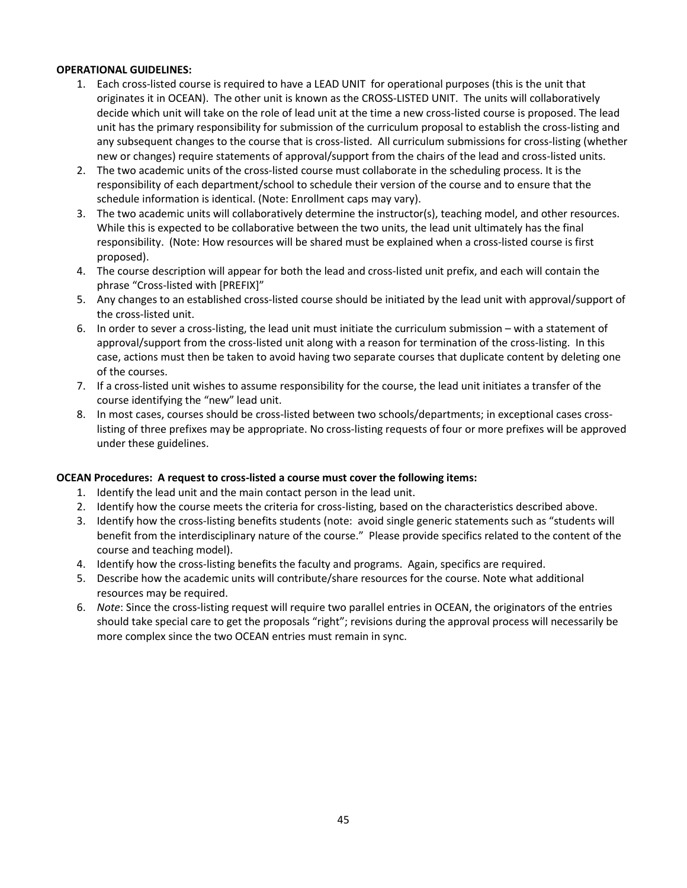**OPERATIONAL GUIDELINES:**

1. Each cross-listed course is required to have a LEAD UNIT for operational purposes (this is the unit that originates it in OCEAN). The other unit is known as the CROSS-LISTED UNIT. The units will collaboratively decide which unit will take on the role of lead unit at the time a new cross-listed course is proposed. The lead unit has the primary responsibility for submission of the curriculum proposal to establish the cross-listing and any subsequent changes to the course that is cross-listed. All curriculum submissions for cross-listing (whether new or changes) require statements of approval/support from the chairs of the lead and cross-listed units.
2. The two academic units of the cross-listed course must collaborate in the scheduling process. It is the responsibility of each department/school to schedule their version of the course and to ensure that the schedule information is identical. (Note: Enrollment caps may vary).
3. The two academic units will collaboratively determine the instructor(s), teaching model, and other resources. While this is expected to be collaborative between the two units, the lead unit ultimately has the final responsibility. (Note: How resources will be shared must be explained when a cross-listed course is first proposed).
4. The course description will appear for both the lead and cross-listed unit prefix, and each will contain the phrase "Cross-listed with [PREFIX]"
5. Any changes to an established cross-listed course should be initiated by the lead unit with approval/support of the cross-listed unit.
6. In order to sever a cross-listing, the lead unit must initiate the curriculum submission – with a statement of approval/support from the cross-listed unit along with a reason for termination of the cross-listing. In this case, actions must then be taken to avoid having two separate courses that duplicate content by deleting one of the courses.
7. If a cross-listed unit wishes to assume responsibility for the course, the lead unit initiates a transfer of the course identifying the "new" lead unit.
8. In most cases, courses should be cross-listed between two schools/departments; in exceptional cases cross-listing of three prefixes may be appropriate. No cross-listing requests of four or more prefixes will be approved under these guidelines.

**OCEAN Procedures: A request to cross-listed a course must cover the following items:**

1. Identify the lead unit and the main contact person in the lead unit.
2. Identify how the course meets the criteria for cross-listing, based on the characteristics described above.
3. Identify how the cross-listing benefits students (note: avoid single generic statements such as "students will benefit from the interdisciplinary nature of the course." Please provide specifics related to the content of the course and teaching model).
4. Identify how the cross-listing benefits the faculty and programs. Again, specifics are required.
5. Describe how the academic units will contribute/share resources for the course. Note what additional resources may be required.
6. *Note*: Since the cross-listing request will require two parallel entries in OCEAN, the originators of the entries should take special care to get the proposals "right"; revisions during the approval process will necessarily be more complex since the two OCEAN entries must remain in sync.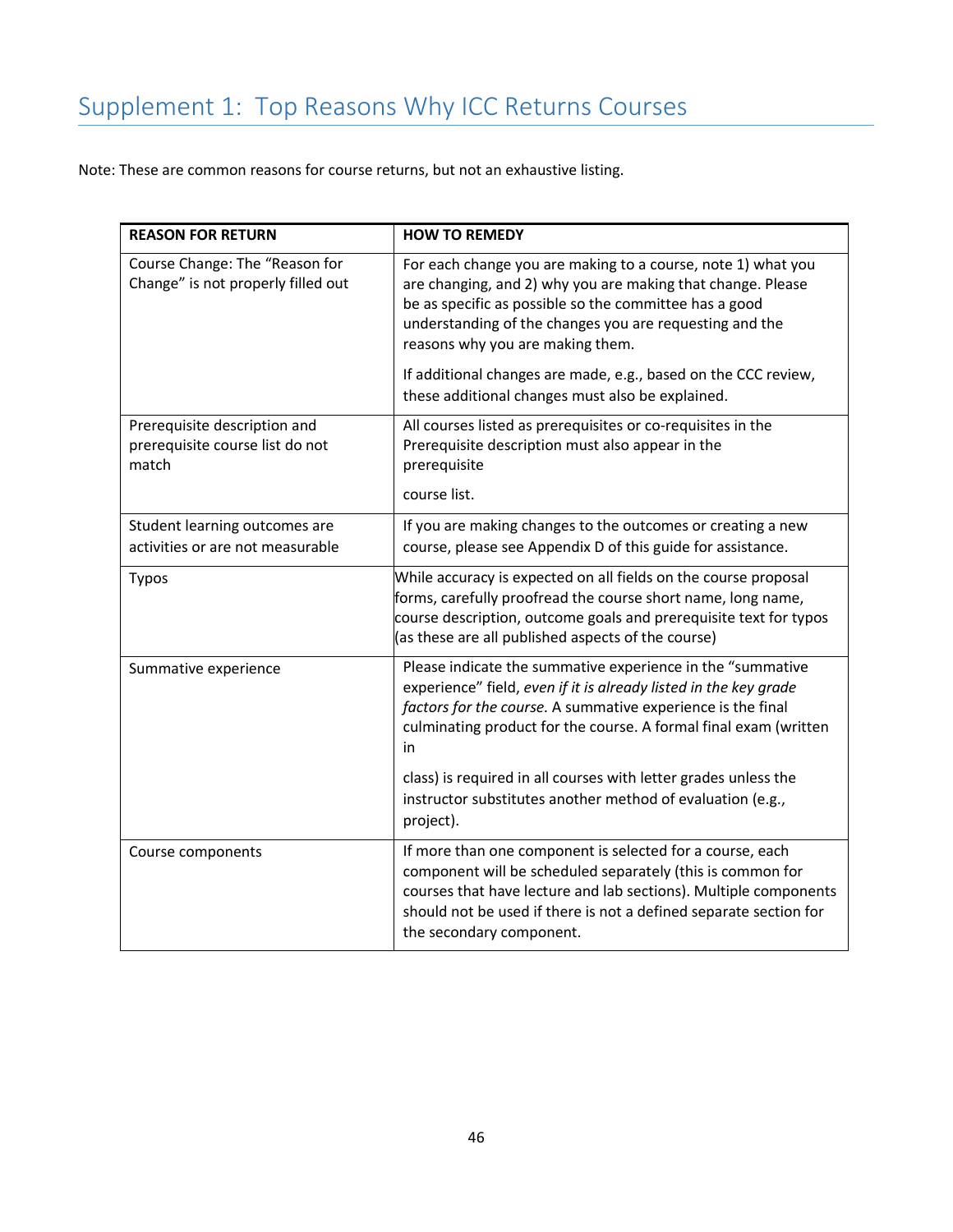## Supplement 1: Top Reasons Why ICC Returns Courses

Note: These are common reasons for course returns, but not an exhaustive listing.

| REASON FOR RETURN | HOW TO REMEDY |
|---|---|
| Course Change: The "Reason for Change" is not properly filled out | For each change you are making to a course, note 1) what you are changing, and 2) why you are making that change. Please be as specific as possible so the committee has a good understanding of the changes you are requesting and the reasons why you are making them.<br><br>If additional changes are made, e.g., based on the CCC review, these additional changes must also be explained. |
| Prerequisite description and prerequisite course list do not match | All courses listed as prerequisites or co-requisites in the Prerequisite description must also appear in the prerequisite<br><br>course list. |
| Student learning outcomes are activities or are not measurable | If you are making changes to the outcomes or creating a new course, please see Appendix D of this guide for assistance. |
| Typos | While accuracy is expected on all fields on the course proposal forms, carefully proofread the course short name, long name, course description, outcome goals and prerequisite text for typos (as these are all published aspects of the course) |
| Summative experience | Please indicate the summative experience in the "summative experience" field, *even if it is already listed in the key grade factors for the course.* A summative experience is the final culminating product for the course. A formal final exam (written in<br><br>class) is required in all courses with letter grades unless the instructor substitutes another method of evaluation (e.g., project). |
| Course components | If more than one component is selected for a course, each component will be scheduled separately (this is common for courses that have lecture and lab sections). Multiple components should not be used if there is not a defined separate section for the secondary component. |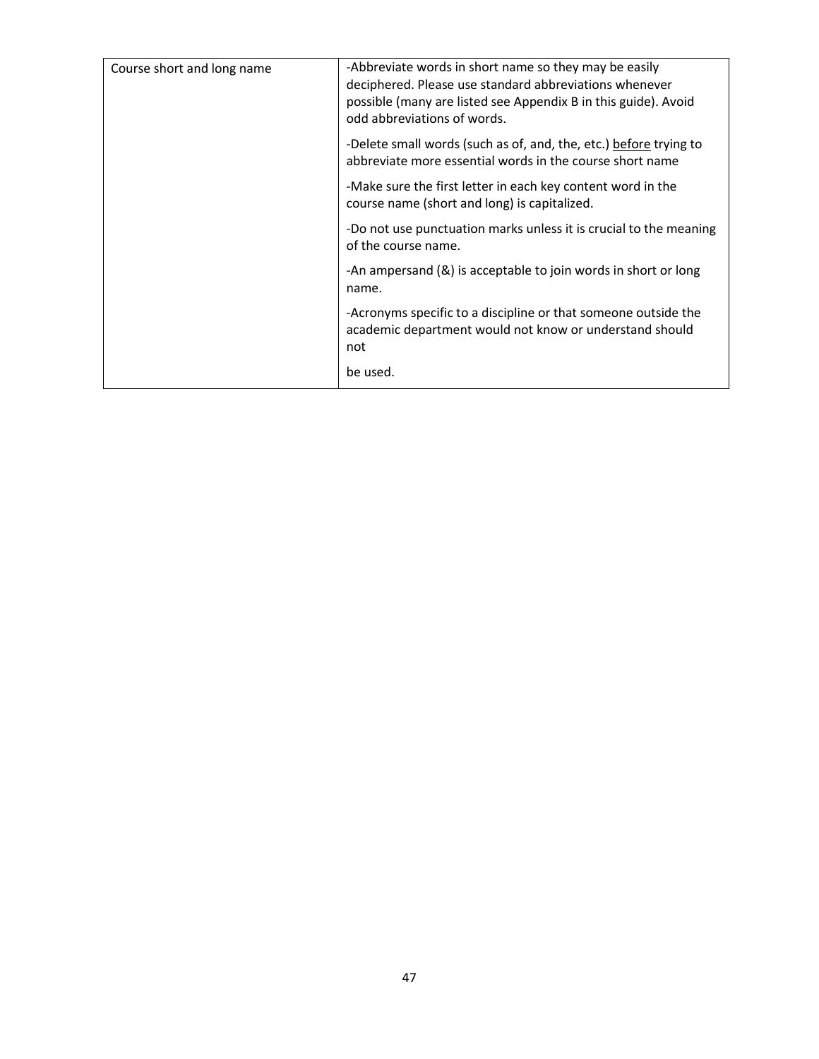| | |
|---|---|
| Course short and long name | -Abbreviate words in short name so they may be easily deciphered. Please use standard abbreviations whenever possible (many are listed see Appendix B in this guide). Avoid odd abbreviations of words.<br><br>-Delete small words (such as of, and, the, etc.) <u>before</u> trying to abbreviate more essential words in the course short name<br><br>-Make sure the first letter in each key content word in the course name (short and long) is capitalized.<br><br>-Do not use punctuation marks unless it is crucial to the meaning of the course name.<br><br>-An ampersand (&) is acceptable to join words in short or long name.<br><br>-Acronyms specific to a discipline or that someone outside the academic department would not know or understand should not be used. |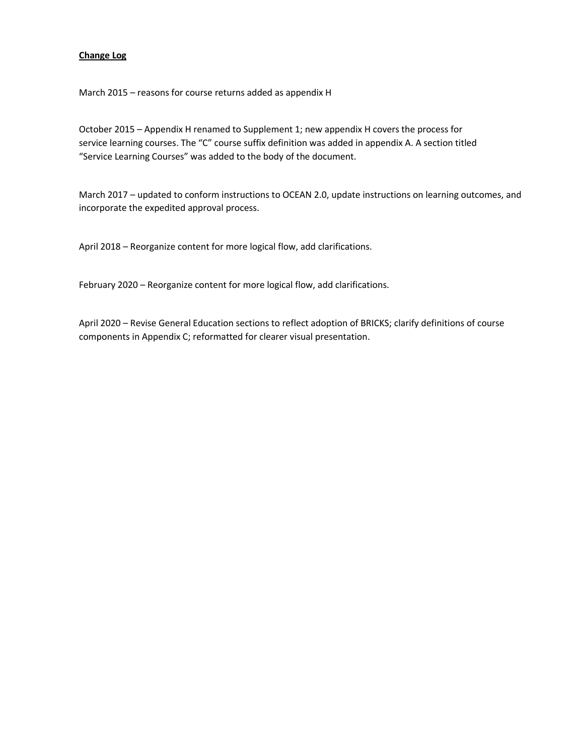**Change Log**

March 2015 – reasons for course returns added as appendix H

October 2015 – Appendix H renamed to Supplement 1; new appendix H covers the process for service learning courses. The "C" course suffix definition was added in appendix A. A section titled "Service Learning Courses" was added to the body of the document.

March 2017 – updated to conform instructions to OCEAN 2.0, update instructions on learning outcomes, and incorporate the expedited approval process.

April 2018 – Reorganize content for more logical flow, add clarifications.

February 2020 – Reorganize content for more logical flow, add clarifications.

April 2020 – Revise General Education sections to reflect adoption of BRICKS; clarify definitions of course components in Appendix C; reformatted for clearer visual presentation.